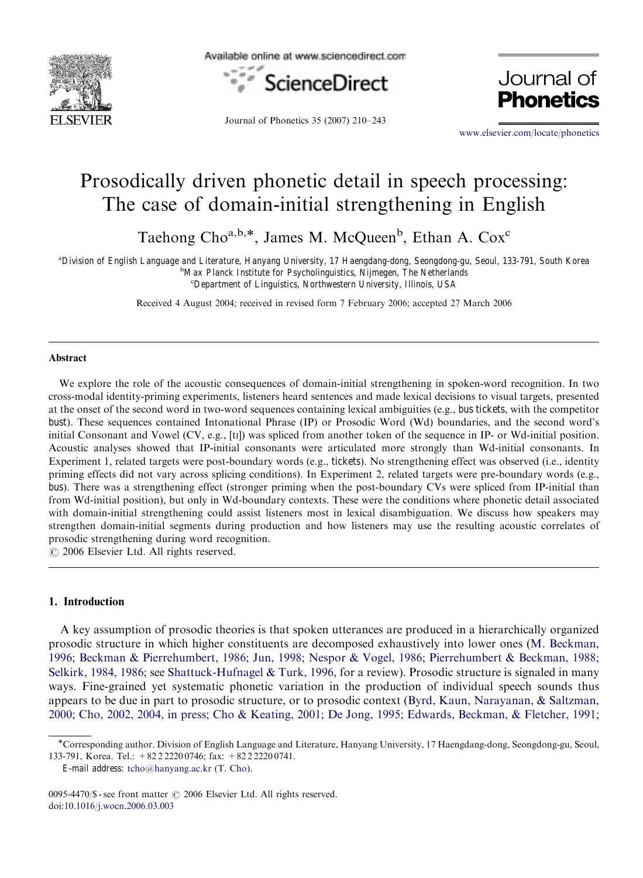# Prosodically driven phonetic detail in speech processing: The case of domain-initial strengthening in English

Taehong Cho[a,b,*], James M. McQueen[b], Ethan A. Cox[c]

[a]Division of English Language and Literature, Hanyang University, 17 Haengdang-dong, Seongdong-gu, Seoul, 133-791, South Korea
[b]Max Planck Institute for Psycholinguistics, Nijmegen, The Netherlands
[c]Department of Linguistics, Northwestern University, Illinois, USA

Received 4 August 2004; received in revised form 7 February 2006; accepted 27 March 2006

## Abstract

We explore the role of the acoustic consequences of domain-initial strengthening in spoken-word recognition. In two cross-modal identity-priming experiments, listeners heard sentences and made lexical decisions to visual targets, presented at the onset of the second word in two-word sequences containing lexical ambiguities (e.g., *bus tickets*, with the competitor *bust*). These sequences contained Intonational Phrase (IP) or Prosodic Word (Wd) boundaries, and the second word's initial Consonant and Vowel (CV, e.g., [tɪ]) was spliced from another token of the sequence in IP- or Wd-initial position. Acoustic analyses showed that IP-initial consonants were articulated more strongly than Wd-initial consonants. In Experiment 1, related targets were post-boundary words (e.g., *tickets*). No strengthening effect was observed (i.e., identity priming effects did not vary across splicing conditions). In Experiment 2, related targets were pre-boundary words (e.g., *bus*). There was a strengthening effect (stronger priming when the post-boundary CVs were spliced from IP-initial than from Wd-initial position), but only in Wd-boundary contexts. These were the conditions where phonetic detail associated with domain-initial strengthening could assist listeners most in lexical disambiguation. We discuss how speakers may strengthen domain-initial segments during production and how listeners may use the resulting acoustic correlates of prosodic strengthening during word recognition.

© 2006 Elsevier Ltd. All rights reserved.

## 1. Introduction

A key assumption of prosodic theories is that spoken utterances are produced in a hierarchically organized prosodic structure in which higher constituents are decomposed exhaustively into lower ones (M. Beckman, 1996; Beckman & Pierrehumbert, 1986; Jun, 1998; Nespor & Vogel, 1986; Pierrehumbert & Beckman, 1988; Selkirk, 1984, 1986; see Shattuck-Hufnagel & Turk, 1996, for a review). Prosodic structure is signaled in many ways. Fine-grained yet systematic phonetic variation in the production of individual speech sounds thus appears to be due in part to prosodic structure, or to prosodic context (Byrd, Kaun, Narayanan, & Saltzman, 2000; Cho, 2002, 2004, in press; Cho & Keating, 2001; De Jong, 1995; Edwards, Beckman, & Fletcher, 1991;

*Corresponding author. Division of English Language and Literature, Hanyang University, 17 Haengdang-dong, Seongdong-gu, Seoul, 133-791, Korea. Tel.: +82 2 2220 0746; fax: +82 2 2220 0741.
E-mail address: tcho@hanyang.ac.kr (T. Cho).

0095-4470/$ - see front matter © 2006 Elsevier Ltd. All rights reserved.
doi:10.1016/j.wocn.2006.03.003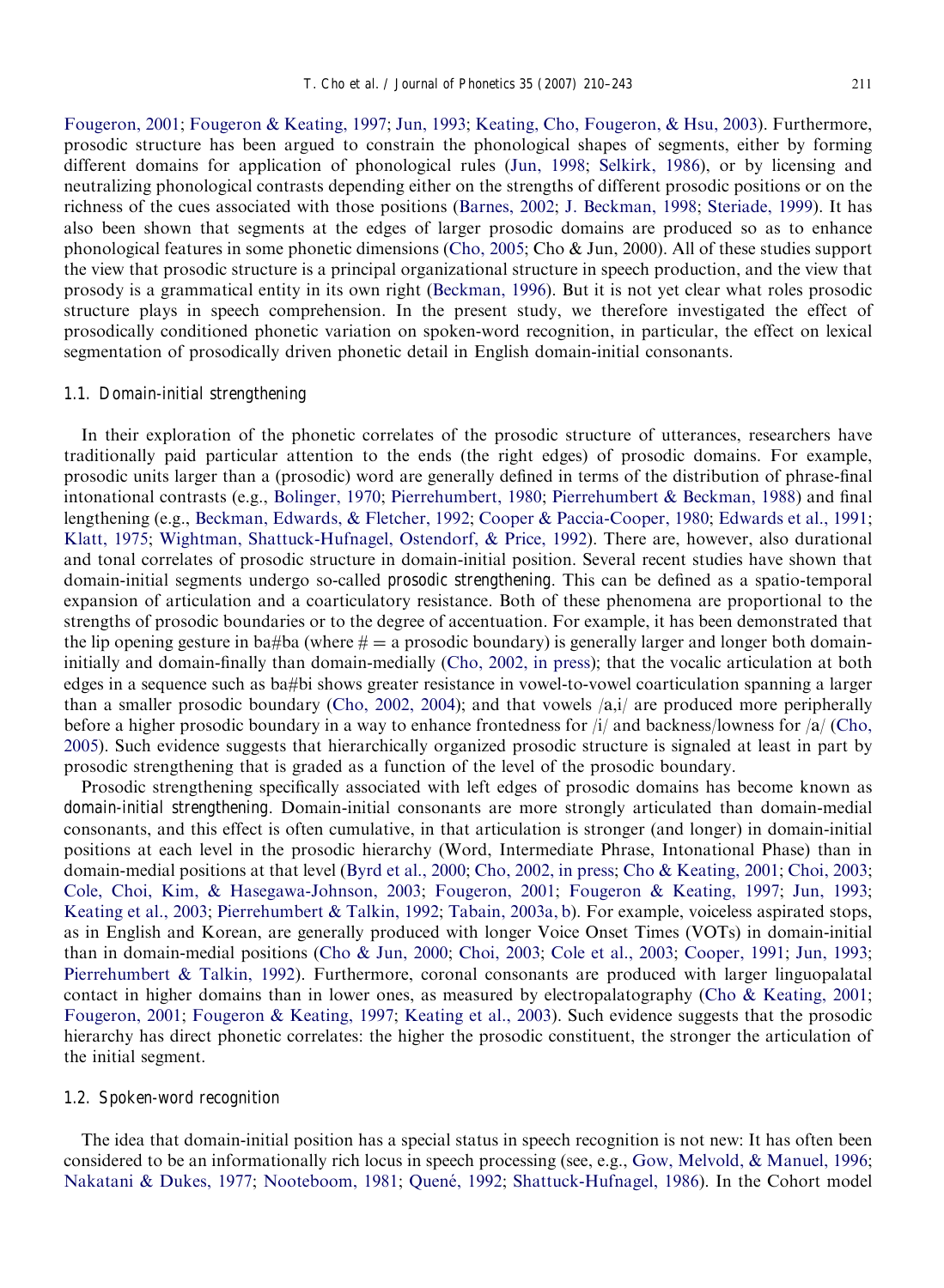Fougeron, 2001; Fougeron & Keating, 1997; Jun, 1993; Keating, Cho, Fougeron, & Hsu, 2003). Furthermore, prosodic structure has been argued to constrain the phonological shapes of segments, either by forming different domains for application of phonological rules (Jun, 1998; Selkirk, 1986), or by licensing and neutralizing phonological contrasts depending either on the strengths of different prosodic positions or on the richness of the cues associated with those positions (Barnes, 2002; J. Beckman, 1998; Steriade, 1999). It has also been shown that segments at the edges of larger prosodic domains are produced so as to enhance phonological features in some phonetic dimensions (Cho, 2005; Cho & Jun, 2000). All of these studies support the view that prosodic structure is a principal organizational structure in speech production, and the view that prosody is a grammatical entity in its own right (Beckman, 1996). But it is not yet clear what roles prosodic structure plays in speech comprehension. In the present study, we therefore investigated the effect of prosodically conditioned phonetic variation on spoken-word recognition, in particular, the effect on lexical segmentation of prosodically driven phonetic detail in English domain-initial consonants.

## 1.1. Domain-initial strengthening

In their exploration of the phonetic correlates of the prosodic structure of utterances, researchers have traditionally paid particular attention to the ends (the right edges) of prosodic domains. For example, prosodic units larger than a (prosodic) word are generally defined in terms of the distribution of phrase-final intonational contrasts (e.g., Bolinger, 1970; Pierrehumbert, 1980; Pierrehumbert & Beckman, 1988) and final lengthening (e.g., Beckman, Edwards, & Fletcher, 1992; Cooper & Paccia-Cooper, 1980; Edwards et al., 1991; Klatt, 1975; Wightman, Shattuck-Hufnagel, Ostendorf, & Price, 1992). There are, however, also durational and tonal correlates of prosodic structure in domain-initial position. Several recent studies have shown that domain-initial segments undergo so-called *prosodic strengthening*. This can be defined as a spatio-temporal expansion of articulation and a coarticulatory resistance. Both of these phenomena are proportional to the strengths of prosodic boundaries or to the degree of accentuation. For example, it has been demonstrated that the lip opening gesture in ba#ba (where # = a prosodic boundary) is generally larger and longer both domain-initially and domain-finally than domain-medially (Cho, 2002, in press); that the vocalic articulation at both edges in a sequence such as ba#bi shows greater resistance in vowel-to-vowel coarticulation spanning a larger than a smaller prosodic boundary (Cho, 2002, 2004); and that vowels /a,i/ are produced more peripherally before a higher prosodic boundary in a way to enhance frontedness for /i/ and backness/lowness for /a/ (Cho, 2005). Such evidence suggests that hierarchically organized prosodic structure is signaled at least in part by prosodic strengthening that is graded as a function of the level of the prosodic boundary.

Prosodic strengthening specifically associated with left edges of prosodic domains has become known as *domain-initial strengthening*. Domain-initial consonants are more strongly articulated than domain-medial consonants, and this effect is often cumulative, in that articulation is stronger (and longer) in domain-initial positions at each level in the prosodic hierarchy (Word, Intermediate Phrase, Intonational Phase) than in domain-medial positions at that level (Byrd et al., 2000; Cho, 2002, in press; Cho & Keating, 2001; Choi, 2003; Cole, Choi, Kim, & Hasegawa-Johnson, 2003; Fougeron, 2001; Fougeron & Keating, 1997; Jun, 1993; Keating et al., 2003; Pierrehumbert & Talkin, 1992; Tabain, 2003a, b). For example, voiceless aspirated stops, as in English and Korean, are generally produced with longer Voice Onset Times (VOTs) in domain-initial than in domain-medial positions (Cho & Jun, 2000; Choi, 2003; Cole et al., 2003; Cooper, 1991; Jun, 1993; Pierrehumbert & Talkin, 1992). Furthermore, coronal consonants are produced with larger linguopalatal contact in higher domains than in lower ones, as measured by electropalatography (Cho & Keating, 2001; Fougeron, 2001; Fougeron & Keating, 1997; Keating et al., 2003). Such evidence suggests that the prosodic hierarchy has direct phonetic correlates: the higher the prosodic constituent, the stronger the articulation of the initial segment.

## 1.2. Spoken-word recognition

The idea that domain-initial position has a special status in speech recognition is not new: It has often been considered to be an informationally rich locus in speech processing (see, e.g., Gow, Melvold, & Manuel, 1996; Nakatani & Dukes, 1977; Nooteboom, 1981; Quené, 1992; Shattuck-Hufnagel, 1986). In the Cohort model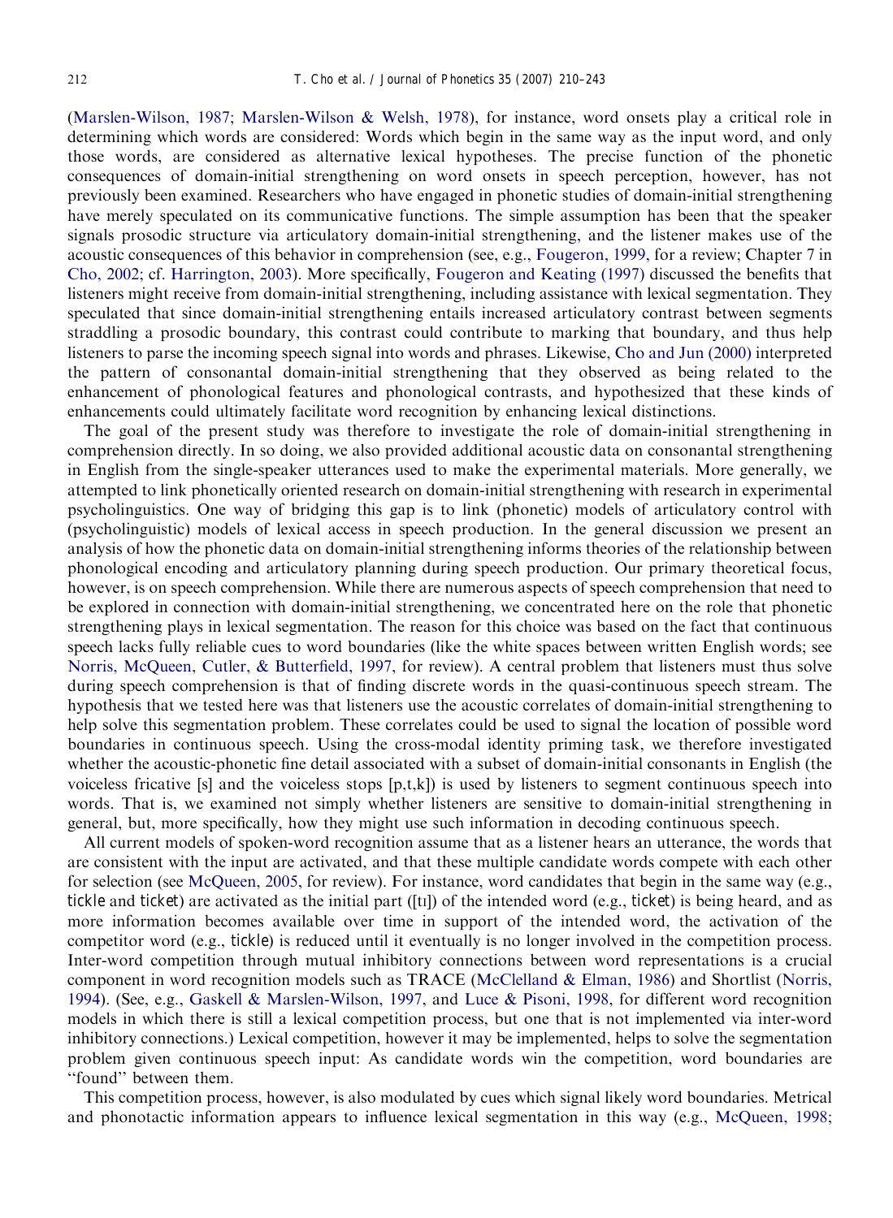(Marslen-Wilson, 1987; Marslen-Wilson & Welsh, 1978), for instance, word onsets play a critical role in determining which words are considered: Words which begin in the same way as the input word, and only those words, are considered as alternative lexical hypotheses. The precise function of the phonetic consequences of domain-initial strengthening on word onsets in speech perception, however, has not previously been examined. Researchers who have engaged in phonetic studies of domain-initial strengthening have merely speculated on its communicative functions. The simple assumption has been that the speaker signals prosodic structure via articulatory domain-initial strengthening, and the listener makes use of the acoustic consequences of this behavior in comprehension (see, e.g., Fougeron, 1999, for a review; Chapter 7 in Cho, 2002; cf. Harrington, 2003). More specifically, Fougeron and Keating (1997) discussed the benefits that listeners might receive from domain-initial strengthening, including assistance with lexical segmentation. They speculated that since domain-initial strengthening entails increased articulatory contrast between segments straddling a prosodic boundary, this contrast could contribute to marking that boundary, and thus help listeners to parse the incoming speech signal into words and phrases. Likewise, Cho and Jun (2000) interpreted the pattern of consonantal domain-initial strengthening that they observed as being related to the enhancement of phonological features and phonological contrasts, and hypothesized that these kinds of enhancements could ultimately facilitate word recognition by enhancing lexical distinctions.

The goal of the present study was therefore to investigate the role of domain-initial strengthening in comprehension directly. In so doing, we also provided additional acoustic data on consonantal strengthening in English from the single-speaker utterances used to make the experimental materials. More generally, we attempted to link phonetically oriented research on domain-initial strengthening with research in experimental psycholinguistics. One way of bridging this gap is to link (phonetic) models of articulatory control with (psycholinguistic) models of lexical access in speech production. In the general discussion we present an analysis of how the phonetic data on domain-initial strengthening informs theories of the relationship between phonological encoding and articulatory planning during speech production. Our primary theoretical focus, however, is on speech comprehension. While there are numerous aspects of speech comprehension that need to be explored in connection with domain-initial strengthening, we concentrated here on the role that phonetic strengthening plays in lexical segmentation. The reason for this choice was based on the fact that continuous speech lacks fully reliable cues to word boundaries (like the white spaces between written English words; see Norris, McQueen, Cutler, & Butterfield, 1997, for review). A central problem that listeners must thus solve during speech comprehension is that of finding discrete words in the quasi-continuous speech stream. The hypothesis that we tested here was that listeners use the acoustic correlates of domain-initial strengthening to help solve this segmentation problem. These correlates could be used to signal the location of possible word boundaries in continuous speech. Using the cross-modal identity priming task, we therefore investigated whether the acoustic-phonetic fine detail associated with a subset of domain-initial consonants in English (the voiceless fricative [s] and the voiceless stops [p,t,k]) is used by listeners to segment continuous speech into words. That is, we examined not simply whether listeners are sensitive to domain-initial strengthening in general, but, more specifically, how they might use such information in decoding continuous speech.

All current models of spoken-word recognition assume that as a listener hears an utterance, the words that are consistent with the input are activated, and that these multiple candidate words compete with each other for selection (see McQueen, 2005, for review). For instance, word candidates that begin in the same way (e.g., *tickle* and *ticket*) are activated as the initial part ([tɪ]) of the intended word (e.g., *ticket*) is being heard, and as more information becomes available over time in support of the intended word, the activation of the competitor word (e.g., *tickle*) is reduced until it eventually is no longer involved in the competition process. Inter-word competition through mutual inhibitory connections between word representations is a crucial component in word recognition models such as TRACE (McClelland & Elman, 1986) and Shortlist (Norris, 1994). (See, e.g., Gaskell & Marslen-Wilson, 1997, and Luce & Pisoni, 1998, for different word recognition models in which there is still a lexical competition process, but one that is not implemented via inter-word inhibitory connections.) Lexical competition, however it may be implemented, helps to solve the segmentation problem given continuous speech input: As candidate words win the competition, word boundaries are "found" between them.

This competition process, however, is also modulated by cues which signal likely word boundaries. Metrical and phonotactic information appears to influence lexical segmentation in this way (e.g., McQueen, 1998;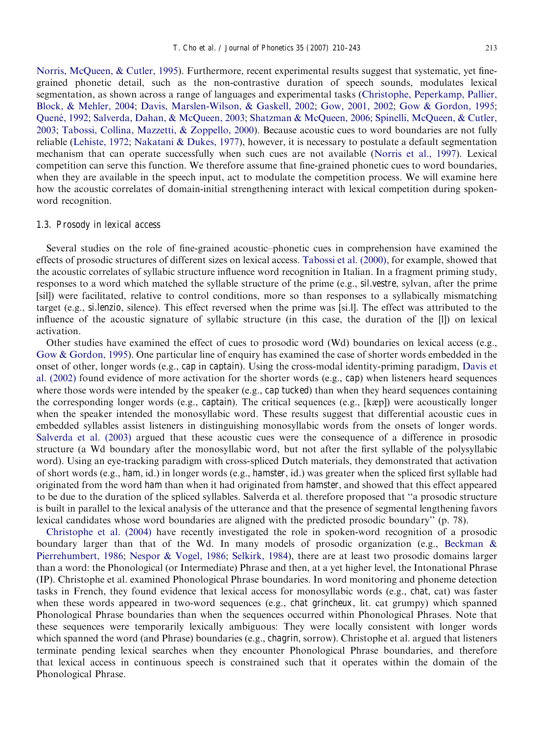Norris, McQueen, & Cutler, 1995). Furthermore, recent experimental results suggest that systematic, yet fine-grained phonetic detail, such as the non-contrastive duration of speech sounds, modulates lexical segmentation, as shown across a range of languages and experimental tasks (Christophe, Peperkamp, Pallier, Block, & Mehler, 2004; Davis, Marslen-Wilson, & Gaskell, 2002; Gow, 2001, 2002; Gow & Gordon, 1995; Quené, 1992; Salverda, Dahan, & McQueen, 2003; Shatzman & McQueen, 2006; Spinelli, McQueen, & Cutler, 2003; Tabossi, Collina, Mazzetti, & Zoppello, 2000). Because acoustic cues to word boundaries are not fully reliable (Lehiste, 1972; Nakatani & Dukes, 1977), however, it is necessary to postulate a default segmentation mechanism that can operate successfully when such cues are not available (Norris et al., 1997). Lexical competition can serve this function. We therefore assume that fine-grained phonetic cues to word boundaries, when they are available in the speech input, act to modulate the competition process. We will examine here how the acoustic correlates of domain-initial strengthening interact with lexical competition during spoken-word recognition.

### 1.3. Prosody in lexical access

Several studies on the role of fine-grained acoustic–phonetic cues in comprehension have examined the effects of prosodic structures of different sizes on lexical access. Tabossi et al. (2000), for example, showed that the acoustic correlates of syllabic structure influence word recognition in Italian. In a fragment priming study, responses to a word which matched the syllable structure of the prime (e.g., *sil.vestre*, sylvan, after the prime [sil]) were facilitated, relative to control conditions, more so than responses to a syllabically mismatching target (e.g., *si.lenzio*, silence). This effect reversed when the prime was [si.l]. The effect was attributed to the influence of the acoustic signature of syllabic structure (in this case, the duration of the [l]) on lexical activation.

Other studies have examined the effect of cues to prosodic word (Wd) boundaries on lexical access (e.g., Gow & Gordon, 1995). One particular line of enquiry has examined the case of shorter words embedded in the onset of other, longer words (e.g., *cap* in *captain*). Using the cross-modal identity-priming paradigm, Davis et al. (2002) found evidence of more activation for the shorter words (e.g., *cap*) when listeners heard sequences where those words were intended by the speaker (e.g., *cap tucked*) than when they heard sequences containing the corresponding longer words (e.g., *captain*). The critical sequences (e.g., [kæp]) were acoustically longer when the speaker intended the monosyllabic word. These results suggest that differential acoustic cues in embedded syllables assist listeners in distinguishing monosyllabic words from the onsets of longer words. Salverda et al. (2003) argued that these acoustic cues were the consequence of a difference in prosodic structure (a Wd boundary after the monosyllabic word, but not after the first syllable of the polysyllabic word). Using an eye-tracking paradigm with cross-spliced Dutch materials, they demonstrated that activation of short words (e.g., *ham*, id.) in longer words (e.g., *hamster*, id.) was greater when the spliced first syllable had originated from the word *ham* than when it had originated from *hamster*, and showed that this effect appeared to be due to the duration of the spliced syllables. Salverda et al. therefore proposed that "a prosodic structure is built in parallel to the lexical analysis of the utterance and that the presence of segmental lengthening favors lexical candidates whose word boundaries are aligned with the predicted prosodic boundary" (p. 78).

Christophe et al. (2004) have recently investigated the role in spoken-word recognition of a prosodic boundary larger than that of the Wd. In many models of prosodic organization (e.g., Beckman & Pierrehumbert, 1986; Nespor & Vogel, 1986; Selkirk, 1984), there are at least two prosodic domains larger than a word: the Phonological (or Intermediate) Phrase and then, at a yet higher level, the Intonational Phrase (IP). Christophe et al. examined Phonological Phrase boundaries. In word monitoring and phoneme detection tasks in French, they found evidence that lexical access for monosyllabic words (e.g., *chat*, cat) was faster when these words appeared in two-word sequences (e.g., *chat grincheux*, lit. cat grumpy) which spanned Phonological Phrase boundaries than when the sequences occurred within Phonological Phrases. Note that these sequences were temporarily lexically ambiguous: They were locally consistent with longer words which spanned the word (and Phrase) boundaries (e.g., *chagrin*, sorrow). Christophe et al. argued that listeners terminate pending lexical searches when they encounter Phonological Phrase boundaries, and therefore that lexical access in continuous speech is constrained such that it operates within the domain of the Phonological Phrase.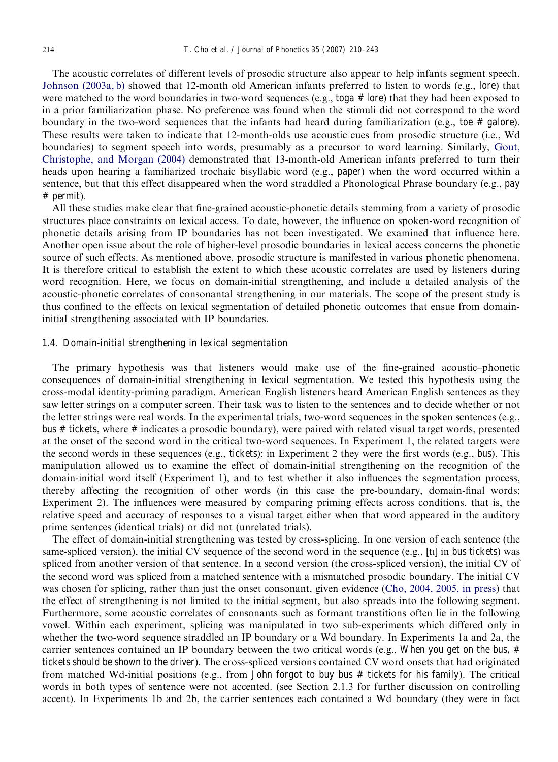The acoustic correlates of different levels of prosodic structure also appear to help infants segment speech. Johnson (2003a, b) showed that 12-month old American infants preferred to listen to words (e.g., *lore*) that were matched to the word boundaries in two-word sequences (e.g., *toga # lore*) that they had been exposed to in a prior familiarization phase. No preference was found when the stimuli did not correspond to the word boundary in the two-word sequences that the infants had heard during familiarization (e.g., *toe # galore*). These results were taken to indicate that 12-month-olds use acoustic cues from prosodic structure (i.e., Wd boundaries) to segment speech into words, presumably as a precursor to word learning. Similarly, Gout, Christophe, and Morgan (2004) demonstrated that 13-month-old American infants preferred to turn their heads upon hearing a familiarized trochaic bisyllabic word (e.g., *paper*) when the word occurred within a sentence, but that this effect disappeared when the word straddled a Phonological Phrase boundary (e.g., *pay # permit*).

All these studies make clear that fine-grained acoustic-phonetic details stemming from a variety of prosodic structures place constraints on lexical access. To date, however, the influence on spoken-word recognition of phonetic details arising from IP boundaries has not been investigated. We examined that influence here. Another open issue about the role of higher-level prosodic boundaries in lexical access concerns the phonetic source of such effects. As mentioned above, prosodic structure is manifested in various phonetic phenomena. It is therefore critical to establish the extent to which these acoustic correlates are used by listeners during word recognition. Here, we focus on domain-initial strengthening, and include a detailed analysis of the acoustic-phonetic correlates of consonantal strengthening in our materials. The scope of the present study is thus confined to the effects on lexical segmentation of detailed phonetic outcomes that ensue from domain-initial strengthening associated with IP boundaries.

### 1.4. Domain-initial strengthening in lexical segmentation

The primary hypothesis was that listeners would make use of the fine-grained acoustic–phonetic consequences of domain-initial strengthening in lexical segmentation. We tested this hypothesis using the cross-modal identity-priming paradigm. American English listeners heard American English sentences as they saw letter strings on a computer screen. Their task was to listen to the sentences and to decide whether or not the letter strings were real words. In the experimental trials, two-word sequences in the spoken sentences (e.g., *bus # tickets*, where # indicates a prosodic boundary), were paired with related visual target words, presented at the onset of the second word in the critical two-word sequences. In Experiment 1, the related targets were the second words in these sequences (e.g., *tickets*); in Experiment 2 they were the first words (e.g., *bus*). This manipulation allowed us to examine the effect of domain-initial strengthening on the recognition of the domain-initial word itself (Experiment 1), and to test whether it also influences the segmentation process, thereby affecting the recognition of other words (in this case the pre-boundary, domain-final words; Experiment 2). The influences were measured by comparing priming effects across conditions, that is, the relative speed and accuracy of responses to a visual target either when that word appeared in the auditory prime sentences (identical trials) or did not (unrelated trials).

The effect of domain-initial strengthening was tested by cross-splicing. In one version of each sentence (the same-spliced version), the initial CV sequence of the second word in the sequence (e.g., [tɪ] in *bus tickets*) was spliced from another version of that sentence. In a second version (the cross-spliced version), the initial CV of the second word was spliced from a matched sentence with a mismatched prosodic boundary. The initial CV was chosen for splicing, rather than just the onset consonant, given evidence (Cho, 2004, 2005, in press) that the effect of strengthening is not limited to the initial segment, but also spreads into the following segment. Furthermore, some acoustic correlates of consonants such as formant transtitions often lie in the following vowel. Within each experiment, splicing was manipulated in two sub-experiments which differed only in whether the two-word sequence straddled an IP boundary or a Wd boundary. In Experiments 1a and 2a, the carrier sentences contained an IP boundary between the two critical words (e.g., *When you get on the bus, # tickets should be shown to the driver*). The cross-spliced versions contained CV word onsets that had originated from matched Wd-initial positions (e.g., from *John forgot to buy bus # tickets for his family*). The critical words in both types of sentence were not accented. (see Section 2.1.3 for further discussion on controlling accent). In Experiments 1b and 2b, the carrier sentences each contained a Wd boundary (they were in fact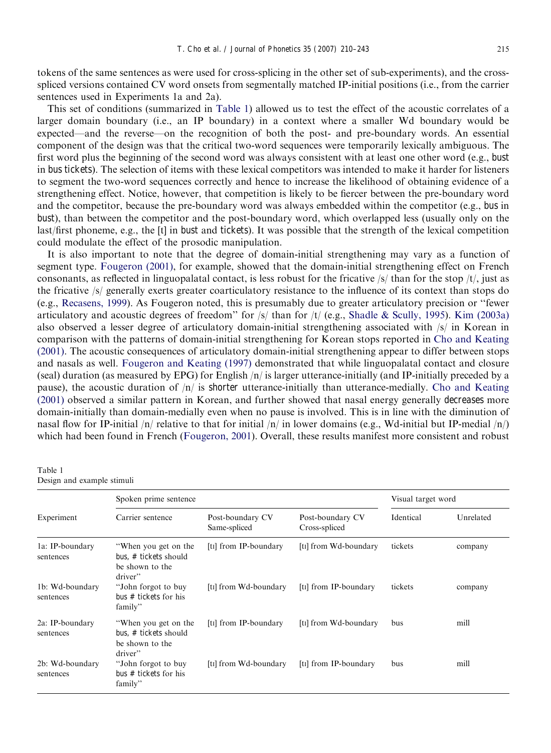tokens of the same sentences as were used for cross-splicing in the other set of sub-experiments), and the cross-spliced versions contained CV word onsets from segmentally matched IP-initial positions (i.e., from the carrier sentences used in Experiments 1a and 2a).

This set of conditions (summarized in Table 1) allowed us to test the effect of the acoustic correlates of a larger domain boundary (i.e., an IP boundary) in a context where a smaller Wd boundary would be expected—and the reverse—on the recognition of both the post- and pre-boundary words. An essential component of the design was that the critical two-word sequences were temporarily lexically ambiguous. The first word plus the beginning of the second word was always consistent with at least one other word (e.g., *bust* in *bus tickets*). The selection of items with these lexical competitors was intended to make it harder for listeners to segment the two-word sequences correctly and hence to increase the likelihood of obtaining evidence of a strengthening effect. Notice, however, that competition is likely to be fiercer between the pre-boundary word and the competitor, because the pre-boundary word was always embedded within the competitor (e.g., *bus* in *bust*), than between the competitor and the post-boundary word, which overlapped less (usually only on the last/first phoneme, e.g., the [t] in *bust* and *tickets*). It was possible that the strength of the lexical competition could modulate the effect of the prosodic manipulation.

It is also important to note that the degree of domain-initial strengthening may vary as a function of segment type. Fougeron (2001), for example, showed that the domain-initial strengthening effect on French consonants, as reflected in linguopalatal contact, is less robust for the fricative /s/ than for the stop /t/, just as the fricative /s/ generally exerts greater coarticulatory resistance to the influence of its context than stops do (e.g., Recasens, 1999). As Fougeron noted, this is presumably due to greater articulatory precision or "fewer articulatory and acoustic degrees of freedom" for /s/ than for /t/ (e.g., Shadle & Scully, 1995). Kim (2003a) also observed a lesser degree of articulatory domain-initial strengthening associated with /s/ in Korean in comparison with the patterns of domain-initial strengthening for Korean stops reported in Cho and Keating (2001). The acoustic consequences of articulatory domain-initial strengthening appear to differ between stops and nasals as well. Fougeron and Keating (1997) demonstrated that while linguopalatal contact and closure (seal) duration (as measured by EPG) for English /n/ is larger utterance-initially (and IP-initially preceded by a pause), the acoustic duration of /n/ is *shorter* utterance-initially than utterance-medially. Cho and Keating (2001) observed a similar pattern in Korean, and further showed that nasal energy generally *decreases* more domain-initially than domain-medially even when no pause is involved. This is in line with the diminution of nasal flow for IP-initial /n/ relative to that for initial /n/ in lower domains (e.g., Wd-initial but IP-medial /n/) which had been found in French (Fougeron, 2001). Overall, these results manifest more consistent and robust

Table 1
Design and example stimuli

| Experiment | Spoken prime sentence | | | Visual target word | |
|---|---|---|---|---|---|
| | Carrier sentence | Post-boundary CV Same-spliced | Post-boundary CV Cross-spliced | Identical | Unrelated |
| 1a: IP-boundary sentences | "When you get on the *bus, # tickets* should be shown to the driver" | [tɪ] from IP-boundary | [tɪ] from Wd-boundary | tickets | company |
| 1b: Wd-boundary sentences | "John forgot to buy *bus # tickets* for his family" | [tɪ] from Wd-boundary | [tɪ] from IP-boundary | tickets | company |
| 2a: IP-boundary sentences | "When you get on the *bus, # tickets* should be shown to the driver" | [tɪ] from IP-boundary | [tɪ] from Wd-boundary | bus | mill |
| 2b: Wd-boundary sentences | "John forgot to buy *bus # tickets* for his family" | [tɪ] from Wd-boundary | [tɪ] from IP-boundary | bus | mill |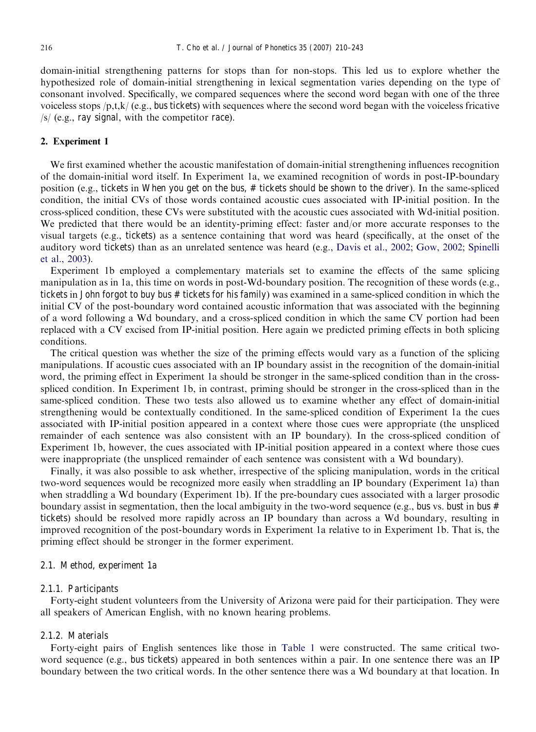domain-initial strengthening patterns for stops than for non-stops. This led us to explore whether the hypothesized role of domain-initial strengthening in lexical segmentation varies depending on the type of consonant involved. Specifically, we compared sequences where the second word began with one of the three voiceless stops /p,t,k/ (e.g., *bus tickets*) with sequences where the second word began with the voiceless fricative /s/ (e.g., *ray signal*, with the competitor *race*).

## 2. Experiment 1

We first examined whether the acoustic manifestation of domain-initial strengthening influences recognition of the domain-initial word itself. In Experiment 1a, we examined recognition of words in post-IP-boundary position (e.g., *tickets* in *When you get on the bus, # tickets should be shown to the driver*). In the same-spliced condition, the initial CVs of those words contained acoustic cues associated with IP-initial position. In the cross-spliced condition, these CVs were substituted with the acoustic cues associated with Wd-initial position. We predicted that there would be an identity-priming effect: faster and/or more accurate responses to the visual targets (e.g., *tickets*) as a sentence containing that word was heard (specifically, at the onset of the auditory word *tickets*) than as an unrelated sentence was heard (e.g., Davis et al., 2002; Gow, 2002; Spinelli et al., 2003).

Experiment 1b employed a complementary materials set to examine the effects of the same splicing manipulation as in 1a, this time on words in post-Wd-boundary position. The recognition of these words (e.g., *tickets* in *John forgot to buy bus # tickets for his family*) was examined in a same-spliced condition in which the initial CV of the post-boundary word contained acoustic information that was associated with the beginning of a word following a Wd boundary, and a cross-spliced condition in which the same CV portion had been replaced with a CV excised from IP-initial position. Here again we predicted priming effects in both splicing conditions.

The critical question was whether the size of the priming effects would vary as a function of the splicing manipulations. If acoustic cues associated with an IP boundary assist in the recognition of the domain-initial word, the priming effect in Experiment 1a should be stronger in the same-spliced condition than in the cross-spliced condition. In Experiment 1b, in contrast, priming should be stronger in the cross-spliced than in the same-spliced condition. These two tests also allowed us to examine whether any effect of domain-initial strengthening would be contextually conditioned. In the same-spliced condition of Experiment 1a the cues associated with IP-initial position appeared in a context where those cues were appropriate (the unspliced remainder of each sentence was also consistent with an IP boundary). In the cross-spliced condition of Experiment 1b, however, the cues associated with IP-initial position appeared in a context where those cues were inappropriate (the unspliced remainder of each sentence was consistent with a Wd boundary).

Finally, it was also possible to ask whether, irrespective of the splicing manipulation, words in the critical two-word sequences would be recognized more easily when straddling an IP boundary (Experiment 1a) than when straddling a Wd boundary (Experiment 1b). If the pre-boundary cues associated with a larger prosodic boundary assist in segmentation, then the local ambiguity in the two-word sequence (e.g., *bus* vs. *bust* in *bus # tickets*) should be resolved more rapidly across an IP boundary than across a Wd boundary, resulting in improved recognition of the post-boundary words in Experiment 1a relative to in Experiment 1b. That is, the priming effect should be stronger in the former experiment.

### 2.1. Method, experiment 1a

#### 2.1.1. Participants

Forty-eight student volunteers from the University of Arizona were paid for their participation. They were all speakers of American English, with no known hearing problems.

#### 2.1.2. Materials

Forty-eight pairs of English sentences like those in Table 1 were constructed. The same critical two-word sequence (e.g., *bus tickets*) appeared in both sentences within a pair. In one sentence there was an IP boundary between the two critical words. In the other sentence there was a Wd boundary at that location. In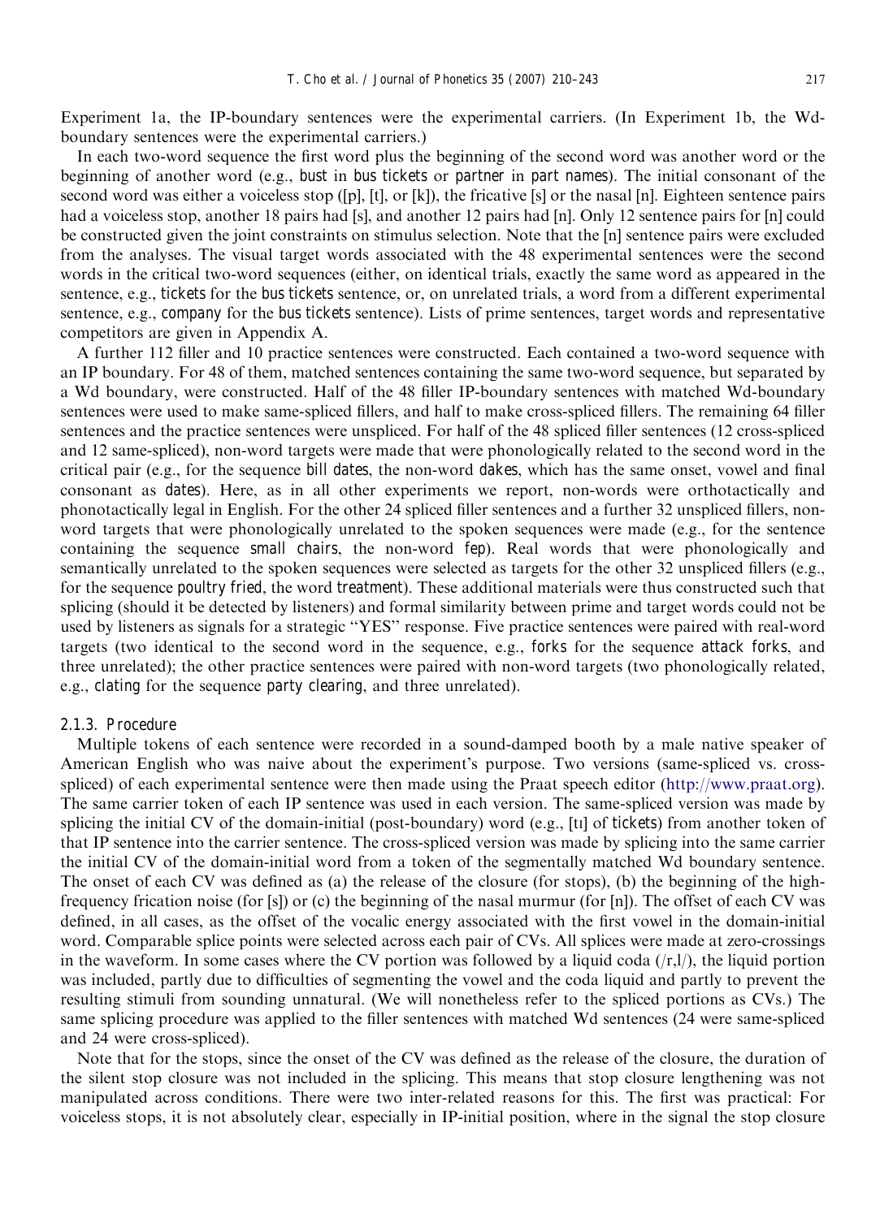Experiment 1a, the IP-boundary sentences were the experimental carriers. (In Experiment 1b, the Wd-boundary sentences were the experimental carriers.)

In each two-word sequence the first word plus the beginning of the second word was another word or the beginning of another word (e.g., *bust* in *bus tickets* or *partner* in *part names*). The initial consonant of the second word was either a voiceless stop ([p], [t], or [k]), the fricative [s] or the nasal [n]. Eighteen sentence pairs had a voiceless stop, another 18 pairs had [s], and another 12 pairs had [n]. Only 12 sentence pairs for [n] could be constructed given the joint constraints on stimulus selection. Note that the [n] sentence pairs were excluded from the analyses. The visual target words associated with the 48 experimental sentences were the second words in the critical two-word sequences (either, on identical trials, exactly the same word as appeared in the sentence, e.g., *tickets* for the *bus tickets* sentence, or, on unrelated trials, a word from a different experimental sentence, e.g., *company* for the *bus tickets* sentence). Lists of prime sentences, target words and representative competitors are given in Appendix A.

A further 112 filler and 10 practice sentences were constructed. Each contained a two-word sequence with an IP boundary. For 48 of them, matched sentences containing the same two-word sequence, but separated by a Wd boundary, were constructed. Half of the 48 filler IP-boundary sentences with matched Wd-boundary sentences were used to make same-spliced fillers, and half to make cross-spliced fillers. The remaining 64 filler sentences and the practice sentences were unspliced. For half of the 48 spliced filler sentences (12 cross-spliced and 12 same-spliced), non-word targets were made that were phonologically related to the second word in the critical pair (e.g., for the sequence *bill dates*, the non-word *dakes*, which has the same onset, vowel and final consonant as *dates*). Here, as in all other experiments we report, non-words were orthotactically and phonotactically legal in English. For the other 24 spliced filler sentences and a further 32 unspliced fillers, non-word targets that were phonologically unrelated to the spoken sequences were made (e.g., for the sentence containing the sequence *small chairs*, the non-word *fep*). Real words that were phonologically and semantically unrelated to the spoken sequences were selected as targets for the other 32 unspliced fillers (e.g., for the sequence *poultry fried*, the word *treatment*). These additional materials were thus constructed such that splicing (should it be detected by listeners) and formal similarity between prime and target words could not be used by listeners as signals for a strategic "YES" response. Five practice sentences were paired with real-word targets (two identical to the second word in the sequence, e.g., *forks* for the sequence *attack forks*, and three unrelated); the other practice sentences were paired with non-word targets (two phonologically related, e.g., *clating* for the sequence *party clearing*, and three unrelated).

### 2.1.3. Procedure

Multiple tokens of each sentence were recorded in a sound-damped booth by a male native speaker of American English who was naive about the experiment's purpose. Two versions (same-spliced vs. cross-spliced) of each experimental sentence were then made using the Praat speech editor (http://www.praat.org). The same carrier token of each IP sentence was used in each version. The same-spliced version was made by splicing the initial CV of the domain-initial (post-boundary) word (e.g., [tɪ] of *tickets*) from another token of that IP sentence into the carrier sentence. The cross-spliced version was made by splicing into the same carrier the initial CV of the domain-initial word from a token of the segmentally matched Wd boundary sentence. The onset of each CV was defined as (a) the release of the closure (for stops), (b) the beginning of the high-frequency frication noise (for [s]) or (c) the beginning of the nasal murmur (for [n]). The offset of each CV was defined, in all cases, as the offset of the vocalic energy associated with the first vowel in the domain-initial word. Comparable splice points were selected across each pair of CVs. All splices were made at zero-crossings in the waveform. In some cases where the CV portion was followed by a liquid coda (/r,l/), the liquid portion was included, partly due to difficulties of segmenting the vowel and the coda liquid and partly to prevent the resulting stimuli from sounding unnatural. (We will nonetheless refer to the spliced portions as CVs.) The same splicing procedure was applied to the filler sentences with matched Wd sentences (24 were same-spliced and 24 were cross-spliced).

Note that for the stops, since the onset of the CV was defined as the release of the closure, the duration of the silent stop closure was not included in the splicing. This means that stop closure lengthening was not manipulated across conditions. There were two inter-related reasons for this. The first was practical: For voiceless stops, it is not absolutely clear, especially in IP-initial position, where in the signal the stop closure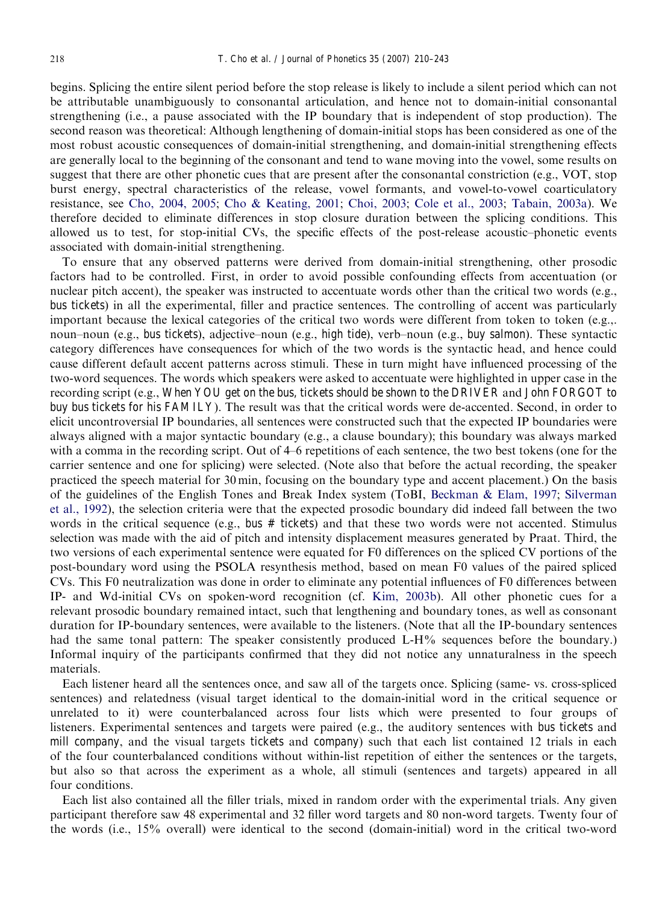begins. Splicing the entire silent period before the stop release is likely to include a silent period which can not be attributable unambiguously to consonantal articulation, and hence not to domain-initial consonantal strengthening (i.e., a pause associated with the IP boundary that is independent of stop production). The second reason was theoretical: Although lengthening of domain-initial stops has been considered as one of the most robust acoustic consequences of domain-initial strengthening, and domain-initial strengthening effects are generally local to the beginning of the consonant and tend to wane moving into the vowel, some results on suggest that there are other phonetic cues that are present after the consonantal constriction (e.g., VOT, stop burst energy, spectral characteristics of the release, vowel formants, and vowel-to-vowel coarticulatory resistance, see Cho, 2004, 2005; Cho & Keating, 2001; Choi, 2003; Cole et al., 2003; Tabain, 2003a). We therefore decided to eliminate differences in stop closure duration between the splicing conditions. This allowed us to test, for stop-initial CVs, the specific effects of the post-release acoustic–phonetic events associated with domain-initial strengthening.

To ensure that any observed patterns were derived from domain-initial strengthening, other prosodic factors had to be controlled. First, in order to avoid possible confounding effects from accentuation (or nuclear pitch accent), the speaker was instructed to accentuate words other than the critical two words (e.g., *bus tickets*) in all the experimental, filler and practice sentences. The controlling of accent was particularly important because the lexical categories of the critical two words were different from token to token (e.g.,. noun–noun (e.g., *bus tickets*), adjective–noun (e.g., *high tide*), verb–noun (e.g., *buy salmon*). These syntactic category differences have consequences for which of the two words is the syntactic head, and hence could cause different default accent patterns across stimuli. These in turn might have influenced processing of the two-word sequences. The words which speakers were asked to accentuate were highlighted in upper case in the recording script (e.g., *When YOU get on the bus, tickets should be shown to the DRIVER* and *John FORGOT to buy bus tickets for his FAMILY*). The result was that the critical words were de-accented. Second, in order to elicit uncontroversial IP boundaries, all sentences were constructed such that the expected IP boundaries were always aligned with a major syntactic boundary (e.g., a clause boundary); this boundary was always marked with a comma in the recording script. Out of 4–6 repetitions of each sentence, the two best tokens (one for the carrier sentence and one for splicing) were selected. (Note also that before the actual recording, the speaker practiced the speech material for 30 min, focusing on the boundary type and accent placement.) On the basis of the guidelines of the English Tones and Break Index system (ToBI, Beckman & Elam, 1997; Silverman et al., 1992), the selection criteria were that the expected prosodic boundary did indeed fall between the two words in the critical sequence (e.g., *bus # tickets*) and that these two words were not accented. Stimulus selection was made with the aid of pitch and intensity displacement measures generated by Praat. Third, the two versions of each experimental sentence were equated for F0 differences on the spliced CV portions of the post-boundary word using the PSOLA resynthesis method, based on mean F0 values of the paired spliced CVs. This F0 neutralization was done in order to eliminate any potential influences of F0 differences between IP- and Wd-initial CVs on spoken-word recognition (cf. Kim, 2003b). All other phonetic cues for a relevant prosodic boundary remained intact, such that lengthening and boundary tones, as well as consonant duration for IP-boundary sentences, were available to the listeners. (Note that all the IP-boundary sentences had the same tonal pattern: The speaker consistently produced L-H% sequences before the boundary.) Informal inquiry of the participants confirmed that they did not notice any unnaturalness in the speech materials.

Each listener heard all the sentences once, and saw all of the targets once. Splicing (same- vs. cross-spliced sentences) and relatedness (visual target identical to the domain-initial word in the critical sequence or unrelated to it) were counterbalanced across four lists which were presented to four groups of listeners. Experimental sentences and targets were paired (e.g., the auditory sentences with *bus tickets* and *mill company*, and the visual targets *tickets* and *company*) such that each list contained 12 trials in each of the four counterbalanced conditions without within-list repetition of either the sentences or the targets, but also so that across the experiment as a whole, all stimuli (sentences and targets) appeared in all four conditions.

Each list also contained all the filler trials, mixed in random order with the experimental trials. Any given participant therefore saw 48 experimental and 32 filler word targets and 80 non-word targets. Twenty four of the words (i.e., 15% overall) were identical to the second (domain-initial) word in the critical two-word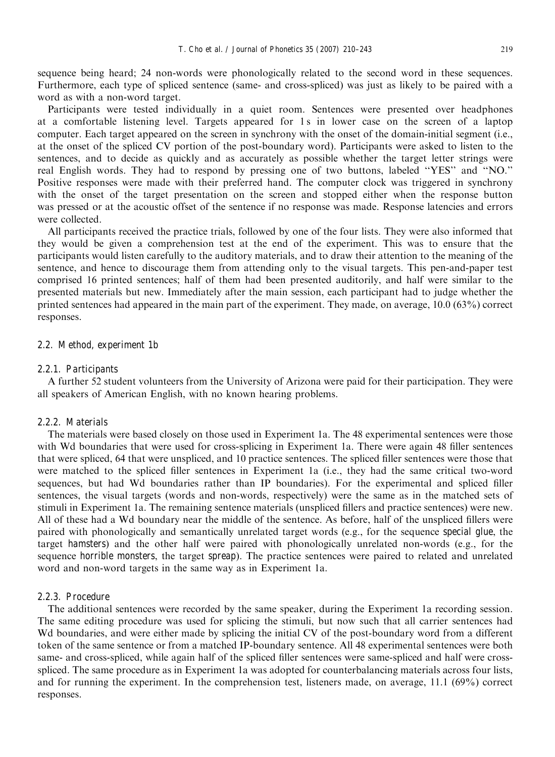sequence being heard; 24 non-words were phonologically related to the second word in these sequences. Furthermore, each type of spliced sentence (same- and cross-spliced) was just as likely to be paired with a word as with a non-word target.

Participants were tested individually in a quiet room. Sentences were presented over headphones at a comfortable listening level. Targets appeared for 1 s in lower case on the screen of a laptop computer. Each target appeared on the screen in synchrony with the onset of the domain-initial segment (i.e., at the onset of the spliced CV portion of the post-boundary word). Participants were asked to listen to the sentences, and to decide as quickly and as accurately as possible whether the target letter strings were real English words. They had to respond by pressing one of two buttons, labeled "YES" and "NO." Positive responses were made with their preferred hand. The computer clock was triggered in synchrony with the onset of the target presentation on the screen and stopped either when the response button was pressed or at the acoustic offset of the sentence if no response was made. Response latencies and errors were collected.

All participants received the practice trials, followed by one of the four lists. They were also informed that they would be given a comprehension test at the end of the experiment. This was to ensure that the participants would listen carefully to the auditory materials, and to draw their attention to the meaning of the sentence, and hence to discourage them from attending only to the visual targets. This pen-and-paper test comprised 16 printed sentences; half of them had been presented auditorily, and half were similar to the presented materials but new. Immediately after the main session, each participant had to judge whether the printed sentences had appeared in the main part of the experiment. They made, on average, 10.0 (63%) correct responses.

## 2.2. Method, experiment 1b

### 2.2.1. Participants

A further 52 student volunteers from the University of Arizona were paid for their participation. They were all speakers of American English, with no known hearing problems.

### 2.2.2. Materials

The materials were based closely on those used in Experiment 1a. The 48 experimental sentences were those with Wd boundaries that were used for cross-splicing in Experiment 1a. There were again 48 filler sentences that were spliced, 64 that were unspliced, and 10 practice sentences. The spliced filler sentences were those that were matched to the spliced filler sentences in Experiment 1a (i.e., they had the same critical two-word sequences, but had Wd boundaries rather than IP boundaries). For the experimental and spliced filler sentences, the visual targets (words and non-words, respectively) were the same as in the matched sets of stimuli in Experiment 1a. The remaining sentence materials (unspliced fillers and practice sentences) were new. All of these had a Wd boundary near the middle of the sentence. As before, half of the unspliced fillers were paired with phonologically and semantically unrelated target words (e.g., for the sequence *special glue*, the target *hamsters*) and the other half were paired with phonologically unrelated non-words (e.g., for the sequence *horrible monsters*, the target *spreap*). The practice sentences were paired to related and unrelated word and non-word targets in the same way as in Experiment 1a.

### 2.2.3. Procedure

The additional sentences were recorded by the same speaker, during the Experiment 1a recording session. The same editing procedure was used for splicing the stimuli, but now such that all carrier sentences had Wd boundaries, and were either made by splicing the initial CV of the post-boundary word from a different token of the same sentence or from a matched IP-boundary sentence. All 48 experimental sentences were both same- and cross-spliced, while again half of the spliced filler sentences were same-spliced and half were cross-spliced. The same procedure as in Experiment 1a was adopted for counterbalancing materials across four lists, and for running the experiment. In the comprehension test, listeners made, on average, 11.1 (69%) correct responses.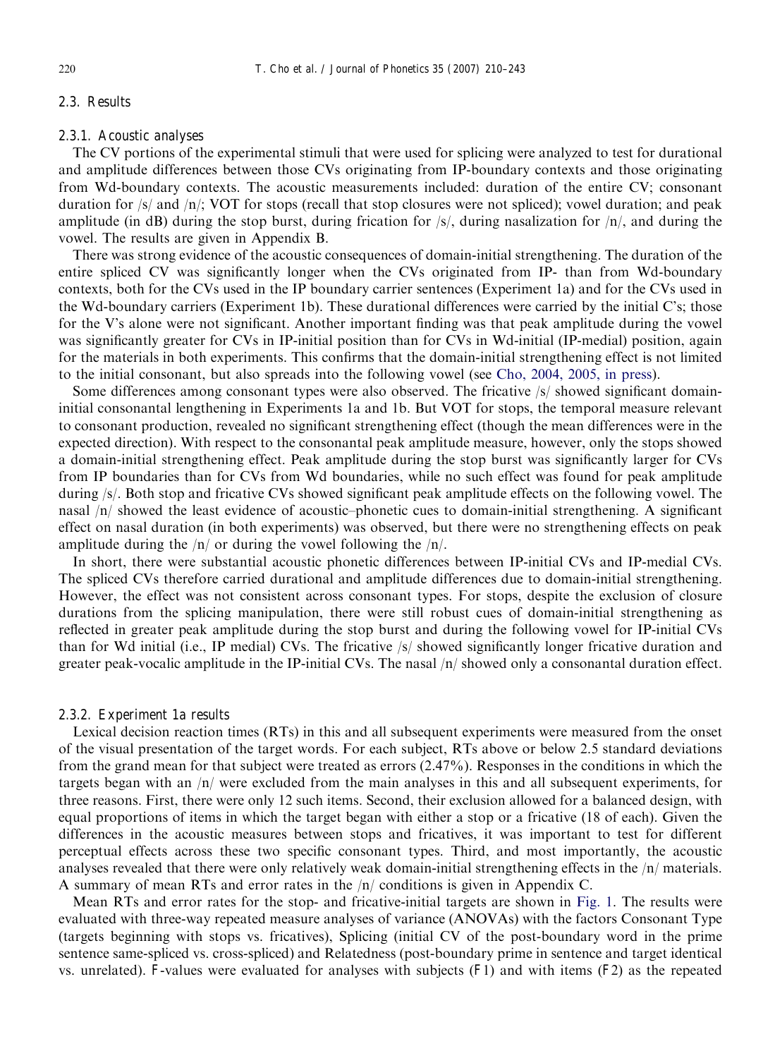### 2.3. Results

#### 2.3.1. Acoustic analyses

The CV portions of the experimental stimuli that were used for splicing were analyzed to test for durational and amplitude differences between those CVs originating from IP-boundary contexts and those originating from Wd-boundary contexts. The acoustic measurements included: duration of the entire CV; consonant duration for /s/ and /n/; VOT for stops (recall that stop closures were not spliced); vowel duration; and peak amplitude (in dB) during the stop burst, during frication for /s/, during nasalization for /n/, and during the vowel. The results are given in Appendix B.

There was strong evidence of the acoustic consequences of domain-initial strengthening. The duration of the entire spliced CV was significantly longer when the CVs originated from IP- than from Wd-boundary contexts, both for the CVs used in the IP boundary carrier sentences (Experiment 1a) and for the CVs used in the Wd-boundary carriers (Experiment 1b). These durational differences were carried by the initial C's; those for the V's alone were not significant. Another important finding was that peak amplitude during the vowel was significantly greater for CVs in IP-initial position than for CVs in Wd-initial (IP-medial) position, again for the materials in both experiments. This confirms that the domain-initial strengthening effect is not limited to the initial consonant, but also spreads into the following vowel (see Cho, 2004, 2005, in press).

Some differences among consonant types were also observed. The fricative /s/ showed significant domain-initial consonantal lengthening in Experiments 1a and 1b. But VOT for stops, the temporal measure relevant to consonant production, revealed no significant strengthening effect (though the mean differences were in the expected direction). With respect to the consonantal peak amplitude measure, however, only the stops showed a domain-initial strengthening effect. Peak amplitude during the stop burst was significantly larger for CVs from IP boundaries than for CVs from Wd boundaries, while no such effect was found for peak amplitude during /s/. Both stop and fricative CVs showed significant peak amplitude effects on the following vowel. The nasal /n/ showed the least evidence of acoustic–phonetic cues to domain-initial strengthening. A significant effect on nasal duration (in both experiments) was observed, but there were no strengthening effects on peak amplitude during the /n/ or during the vowel following the /n/.

In short, there were substantial acoustic phonetic differences between IP-initial CVs and IP-medial CVs. The spliced CVs therefore carried durational and amplitude differences due to domain-initial strengthening. However, the effect was not consistent across consonant types. For stops, despite the exclusion of closure durations from the splicing manipulation, there were still robust cues of domain-initial strengthening as reflected in greater peak amplitude during the stop burst and during the following vowel for IP-initial CVs than for Wd initial (i.e., IP medial) CVs. The fricative /s/ showed significantly longer fricative duration and greater peak-vocalic amplitude in the IP-initial CVs. The nasal /n/ showed only a consonantal duration effect.

#### 2.3.2. Experiment 1a results

Lexical decision reaction times (RTs) in this and all subsequent experiments were measured from the onset of the visual presentation of the target words. For each subject, RTs above or below 2.5 standard deviations from the grand mean for that subject were treated as errors (2.47%). Responses in the conditions in which the targets began with an /n/ were excluded from the main analyses in this and all subsequent experiments, for three reasons. First, there were only 12 such items. Second, their exclusion allowed for a balanced design, with equal proportions of items in which the target began with either a stop or a fricative (18 of each). Given the differences in the acoustic measures between stops and fricatives, it was important to test for different perceptual effects across these two specific consonant types. Third, and most importantly, the acoustic analyses revealed that there were only relatively weak domain-initial strengthening effects in the /n/ materials. A summary of mean RTs and error rates in the /n/ conditions is given in Appendix C.

Mean RTs and error rates for the stop- and fricative-initial targets are shown in Fig. 1. The results were evaluated with three-way repeated measure analyses of variance (ANOVAs) with the factors Consonant Type (targets beginning with stops vs. fricatives), Splicing (initial CV of the post-boundary word in the prime sentence same-spliced vs. cross-spliced) and Relatedness (post-boundary prime in sentence and target identical vs. unrelated). $F$-values were evaluated for analyses with subjects ($F1$) and with items ($F2$) as the repeated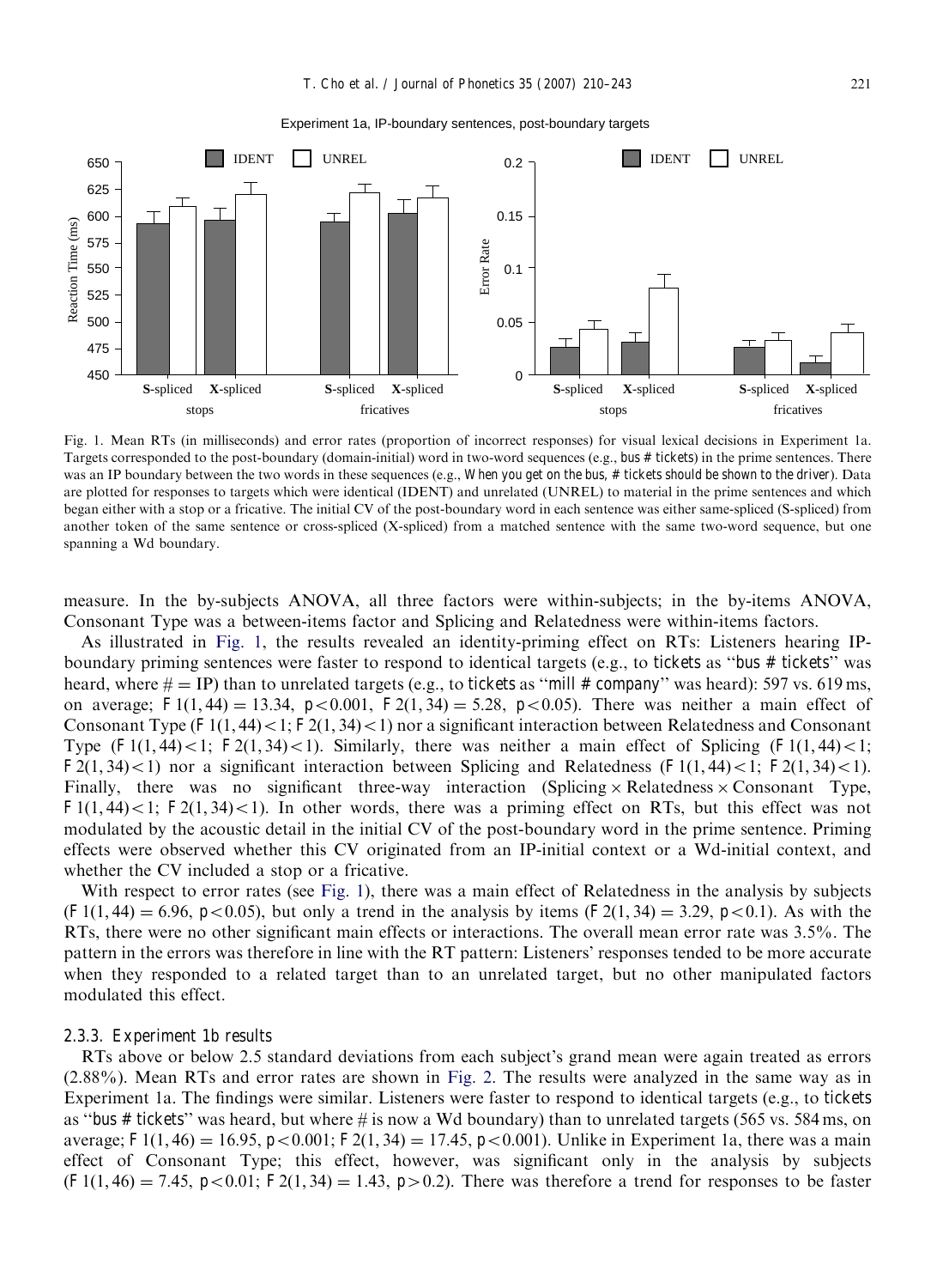Experiment 1a, IP-boundary sentences, post-boundary targets

IDENT UNREL

Reaction Time (ms)

650
625
600
575
550
525
500
475
450

S-spliced X-spliced S-spliced X-spliced

stops fricatives

IDENT UNREL

Error Rate

0.2
0.15
0.1
0.05
0

S-spliced X-spliced S-spliced X-spliced

stops fricatives

Fig. 1. Mean RTs (in milliseconds) and error rates (proportion of incorrect responses) for visual lexical decisions in Experiment 1a. Targets corresponded to the post-boundary (domain-initial) word in two-word sequences (e.g., *bus # tickets*) in the prime sentences. There was an IP boundary between the two words in these sequences (e.g., *When you get on the bus, # tickets should be shown to the driver*). Data are plotted for responses to targets which were identical (IDENT) and unrelated (UNREL) to material in the prime sentences and which began either with a stop or a fricative. The initial CV of the post-boundary word in each sentence was either same-spliced (S-spliced) from another token of the same sentence or cross-spliced (X-spliced) from a matched sentence with the same two-word sequence, but one spanning a Wd boundary.

measure. In the by-subjects ANOVA, all three factors were within-subjects; in the by-items ANOVA, Consonant Type was a between-items factor and Splicing and Relatedness were within-items factors.

As illustrated in Fig. 1, the results revealed an identity-priming effect on RTs: Listeners hearing IP-boundary priming sentences were faster to respond to identical targets (e.g., to *tickets* as "*bus # tickets*" was heard, where # = IP) than to unrelated targets (e.g., to *tickets* as "*mill # company*" was heard): 597 vs. 619 ms, on average; $F1(1,44) = 13.34$, $p<0.001$, $F2(1,34) = 5.28$, $p<0.05$). There was neither a main effect of Consonant Type ($F1(1,44)<1$; $F2(1,34)<1$) nor a significant interaction between Relatedness and Consonant Type ($F1(1,44)<1$; $F2(1,34)<1$). Similarly, there was neither a main effect of Splicing ($F1(1,44)<1$; $F2(1,34)<1$) nor a significant interaction between Splicing and Relatedness ($F1(1,44)<1$; $F2(1,34)<1$). Finally, there was no significant three-way interaction (Splicing × Relatedness × Consonant Type, $F1(1,44)<1$; $F2(1,34)<1$). In other words, there was a priming effect on RTs, but this effect was not modulated by the acoustic detail in the initial CV of the post-boundary word in the prime sentence. Priming effects were observed whether this CV originated from an IP-initial context or a Wd-initial context, and whether the CV included a stop or a fricative.

With respect to error rates (see Fig. 1), there was a main effect of Relatedness in the analysis by subjects ($F1(1,44) = 6.96$, $p<0.05$), but only a trend in the analysis by items ($F2(1,34) = 3.29$, $p<0.1$). As with the RTs, there were no other significant main effects or interactions. The overall mean error rate was 3.5%. The pattern in the errors was therefore in line with the RT pattern: Listeners' responses tended to be more accurate when they responded to a related target than to an unrelated target, but no other manipulated factors modulated this effect.

### 2.3.3. Experiment 1b results

RTs above or below 2.5 standard deviations from each subject's grand mean were again treated as errors (2.88%). Mean RTs and error rates are shown in Fig. 2. The results were analyzed in the same way as in Experiment 1a. The findings were similar. Listeners were faster to respond to identical targets (e.g., to *tickets* as "*bus # tickets*" was heard, but where # is now a Wd boundary) than to unrelated targets (565 vs. 584 ms, on average; $F1(1,46) = 16.95$, $p<0.001$; $F2(1,34) = 17.45$, $p<0.001$). Unlike in Experiment 1a, there was a main effect of Consonant Type; this effect, however, was significant only in the analysis by subjects ($F1(1,46) = 7.45$, $p<0.01$; $F2(1,34) = 1.43$, $p>0.2$). There was therefore a trend for responses to be faster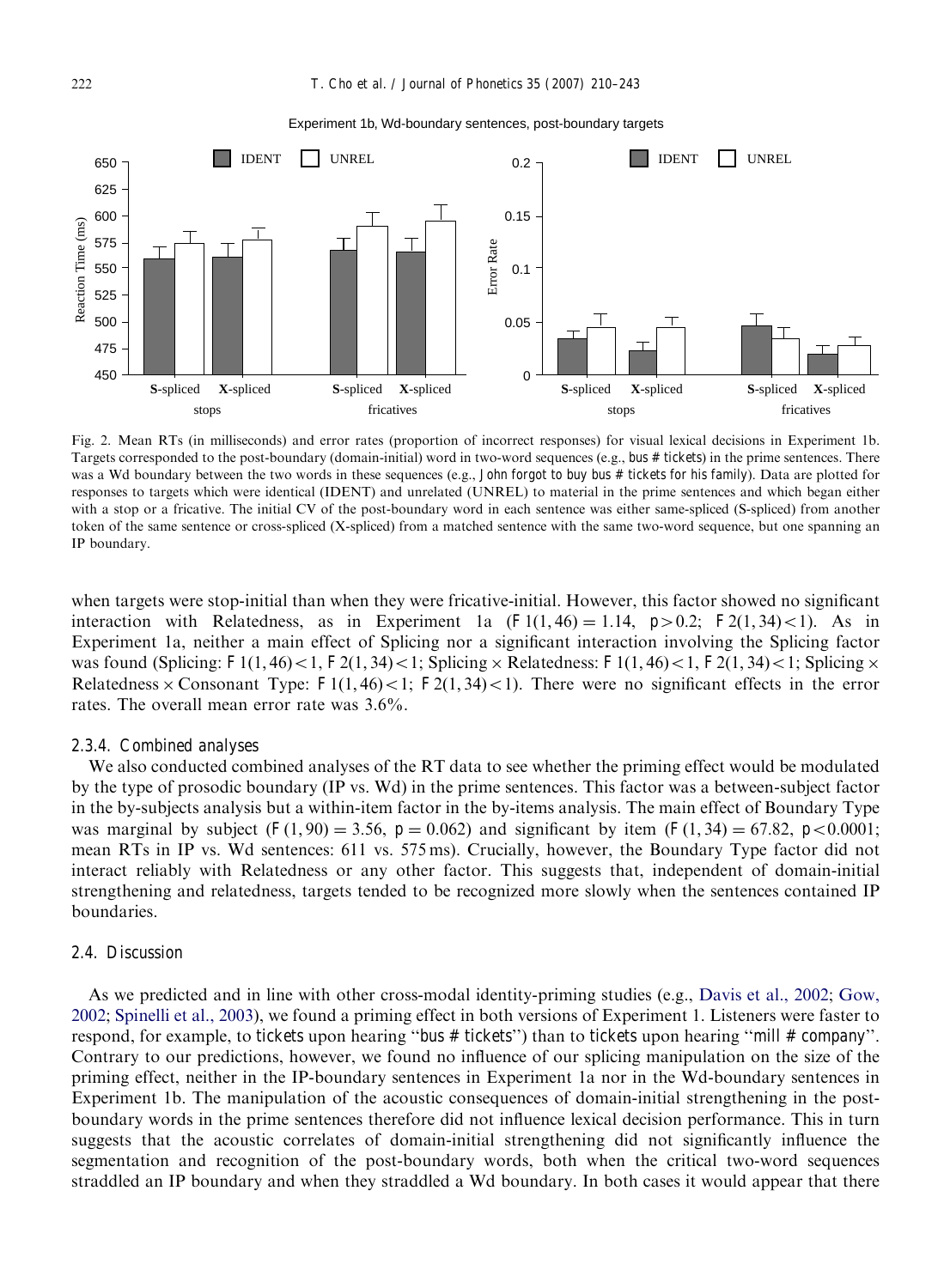Experiment 1b, Wd-boundary sentences, post-boundary targets

IDENT UNREL

Reaction Time (ms)

650
625
600
575
550
525
500
475
450

S-spliced X-spliced S-spliced X-spliced
stops fricatives

Error Rate

0.2
0.15
0.1
0.05
0

S-spliced X-spliced S-spliced X-spliced
stops fricatives

Fig. 2. Mean RTs (in milliseconds) and error rates (proportion of incorrect responses) for visual lexical decisions in Experiment 1b. Targets corresponded to the post-boundary (domain-initial) word in two-word sequences (e.g., *bus # tickets*) in the prime sentences. There was a Wd boundary between the two words in these sequences (e.g., *John forgot to buy bus # tickets for his family*). Data are plotted for responses to targets which were identical (IDENT) and unrelated (UNREL) to material in the prime sentences and which began either with a stop or a fricative. The initial CV of the post-boundary word in each sentence was either same-spliced (S-spliced) from another token of the same sentence or cross-spliced (X-spliced) from a matched sentence with the same two-word sequence, but one spanning an IP boundary.

when targets were stop-initial than when they were fricative-initial. However, this factor showed no significant interaction with Relatedness, as in Experiment 1a ($F1(1,46) = 1.14$, $p>0.2$; $F2(1,34)<1$). As in Experiment 1a, neither a main effect of Splicing nor a significant interaction involving the Splicing factor was found (Splicing: $F1(1,46)<1$, $F2(1,34)<1$; Splicing × Relatedness: $F1(1,46)<1$, $F2(1,34)<1$; Splicing × Relatedness × Consonant Type: $F1(1,46)<1$; $F2(1,34)<1$). There were no significant effects in the error rates. The overall mean error rate was 3.6%.

### 2.3.4. Combined analyses

We also conducted combined analyses of the RT data to see whether the priming effect would be modulated by the type of prosodic boundary (IP vs. Wd) in the prime sentences. This factor was a between-subject factor in the by-subjects analysis but a within-item factor in the by-items analysis. The main effect of Boundary Type was marginal by subject ($F(1,90) = 3.56$, $p = 0.062$) and significant by item ($F(1,34) = 67.82$, $p<0.0001$; mean RTs in IP vs. Wd sentences: 611 vs. 575 ms). Crucially, however, the Boundary Type factor did not interact reliably with Relatedness or any other factor. This suggests that, independent of domain-initial strengthening and relatedness, targets tended to be recognized more slowly when the sentences contained IP boundaries.

## 2.4. Discussion

As we predicted and in line with other cross-modal identity-priming studies (e.g., Davis et al., 2002; Gow, 2002; Spinelli et al., 2003), we found a priming effect in both versions of Experiment 1. Listeners were faster to respond, for example, to *tickets* upon hearing "*bus # tickets*") than to *tickets* upon hearing "*mill # company*". Contrary to our predictions, however, we found no influence of our splicing manipulation on the size of the priming effect, neither in the IP-boundary sentences in Experiment 1a nor in the Wd-boundary sentences in Experiment 1b. The manipulation of the acoustic consequences of domain-initial strengthening in the post-boundary words in the prime sentences therefore did not influence lexical decision performance. This in turn suggests that the acoustic correlates of domain-initial strengthening did not significantly influence the segmentation and recognition of the post-boundary words, both when the critical two-word sequences straddled an IP boundary and when they straddled a Wd boundary. In both cases it would appear that there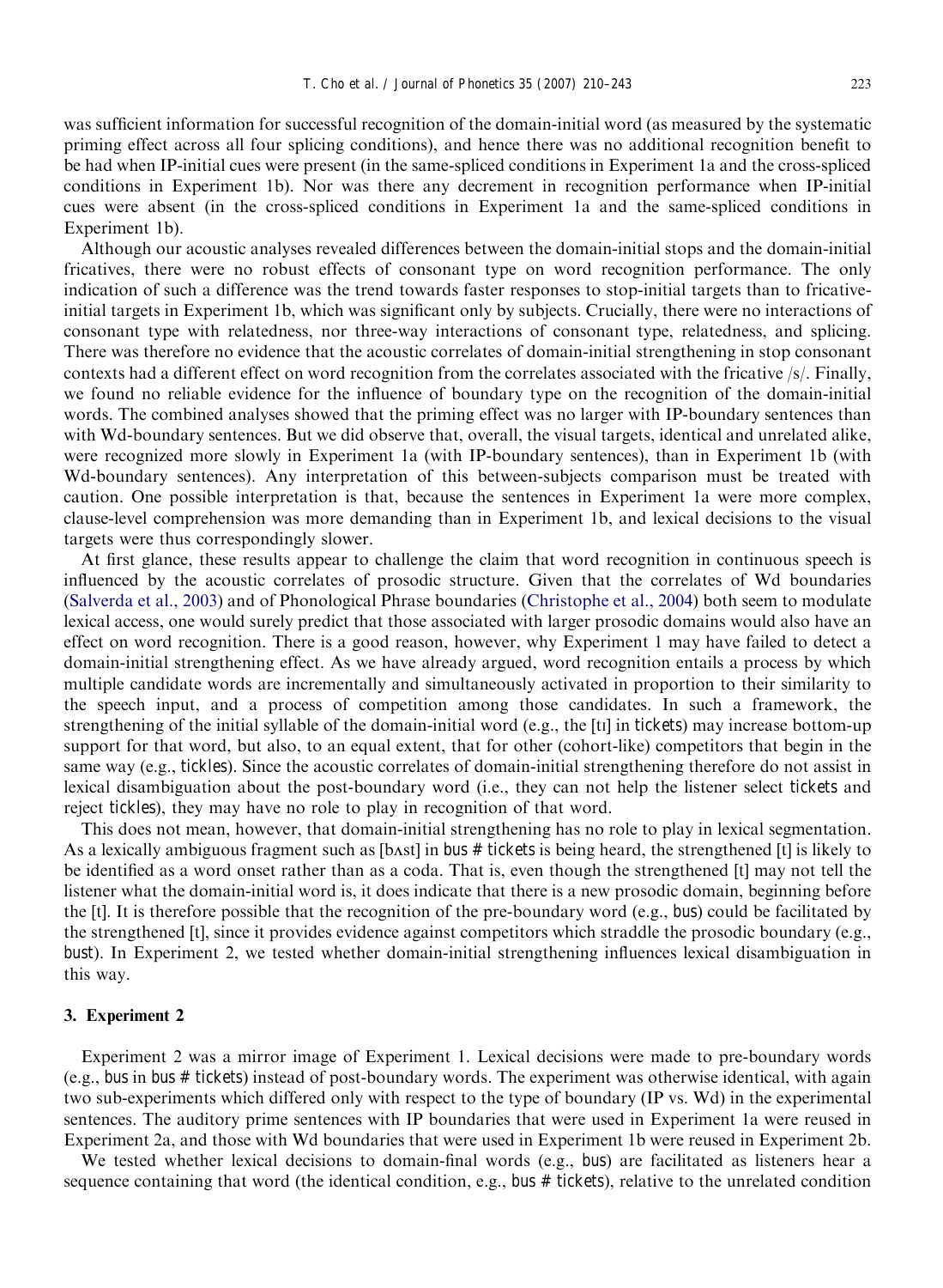was sufficient information for successful recognition of the domain-initial word (as measured by the systematic priming effect across all four splicing conditions), and hence there was no additional recognition benefit to be had when IP-initial cues were present (in the same-spliced conditions in Experiment 1a and the cross-spliced conditions in Experiment 1b). Nor was there any decrement in recognition performance when IP-initial cues were absent (in the cross-spliced conditions in Experiment 1a and the same-spliced conditions in Experiment 1b).

Although our acoustic analyses revealed differences between the domain-initial stops and the domain-initial fricatives, there were no robust effects of consonant type on word recognition performance. The only indication of such a difference was the trend towards faster responses to stop-initial targets than to fricative-initial targets in Experiment 1b, which was significant only by subjects. Crucially, there were no interactions of consonant type with relatedness, nor three-way interactions of consonant type, relatedness, and splicing. There was therefore no evidence that the acoustic correlates of domain-initial strengthening in stop consonant contexts had a different effect on word recognition from the correlates associated with the fricative /s/. Finally, we found no reliable evidence for the influence of boundary type on the recognition of the domain-initial words. The combined analyses showed that the priming effect was no larger with IP-boundary sentences than with Wd-boundary sentences. But we did observe that, overall, the visual targets, identical and unrelated alike, were recognized more slowly in Experiment 1a (with IP-boundary sentences), than in Experiment 1b (with Wd-boundary sentences). Any interpretation of this between-subjects comparison must be treated with caution. One possible interpretation is that, because the sentences in Experiment 1a were more complex, clause-level comprehension was more demanding than in Experiment 1b, and lexical decisions to the visual targets were thus correspondingly slower.

At first glance, these results appear to challenge the claim that word recognition in continuous speech is influenced by the acoustic correlates of prosodic structure. Given that the correlates of Wd boundaries (Salverda et al., 2003) and of Phonological Phrase boundaries (Christophe et al., 2004) both seem to modulate lexical access, one would surely predict that those associated with larger prosodic domains would also have an effect on word recognition. There is a good reason, however, why Experiment 1 may have failed to detect a domain-initial strengthening effect. As we have already argued, word recognition entails a process by which multiple candidate words are incrementally and simultaneously activated in proportion to their similarity to the speech input, and a process of competition among those candidates. In such a framework, the strengthening of the initial syllable of the domain-initial word (e.g., the [tɪ] in *tickets*) may increase bottom-up support for that word, but also, to an equal extent, that for other (cohort-like) competitors that begin in the same way (e.g., *tickles*). Since the acoustic correlates of domain-initial strengthening therefore do not assist in lexical disambiguation about the post-boundary word (i.e., they can not help the listener select *tickets* and reject *tickles*), they may have no role to play in recognition of that word.

This does not mean, however, that domain-initial strengthening has no role to play in lexical segmentation. As a lexically ambiguous fragment such as [bʌst] in *bus # tickets* is being heard, the strengthened [t] is likely to be identified as a word onset rather than as a coda. That is, even though the strengthened [t] may not tell the listener what the domain-initial word is, it does indicate that there is a new prosodic domain, beginning before the [t]. It is therefore possible that the recognition of the pre-boundary word (e.g., *bus*) could be facilitated by the strengthened [t], since it provides evidence against competitors which straddle the prosodic boundary (e.g., *bust*). In Experiment 2, we tested whether domain-initial strengthening influences lexical disambiguation in this way.

## 3. Experiment 2

Experiment 2 was a mirror image of Experiment 1. Lexical decisions were made to pre-boundary words (e.g., *bus* in *bus # tickets*) instead of post-boundary words. The experiment was otherwise identical, with again two sub-experiments which differed only with respect to the type of boundary (IP vs. Wd) in the experimental sentences. The auditory prime sentences with IP boundaries that were used in Experiment 1a were reused in Experiment 2a, and those with Wd boundaries that were used in Experiment 1b were reused in Experiment 2b.

We tested whether lexical decisions to domain-final words (e.g., *bus*) are facilitated as listeners hear a sequence containing that word (the identical condition, e.g., *bus # tickets*), relative to the unrelated condition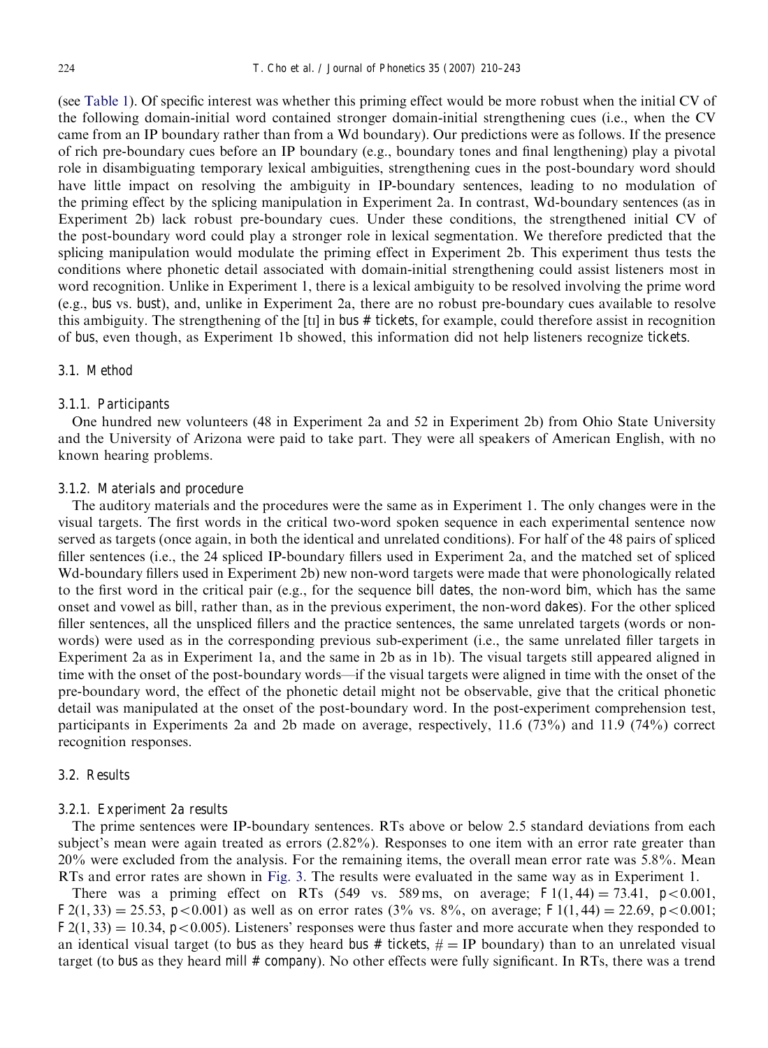(see Table 1). Of specific interest was whether this priming effect would be more robust when the initial CV of the following domain-initial word contained stronger domain-initial strengthening cues (i.e., when the CV came from an IP boundary rather than from a Wd boundary). Our predictions were as follows. If the presence of rich pre-boundary cues before an IP boundary (e.g., boundary tones and final lengthening) play a pivotal role in disambiguating temporary lexical ambiguities, strengthening cues in the post-boundary word should have little impact on resolving the ambiguity in IP-boundary sentences, leading to no modulation of the priming effect by the splicing manipulation in Experiment 2a. In contrast, Wd-boundary sentences (as in Experiment 2b) lack robust pre-boundary cues. Under these conditions, the strengthened initial CV of the post-boundary word could play a stronger role in lexical segmentation. We therefore predicted that the splicing manipulation would modulate the priming effect in Experiment 2b. This experiment thus tests the conditions where phonetic detail associated with domain-initial strengthening could assist listeners most in word recognition. Unlike in Experiment 1, there is a lexical ambiguity to be resolved involving the prime word (e.g., *bus* vs. *bust*), and, unlike in Experiment 2a, there are no robust pre-boundary cues available to resolve this ambiguity. The strengthening of the [tɪ] in *bus # tickets*, for example, could therefore assist in recognition of *bus*, even though, as Experiment 1b showed, this information did not help listeners recognize *tickets*.

### 3.1. Method

#### 3.1.1. Participants

One hundred new volunteers (48 in Experiment 2a and 52 in Experiment 2b) from Ohio State University and the University of Arizona were paid to take part. They were all speakers of American English, with no known hearing problems.

#### 3.1.2. Materials and procedure

The auditory materials and the procedures were the same as in Experiment 1. The only changes were in the visual targets. The first words in the critical two-word spoken sequence in each experimental sentence now served as targets (once again, in both the identical and unrelated conditions). For half of the 48 pairs of spliced filler sentences (i.e., the 24 spliced IP-boundary fillers used in Experiment 2a, and the matched set of spliced Wd-boundary fillers used in Experiment 2b) new non-word targets were made that were phonologically related to the first word in the critical pair (e.g., for the sequence *bill dates*, the non-word *bim*, which has the same onset and vowel as *bill*, rather than, as in the previous experiment, the non-word *dakes*). For the other spliced filler sentences, all the unspliced fillers and the practice sentences, the same unrelated targets (words or non-words) were used as in the corresponding previous sub-experiment (i.e., the same unrelated filler targets in Experiment 2a as in Experiment 1a, and the same in 2b as in 1b). The visual targets still appeared aligned in time with the onset of the post-boundary words—if the visual targets were aligned in time with the onset of the pre-boundary word, the effect of the phonetic detail might not be observable, give that the critical phonetic detail was manipulated at the onset of the post-boundary word. In the post-experiment comprehension test, participants in Experiments 2a and 2b made on average, respectively, 11.6 (73%) and 11.9 (74%) correct recognition responses.

### 3.2. Results

#### 3.2.1. Experiment 2a results

The prime sentences were IP-boundary sentences. RTs above or below 2.5 standard deviations from each subject's mean were again treated as errors (2.82%). Responses to one item with an error rate greater than 20% were excluded from the analysis. For the remaining items, the overall mean error rate was 5.8%. Mean RTs and error rates are shown in Fig. 3. The results were evaluated in the same way as in Experiment 1.

There was a priming effect on RTs (549 vs. 589 ms, on average; $F1(1, 44) = 73.41$, $p<0.001$, $F2(1, 33) = 25.53$, $p<0.001$) as well as on error rates (3% vs. 8%, on average; $F1(1, 44) = 22.69$, $p<0.001$; $F2(1, 33) = 10.34$, $p<0.005$). Listeners' responses were thus faster and more accurate when they responded to an identical visual target (to *bus* as they heard *bus # tickets*, # = IP boundary) than to an unrelated visual target (to *bus* as they heard *mill # company*). No other effects were fully significant. In RTs, there was a trend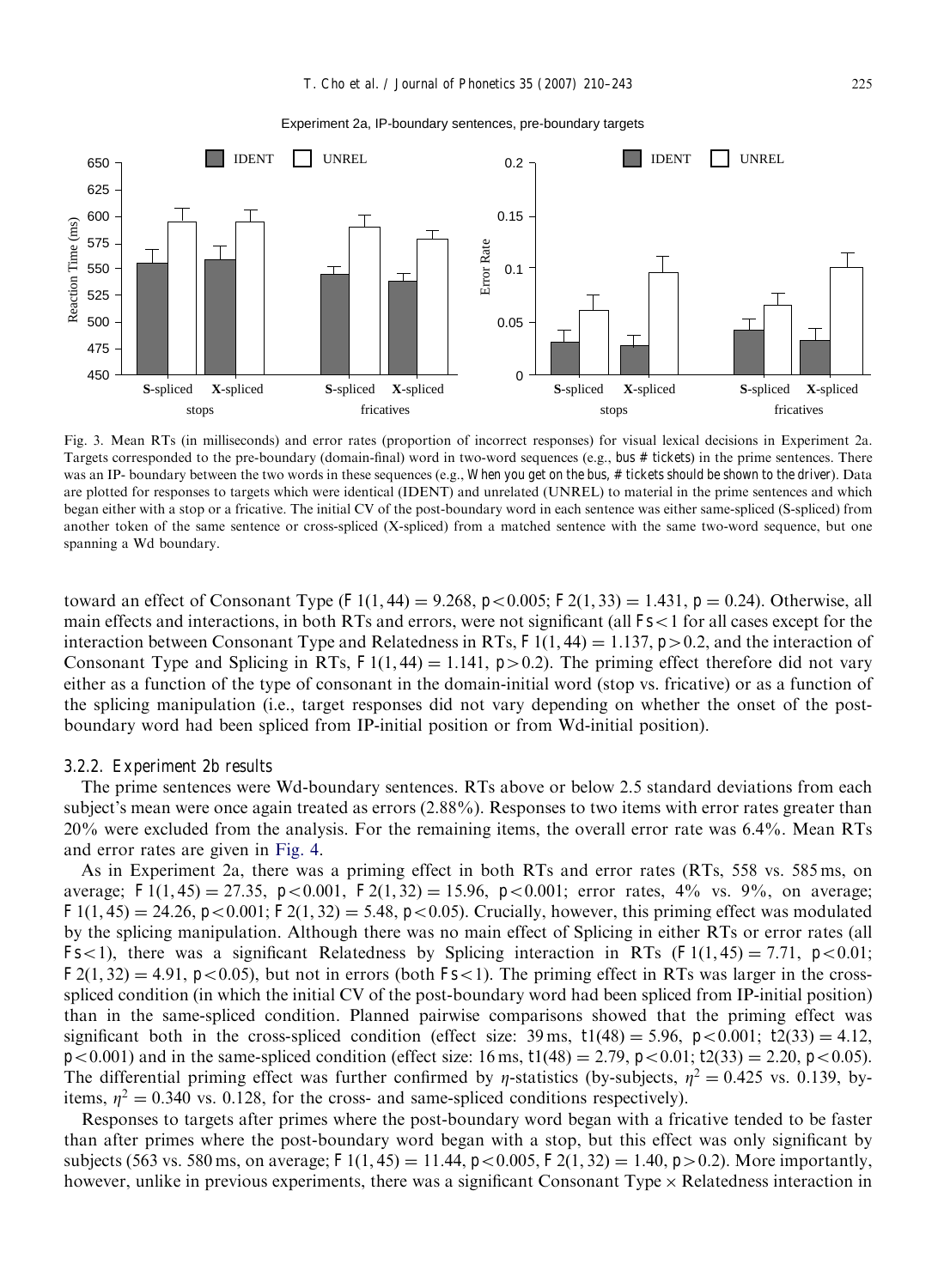Experiment 2a, IP-boundary sentences, pre-boundary targets

IDENT UNREL

Reaction Time (ms)

650
625
600
575
550
525
500
475
450

S-spliced X-spliced S-spliced X-spliced
stops fricatives

IDENT UNREL

Error Rate

0.2
0.15
0.1
0.05
0

S-spliced X-spliced S-spliced X-spliced
stops fricatives

Fig. 3. Mean RTs (in milliseconds) and error rates (proportion of incorrect responses) for visual lexical decisions in Experiment 2a. Targets corresponded to the pre-boundary (domain-final) word in two-word sequences (e.g., *bus # tickets*) in the prime sentences. There was an IP- boundary between the two words in these sequences (e.g., *When you get on the bus, # tickets should be shown to the driver*). Data are plotted for responses to targets which were identical (IDENT) and unrelated (UNREL) to material in the prime sentences and which began either with a stop or a fricative. The initial CV of the post-boundary word in each sentence was either same-spliced (S-spliced) from another token of the same sentence or cross-spliced (X-spliced) from a matched sentence with the same two-word sequence, but one spanning a Wd boundary.

toward an effect of Consonant Type ($F1(1, 44) = 9.268$, $p < 0.005$; $F2(1, 33) = 1.431$, $p = 0.24$). Otherwise, all main effects and interactions, in both RTs and errors, were not significant (all $F$s$<1$ for all cases except for the interaction between Consonant Type and Relatedness in RTs, $F1(1, 44) = 1.137$, $p > 0.2$, and the interaction of Consonant Type and Splicing in RTs, $F1(1, 44) = 1.141$, $p > 0.2$). The priming effect therefore did not vary either as a function of the type of consonant in the domain-initial word (stop vs. fricative) or as a function of the splicing manipulation (i.e., target responses did not vary depending on whether the onset of the post-boundary word had been spliced from IP-initial position or from Wd-initial position).

### 3.2.2. Experiment 2b results

The prime sentences were Wd-boundary sentences. RTs above or below 2.5 standard deviations from each subject's mean were once again treated as errors (2.88%). Responses to two items with error rates greater than 20% were excluded from the analysis. For the remaining items, the overall error rate was 6.4%. Mean RTs and error rates are given in Fig. 4.

As in Experiment 2a, there was a priming effect in both RTs and error rates (RTs, 558 vs. 585 ms, on average; $F1(1, 45) = 27.35$, $p < 0.001$, $F2(1, 32) = 15.96$, $p < 0.001$; error rates, 4% vs. 9%, on average; $F1(1, 45) = 24.26$, $p < 0.001$; $F2(1, 32) = 5.48$, $p < 0.05$). Crucially, however, this priming effect was modulated by the splicing manipulation. Although there was no main effect of Splicing in either RTs or error rates (all $F$s$<1$), there was a significant Relatedness by Splicing interaction in RTs ($F1(1, 45) = 7.71$, $p < 0.01$; $F2(1, 32) = 4.91$, $p < 0.05$), but not in errors (both $F$s$<1$). The priming effect in RTs was larger in the cross-spliced condition (in which the initial CV of the post-boundary word had been spliced from IP-initial position) than in the same-spliced condition. Planned pairwise comparisons showed that the priming effect was significant both in the cross-spliced condition (effect size: 39 ms, $t1(48) = 5.96$, $p < 0.001$; $t2(33) = 4.12$, $p < 0.001$) and in the same-spliced condition (effect size: 16 ms, $t1(48) = 2.79$, $p < 0.01$; $t2(33) = 2.20$, $p < 0.05$). The differential priming effect was further confirmed by $\eta$-statistics (by-subjects, $\eta^2 = 0.425$ vs. 0.139, by-items, $\eta^2 = 0.340$ vs. 0.128, for the cross- and same-spliced conditions respectively).

Responses to targets after primes where the post-boundary word began with a fricative tended to be faster than after primes where the post-boundary word began with a stop, but this effect was only significant by subjects (563 vs. 580 ms, on average; $F1(1, 45) = 11.44$, $p < 0.005$, $F2(1, 32) = 1.40$, $p > 0.2$). More importantly, however, unlike in previous experiments, there was a significant Consonant Type $\times$ Relatedness interaction in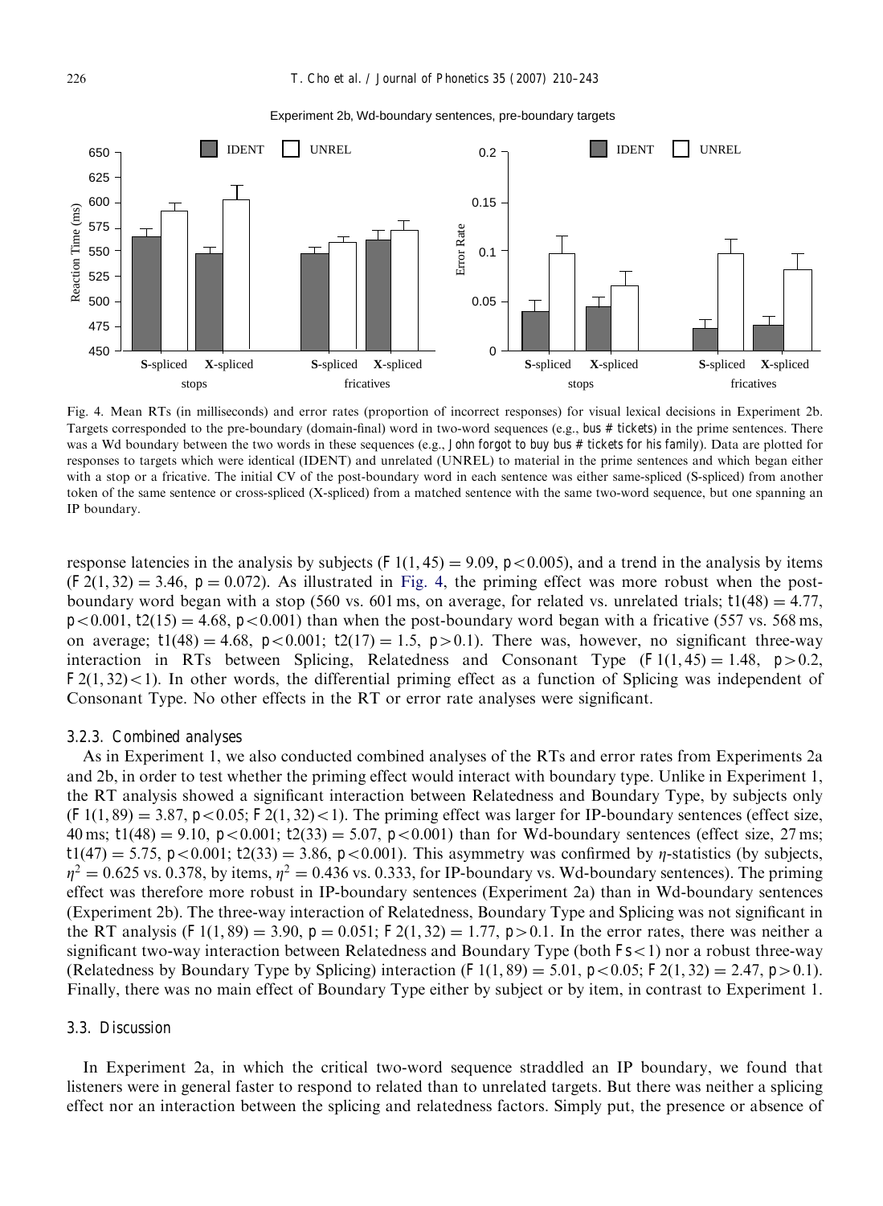Experiment 2b, Wd-boundary sentences, pre-boundary targets

IDENT UNREL

Reaction Time (ms)

650
625
600
575
550
525
500
475
450

S-spliced X-spliced S-spliced X-spliced

stops fricatives

IDENT UNREL

Error Rate

0.2
0.15
0.1
0.05
0

S-spliced X-spliced S-spliced X-spliced

stops fricatives

Fig. 4. Mean RTs (in milliseconds) and error rates (proportion of incorrect responses) for visual lexical decisions in Experiment 2b. Targets corresponded to the pre-boundary (domain-final) word in two-word sequences (e.g., *bus # tickets*) in the prime sentences. There was a Wd boundary between the two words in these sequences (e.g., *John forgot to buy bus # tickets for his family*). Data are plotted for responses to targets which were identical (IDENT) and unrelated (UNREL) to material in the prime sentences and which began either with a stop or a fricative. The initial CV of the post-boundary word in each sentence was either same-spliced (S-spliced) from another token of the same sentence or cross-spliced (X-spliced) from a matched sentence with the same two-word sequence, but one spanning an IP boundary.

response latencies in the analysis by subjects ($F1(1, 45) = 9.09$, $p < 0.005$), and a trend in the analysis by items ($F2(1, 32) = 3.46$, $p = 0.072$). As illustrated in Fig. 4, the priming effect was more robust when the post-boundary word began with a stop (560 vs. 601 ms, on average, for related vs. unrelated trials; $t1(48) = 4.77$, $p < 0.001$, $t2(15) = 4.68$, $p < 0.001$) than when the post-boundary word began with a fricative (557 vs. 568 ms, on average; $t1(48) = 4.68$, $p < 0.001$; $t2(17) = 1.5$, $p > 0.1$). There was, however, no significant three-way interaction in RTs between Splicing, Relatedness and Consonant Type ($F1(1, 45) = 1.48$, $p > 0.2$, $F2(1, 32) < 1$). In other words, the differential priming effect as a function of Splicing was independent of Consonant Type. No other effects in the RT or error rate analyses were significant.

### 3.2.3. Combined analyses

As in Experiment 1, we also conducted combined analyses of the RTs and error rates from Experiments 2a and 2b, in order to test whether the priming effect would interact with boundary type. Unlike in Experiment 1, the RT analysis showed a significant interaction between Relatedness and Boundary Type, by subjects only ($F1(1, 89) = 3.87$, $p < 0.05$; $F2(1, 32) < 1$). The priming effect was larger for IP-boundary sentences (effect size, 40 ms; $t1(48) = 9.10$, $p < 0.001$; $t2(33) = 5.07$, $p < 0.001$) than for Wd-boundary sentences (effect size, 27 ms; $t1(47) = 5.75$, $p < 0.001$; $t2(33) = 3.86$, $p < 0.001$). This asymmetry was confirmed by $\eta$-statistics (by subjects, $\eta^2 = 0.625$ vs. 0.378, by items, $\eta^2 = 0.436$ vs. 0.333, for IP-boundary vs. Wd-boundary sentences). The priming effect was therefore more robust in IP-boundary sentences (Experiment 2a) than in Wd-boundary sentences (Experiment 2b). The three-way interaction of Relatedness, Boundary Type and Splicing was not significant in the RT analysis ($F1(1, 89) = 3.90$, $p = 0.051$; $F2(1, 32) = 1.77$, $p > 0.1$. In the error rates, there was neither a significant two-way interaction between Relatedness and Boundary Type (both $Fs < 1$) nor a robust three-way (Relatedness by Boundary Type by Splicing) interaction ($F1(1, 89) = 5.01$, $p < 0.05$; $F2(1, 32) = 2.47$, $p > 0.1$). Finally, there was no main effect of Boundary Type either by subject or by item, in contrast to Experiment 1.

## 3.3. Discussion

In Experiment 2a, in which the critical two-word sequence straddled an IP boundary, we found that listeners were in general faster to respond to related than to unrelated targets. But there was neither a splicing effect nor an interaction between the splicing and relatedness factors. Simply put, the presence or absence of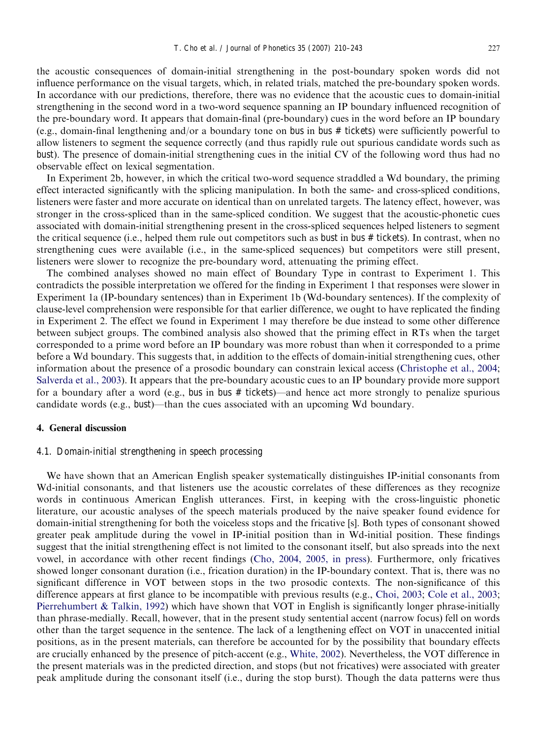the acoustic consequences of domain-initial strengthening in the post-boundary spoken words did not influence performance on the visual targets, which, in related trials, matched the pre-boundary spoken words. In accordance with our predictions, therefore, there was no evidence that the acoustic cues to domain-initial strengthening in the second word in a two-word sequence spanning an IP boundary influenced recognition of the pre-boundary word. It appears that domain-final (pre-boundary) cues in the word before an IP boundary (e.g., domain-final lengthening and/or a boundary tone on *bus* in *bus # tickets*) were sufficiently powerful to allow listeners to segment the sequence correctly (and thus rapidly rule out spurious candidate words such as *bust*). The presence of domain-initial strengthening cues in the initial CV of the following word thus had no observable effect on lexical segmentation.

In Experiment 2b, however, in which the critical two-word sequence straddled a Wd boundary, the priming effect interacted significantly with the splicing manipulation. In both the same- and cross-spliced conditions, listeners were faster and more accurate on identical than on unrelated targets. The latency effect, however, was stronger in the cross-spliced than in the same-spliced condition. We suggest that the acoustic-phonetic cues associated with domain-initial strengthening present in the cross-spliced sequences helped listeners to segment the critical sequence (i.e., helped them rule out competitors such as *bust* in *bus # tickets*). In contrast, when no strengthening cues were available (i.e., in the same-spliced sequences) but competitors were still present, listeners were slower to recognize the pre-boundary word, attenuating the priming effect.

The combined analyses showed no main effect of Boundary Type in contrast to Experiment 1. This contradicts the possible interpretation we offered for the finding in Experiment 1 that responses were slower in Experiment 1a (IP-boundary sentences) than in Experiment 1b (Wd-boundary sentences). If the complexity of clause-level comprehension were responsible for that earlier difference, we ought to have replicated the finding in Experiment 2. The effect we found in Experiment 1 may therefore be due instead to some other difference between subject groups. The combined analysis also showed that the priming effect in RTs when the target corresponded to a prime word before an IP boundary was more robust than when it corresponded to a prime before a Wd boundary. This suggests that, in addition to the effects of domain-initial strengthening cues, other information about the presence of a prosodic boundary can constrain lexical access (Christophe et al., 2004; Salverda et al., 2003). It appears that the pre-boundary acoustic cues to an IP boundary provide more support for a boundary after a word (e.g., *bus* in *bus # tickets*)—and hence act more strongly to penalize spurious candidate words (e.g., *bust*)—than the cues associated with an upcoming Wd boundary.

## 4. General discussion

### 4.1. Domain-initial strengthening in speech processing

We have shown that an American English speaker systematically distinguishes IP-initial consonants from Wd-initial consonants, and that listeners use the acoustic correlates of these differences as they recognize words in continuous American English utterances. First, in keeping with the cross-linguistic phonetic literature, our acoustic analyses of the speech materials produced by the naive speaker found evidence for domain-initial strengthening for both the voiceless stops and the fricative [s]. Both types of consonant showed greater peak amplitude during the vowel in IP-initial position than in Wd-initial position. These findings suggest that the initial strengthening effect is not limited to the consonant itself, but also spreads into the next vowel, in accordance with other recent findings (Cho, 2004, 2005, in press). Furthermore, only fricatives showed longer consonant duration (i.e., frication duration) in the IP-boundary context. That is, there was no significant difference in VOT between stops in the two prosodic contexts. The non-significance of this difference appears at first glance to be incompatible with previous results (e.g., Choi, 2003; Cole et al., 2003; Pierrehumbert & Talkin, 1992) which have shown that VOT in English is significantly longer phrase-initially than phrase-medially. Recall, however, that in the present study sentential accent (narrow focus) fell on words other than the target sequence in the sentence. The lack of a lengthening effect on VOT in unaccented initial positions, as in the present materials, can therefore be accounted for by the possibility that boundary effects are crucially enhanced by the presence of pitch-accent (e.g., White, 2002). Nevertheless, the VOT difference in the present materials was in the predicted direction, and stops (but not fricatives) were associated with greater peak amplitude during the consonant itself (i.e., during the stop burst). Though the data patterns were thus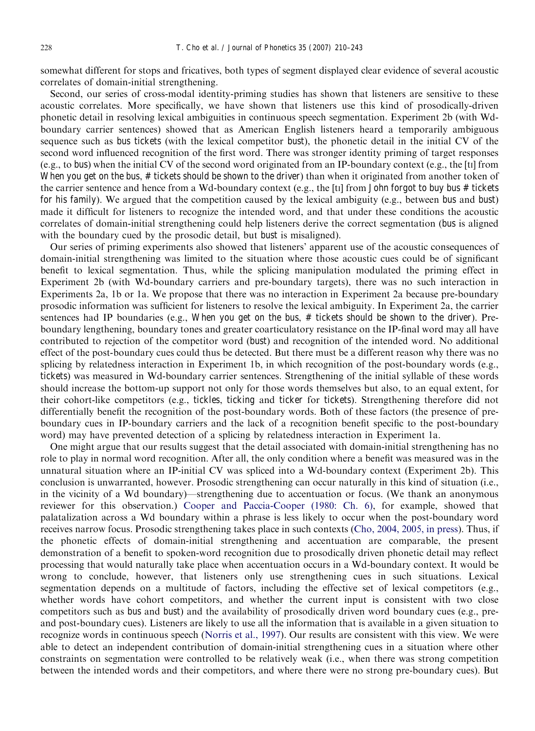somewhat different for stops and fricatives, both types of segment displayed clear evidence of several acoustic correlates of domain-initial strengthening.

Second, our series of cross-modal identity-priming studies has shown that listeners are sensitive to these acoustic correlates. More specifically, we have shown that listeners use this kind of prosodically-driven phonetic detail in resolving lexical ambiguities in continuous speech segmentation. Experiment 2b (with Wd-boundary carrier sentences) showed that as American English listeners heard a temporarily ambiguous sequence such as *bus tickets* (with the lexical competitor *bust*), the phonetic detail in the initial CV of the second word influenced recognition of the first word. There was stronger identity priming of target responses (e.g., to *bus*) when the initial CV of the second word originated from an IP-boundary context (e.g., the [tɪ] from *When you get on the bus, # tickets should be shown to the driver*) than when it originated from another token of the carrier sentence and hence from a Wd-boundary context (e.g., the [tɪ] from *John forgot to buy bus # tickets for his family*). We argued that the competition caused by the lexical ambiguity (e.g., between *bus* and *bust*) made it difficult for listeners to recognize the intended word, and that under these conditions the acoustic correlates of domain-initial strengthening could help listeners derive the correct segmentation (*bus* is aligned with the boundary cued by the prosodic detail, but *bust* is misaligned).

Our series of priming experiments also showed that listeners' apparent use of the acoustic consequences of domain-initial strengthening was limited to the situation where those acoustic cues could be of significant benefit to lexical segmentation. Thus, while the splicing manipulation modulated the priming effect in Experiment 2b (with Wd-boundary carriers and pre-boundary targets), there was no such interaction in Experiments 2a, 1b or 1a. We propose that there was no interaction in Experiment 2a because pre-boundary prosodic information was sufficient for listeners to resolve the lexical ambiguity. In Experiment 2a, the carrier sentences had IP boundaries (e.g., *When you get on the bus, # tickets should be shown to the driver*). Pre-boundary lengthening, boundary tones and greater coarticulatory resistance on the IP-final word may all have contributed to rejection of the competitor word (*bust*) and recognition of the intended word. No additional effect of the post-boundary cues could thus be detected. But there must be a different reason why there was no splicing by relatedness interaction in Experiment 1b, in which recognition of the post-boundary words (e.g., *tickets*) was measured in Wd-boundary carrier sentences. Strengthening of the initial syllable of these words should increase the bottom-up support not only for those words themselves but also, to an equal extent, for their cohort-like competitors (e.g., *tickles*, *ticking* and *ticker* for *tickets*). Strengthening therefore did not differentially benefit the recognition of the post-boundary words. Both of these factors (the presence of pre-boundary cues in IP-boundary carriers and the lack of a recognition benefit specific to the post-boundary word) may have prevented detection of a splicing by relatedness interaction in Experiment 1a.

One might argue that our results suggest that the detail associated with domain-initial strengthening has no role to play in normal word recognition. After all, the only condition where a benefit was measured was in the unnatural situation where an IP-initial CV was spliced into a Wd-boundary context (Experiment 2b). This conclusion is unwarranted, however. Prosodic strengthening can occur naturally in this kind of situation (i.e., in the vicinity of a Wd boundary)—strengthening due to accentuation or focus. (We thank an anonymous reviewer for this observation.) Cooper and Paccia-Cooper (1980: Ch. 6), for example, showed that palatalization across a Wd boundary within a phrase is less likely to occur when the post-boundary word receives narrow focus. Prosodic strengthening takes place in such contexts (Cho, 2004, 2005, in press). Thus, if the phonetic effects of domain-initial strengthening and accentuation are comparable, the present demonstration of a benefit to spoken-word recognition due to prosodically driven phonetic detail may reflect processing that would naturally take place when accentuation occurs in a Wd-boundary context. It would be wrong to conclude, however, that listeners only use strengthening cues in such situations. Lexical segmentation depends on a multitude of factors, including the effective set of lexical competitors (e.g., whether words have cohort competitors, and whether the current input is consistent with two close competitors such as *bus* and *bust*) and the availability of prosodically driven word boundary cues (e.g., pre- and post-boundary cues). Listeners are likely to use all the information that is available in a given situation to recognize words in continuous speech (Norris et al., 1997). Our results are consistent with this view. We were able to detect an independent contribution of domain-initial strengthening cues in a situation where other constraints on segmentation were controlled to be relatively weak (i.e., when there was strong competition between the intended words and their competitors, and where there were no strong pre-boundary cues). But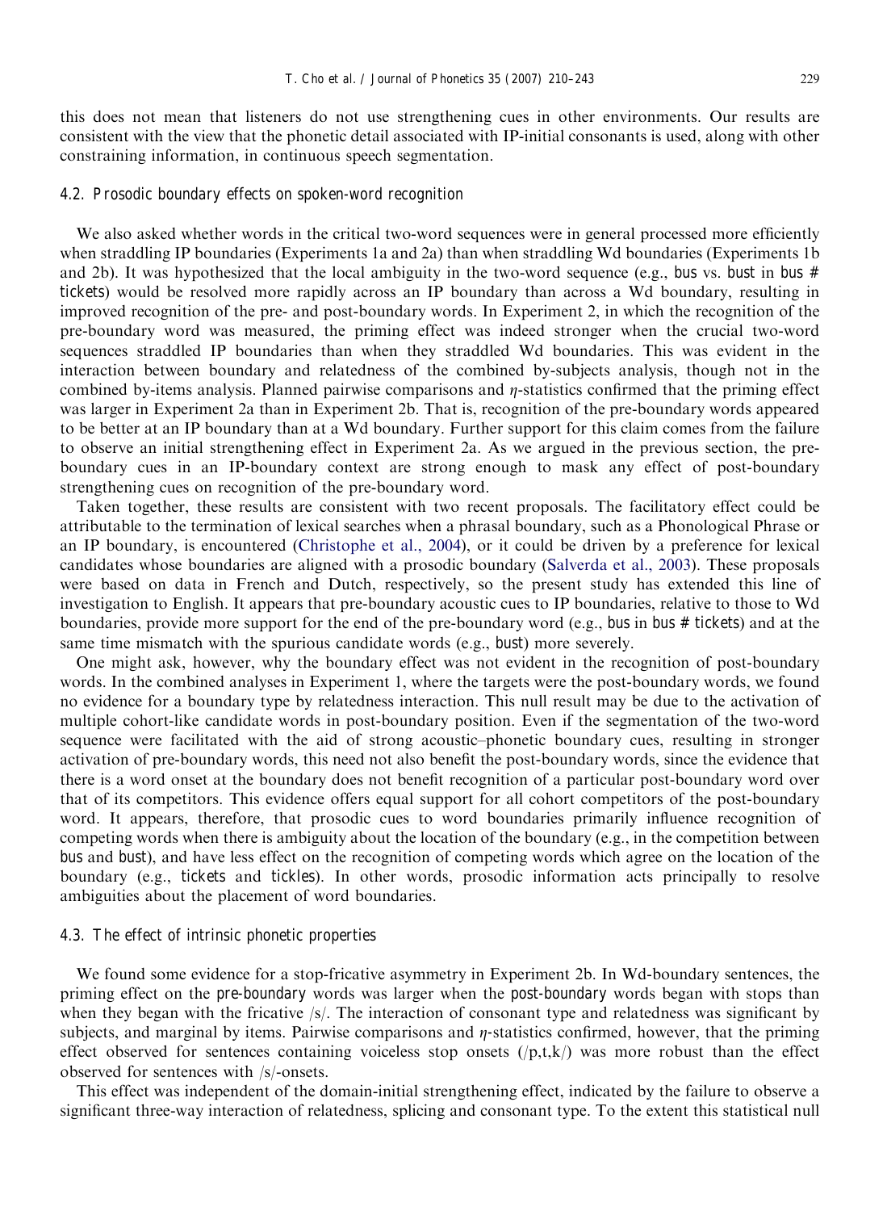this does not mean that listeners do not use strengthening cues in other environments. Our results are consistent with the view that the phonetic detail associated with IP-initial consonants is used, along with other constraining information, in continuous speech segmentation.

### 4.2. Prosodic boundary effects on spoken-word recognition

We also asked whether words in the critical two-word sequences were in general processed more efficiently when straddling IP boundaries (Experiments 1a and 2a) than when straddling Wd boundaries (Experiments 1b and 2b). It was hypothesized that the local ambiguity in the two-word sequence (e.g., *bus* vs. *bust* in *bus # tickets*) would be resolved more rapidly across an IP boundary than across a Wd boundary, resulting in improved recognition of the pre- and post-boundary words. In Experiment 2, in which the recognition of the pre-boundary word was measured, the priming effect was indeed stronger when the crucial two-word sequences straddled IP boundaries than when they straddled Wd boundaries. This was evident in the interaction between boundary and relatedness of the combined by-subjects analysis, though not in the combined by-items analysis. Planned pairwise comparisons and $\eta$-statistics confirmed that the priming effect was larger in Experiment 2a than in Experiment 2b. That is, recognition of the pre-boundary words appeared to be better at an IP boundary than at a Wd boundary. Further support for this claim comes from the failure to observe an initial strengthening effect in Experiment 2a. As we argued in the previous section, the pre-boundary cues in an IP-boundary context are strong enough to mask any effect of post-boundary strengthening cues on recognition of the pre-boundary word.

Taken together, these results are consistent with two recent proposals. The facilitatory effect could be attributable to the termination of lexical searches when a phrasal boundary, such as a Phonological Phrase or an IP boundary, is encountered (Christophe et al., 2004), or it could be driven by a preference for lexical candidates whose boundaries are aligned with a prosodic boundary (Salverda et al., 2003). These proposals were based on data in French and Dutch, respectively, so the present study has extended this line of investigation to English. It appears that pre-boundary acoustic cues to IP boundaries, relative to those to Wd boundaries, provide more support for the end of the pre-boundary word (e.g., *bus* in *bus # tickets*) and at the same time mismatch with the spurious candidate words (e.g., *bust*) more severely.

One might ask, however, why the boundary effect was not evident in the recognition of post-boundary words. In the combined analyses in Experiment 1, where the targets were the post-boundary words, we found no evidence for a boundary type by relatedness interaction. This null result may be due to the activation of multiple cohort-like candidate words in post-boundary position. Even if the segmentation of the two-word sequence were facilitated with the aid of strong acoustic–phonetic boundary cues, resulting in stronger activation of pre-boundary words, this need not also benefit the post-boundary words, since the evidence that there is a word onset at the boundary does not benefit recognition of a particular post-boundary word over that of its competitors. This evidence offers equal support for all cohort competitors of the post-boundary word. It appears, therefore, that prosodic cues to word boundaries primarily influence recognition of competing words when there is ambiguity about the location of the boundary (e.g., in the competition between *bus* and *bust*), and have less effect on the recognition of competing words which agree on the location of the boundary (e.g., *tickets* and *tickles*). In other words, prosodic information acts principally to resolve ambiguities about the placement of word boundaries.

### 4.3. The effect of intrinsic phonetic properties

We found some evidence for a stop-fricative asymmetry in Experiment 2b. In Wd-boundary sentences, the priming effect on the *pre-boundary* words was larger when the *post-boundary* words began with stops than when they began with the fricative /s/. The interaction of consonant type and relatedness was significant by subjects, and marginal by items. Pairwise comparisons and $\eta$-statistics confirmed, however, that the priming effect observed for sentences containing voiceless stop onsets (/p,t,k/) was more robust than the effect observed for sentences with /s/-onsets.

This effect was independent of the domain-initial strengthening effect, indicated by the failure to observe a significant three-way interaction of relatedness, splicing and consonant type. To the extent this statistical null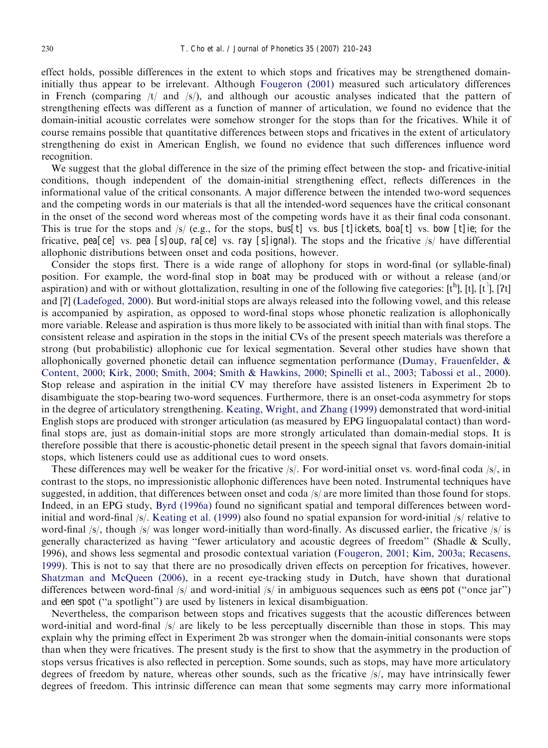effect holds, possible differences in the extent to which stops and fricatives may be strengthened domain-initially thus appear to be irrelevant. Although Fougeron (2001) measured such articulatory differences in French (comparing /t/ and /s/), and although our acoustic analyses indicated that the pattern of strengthening effects was different as a function of manner of articulation, we found no evidence that the domain-initial acoustic correlates were somehow stronger for the stops than for the fricatives. While it of course remains possible that quantitative differences between stops and fricatives in the extent of articulatory strengthening do exist in American English, we found no evidence that such differences influence word recognition.

We suggest that the global difference in the size of the priming effect between the stop- and fricative-initial conditions, though independent of the domain-initial strengthening effect, reflects differences in the informational value of the critical consonants. A major difference between the intended two-word sequences and the competing words in our materials is that all the intended-word sequences have the critical consonant in the onset of the second word whereas most of the competing words have it as their final coda consonant. This is true for the stops and /s/ (e.g., for the stops, bus[t] vs. bus [t]ickets, boa[t] vs. bow [t]ie; for the fricative, pea[ce] vs. pea [s]oup, ra[ce] vs. ray [s]ignal). The stops and the fricative /s/ have differential allophonic distributions between onset and coda positions, however.

Consider the stops first. There is a wide range of allophony for stops in word-final (or syllable-final) position. For example, the word-final stop in boat may be produced with or without a release (and/or aspiration) and with or without glottalization, resulting in one of the following five categories: [tʰ], [t], [t̚], [ʔt] and [ʔ] (Ladefoged, 2000). But word-initial stops are always released into the following vowel, and this release is accompanied by aspiration, as opposed to word-final stops whose phonetic realization is allophonically more variable. Release and aspiration is thus more likely to be associated with initial than with final stops. The consistent release and aspiration in the stops in the initial CVs of the present speech materials was therefore a strong (but probabilistic) allophonic cue for lexical segmentation. Several other studies have shown that allophonically governed phonetic detail can influence segmentation performance (Dumay, Frauenfelder, & Content, 2000; Kirk, 2000; Smith, 2004; Smith & Hawkins, 2000; Spinelli et al., 2003; Tabossi et al., 2000). Stop release and aspiration in the initial CV may therefore have assisted listeners in Experiment 2b to disambiguate the stop-bearing two-word sequences. Furthermore, there is an onset-coda asymmetry for stops in the degree of articulatory strengthening. Keating, Wright, and Zhang (1999) demonstrated that word-initial English stops are produced with stronger articulation (as measured by EPG linguopalatal contact) than word-final stops are, just as domain-initial stops are more strongly articulated than domain-medial stops. It is therefore possible that there is acoustic-phonetic detail present in the speech signal that favors domain-initial stops, which listeners could use as additional cues to word onsets.

These differences may well be weaker for the fricative /s/. For word-initial onset vs. word-final coda /s/, in contrast to the stops, no impressionistic allophonic differences have been noted. Instrumental techniques have suggested, in addition, that differences between onset and coda /s/ are more limited than those found for stops. Indeed, in an EPG study, Byrd (1996a) found no significant spatial and temporal differences between word-initial and word-final /s/. Keating et al. (1999) also found no spatial expansion for word-initial /s/ relative to word-final /s/, though /s/ was longer word-initially than word-finally. As discussed earlier, the fricative /s/ is generally characterized as having "fewer articulatory and acoustic degrees of freedom" (Shadle & Scully, 1996), and shows less segmental and prosodic contextual variation (Fougeron, 2001; Kim, 2003a; Recasens, 1999). This is not to say that there are no prosodically driven effects on perception for fricatives, however. Shatzman and McQueen (2006), in a recent eye-tracking study in Dutch, have shown that durational differences between word-final /s/ and word-initial /s/ in ambiguous sequences such as eens pot ("once jar") and een spot ("a spotlight") are used by listeners in lexical disambiguation.

Nevertheless, the comparison between stops and fricatives suggests that the acoustic differences between word-initial and word-final /s/ are likely to be less perceptually discernible than those in stops. This may explain why the priming effect in Experiment 2b was stronger when the domain-initial consonants were stops than when they were fricatives. The present study is the first to show that the asymmetry in the production of stops versus fricatives is also reflected in perception. Some sounds, such as stops, may have more articulatory degrees of freedom by nature, whereas other sounds, such as the fricative /s/, may have intrinsically fewer degrees of freedom. This intrinsic difference can mean that some segments may carry more informational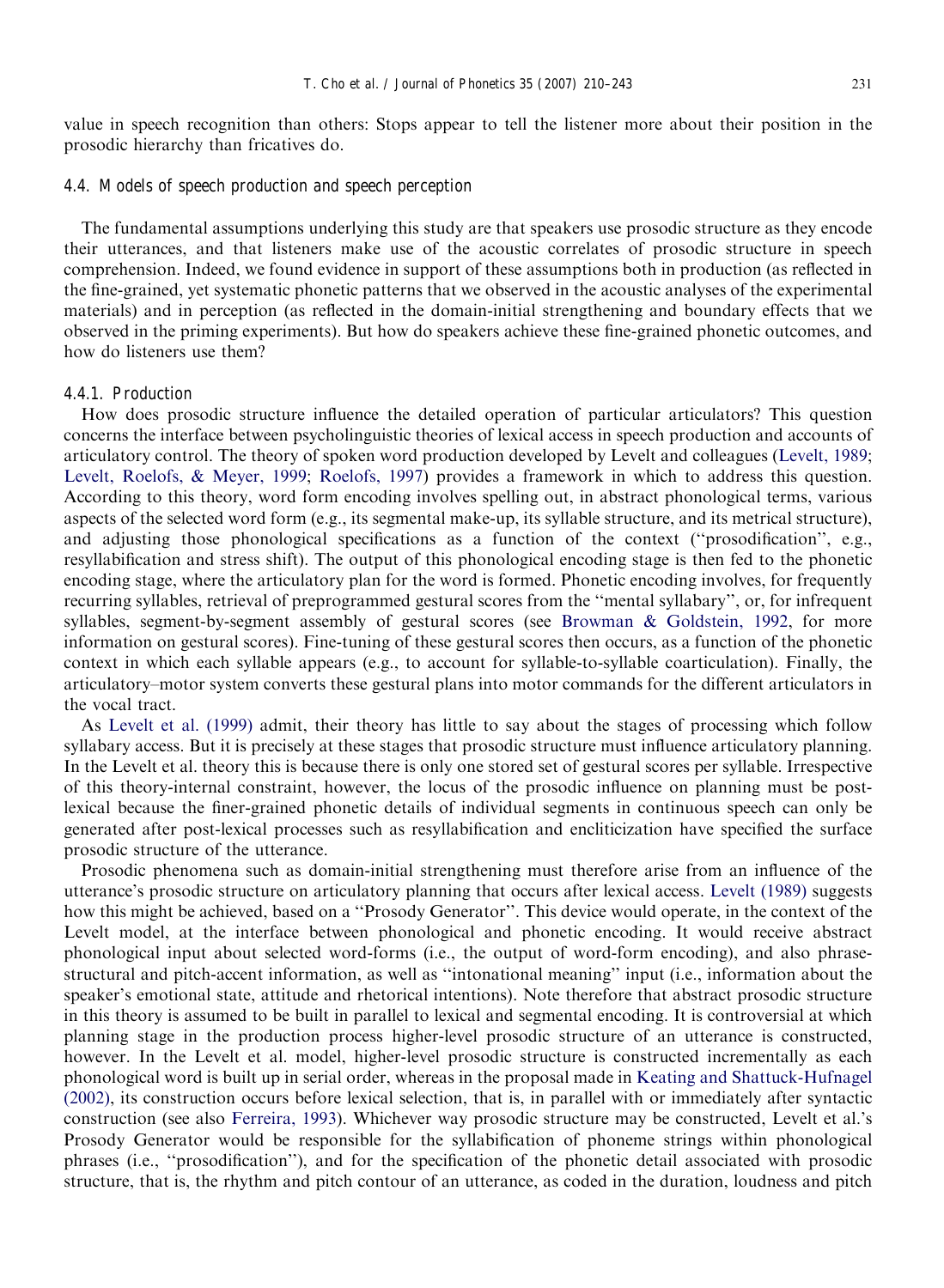value in speech recognition than others: Stops appear to tell the listener more about their position in the prosodic hierarchy than fricatives do.

### 4.4. Models of speech production and speech perception

The fundamental assumptions underlying this study are that speakers use prosodic structure as they encode their utterances, and that listeners make use of the acoustic correlates of prosodic structure in speech comprehension. Indeed, we found evidence in support of these assumptions both in production (as reflected in the fine-grained, yet systematic phonetic patterns that we observed in the acoustic analyses of the experimental materials) and in perception (as reflected in the domain-initial strengthening and boundary effects that we observed in the priming experiments). But how do speakers achieve these fine-grained phonetic outcomes, and how do listeners use them?

#### 4.4.1. Production

How does prosodic structure influence the detailed operation of particular articulators? This question concerns the interface between psycholinguistic theories of lexical access in speech production and accounts of articulatory control. The theory of spoken word production developed by Levelt and colleagues (Levelt, 1989; Levelt, Roelofs, & Meyer, 1999; Roelofs, 1997) provides a framework in which to address this question. According to this theory, word form encoding involves spelling out, in abstract phonological terms, various aspects of the selected word form (e.g., its segmental make-up, its syllable structure, and its metrical structure), and adjusting those phonological specifications as a function of the context ("prosodification", e.g., resyllabification and stress shift). The output of this phonological encoding stage is then fed to the phonetic encoding stage, where the articulatory plan for the word is formed. Phonetic encoding involves, for frequently recurring syllables, retrieval of preprogrammed gestural scores from the "mental syllabary", or, for infrequent syllables, segment-by-segment assembly of gestural scores (see Browman & Goldstein, 1992, for more information on gestural scores). Fine-tuning of these gestural scores then occurs, as a function of the phonetic context in which each syllable appears (e.g., to account for syllable-to-syllable coarticulation). Finally, the articulatory–motor system converts these gestural plans into motor commands for the different articulators in the vocal tract.

As Levelt et al. (1999) admit, their theory has little to say about the stages of processing which follow syllabary access. But it is precisely at these stages that prosodic structure must influence articulatory planning. In the Levelt et al. theory this is because there is only one stored set of gestural scores per syllable. Irrespective of this theory-internal constraint, however, the locus of the prosodic influence on planning must be post-lexical because the finer-grained phonetic details of individual segments in continuous speech can only be generated after post-lexical processes such as resyllabification and encliticization have specified the surface prosodic structure of the utterance.

Prosodic phenomena such as domain-initial strengthening must therefore arise from an influence of the utterance's prosodic structure on articulatory planning that occurs after lexical access. Levelt (1989) suggests how this might be achieved, based on a "Prosody Generator". This device would operate, in the context of the Levelt model, at the interface between phonological and phonetic encoding. It would receive abstract phonological input about selected word-forms (i.e., the output of word-form encoding), and also phrase-structural and pitch-accent information, as well as "intonational meaning" input (i.e., information about the speaker's emotional state, attitude and rhetorical intentions). Note therefore that abstract prosodic structure in this theory is assumed to be built in parallel to lexical and segmental encoding. It is controversial at which planning stage in the production process higher-level prosodic structure of an utterance is constructed, however. In the Levelt et al. model, higher-level prosodic structure is constructed incrementally as each phonological word is built up in serial order, whereas in the proposal made in Keating and Shattuck-Hufnagel (2002), its construction occurs before lexical selection, that is, in parallel with or immediately after syntactic construction (see also Ferreira, 1993). Whichever way prosodic structure may be constructed, Levelt et al.'s Prosody Generator would be responsible for the syllabification of phoneme strings within phonological phrases (i.e., "prosodification"), and for the specification of the phonetic detail associated with prosodic structure, that is, the rhythm and pitch contour of an utterance, as coded in the duration, loudness and pitch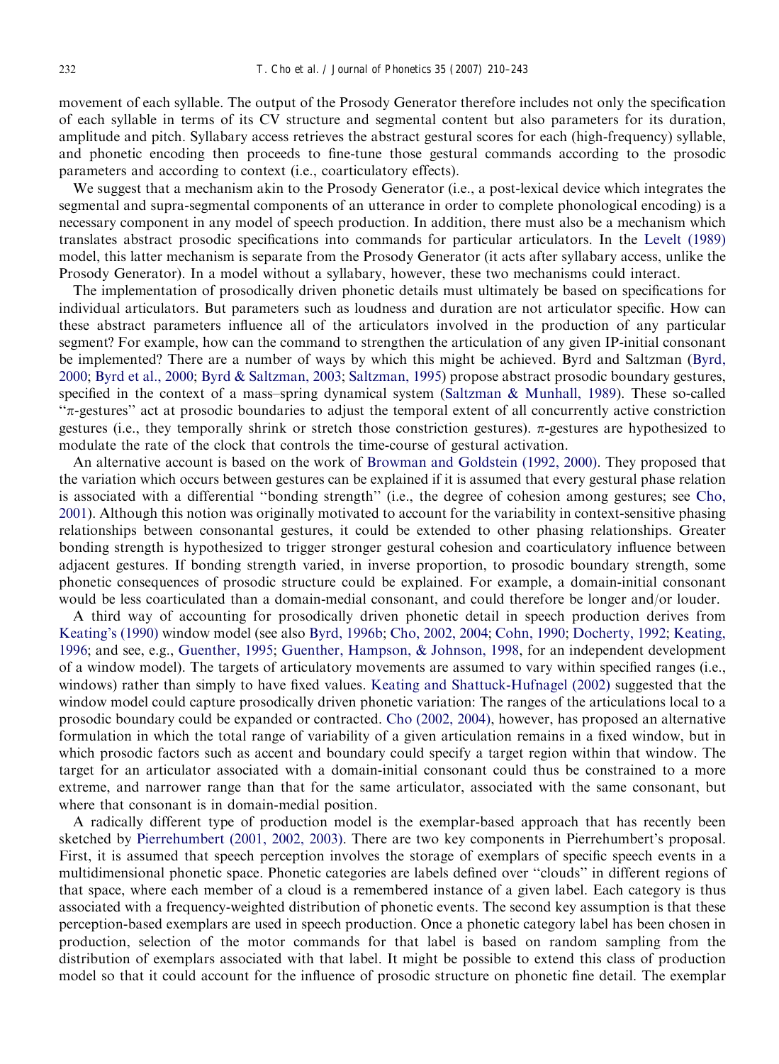movement of each syllable. The output of the Prosody Generator therefore includes not only the specification of each syllable in terms of its CV structure and segmental content but also parameters for its duration, amplitude and pitch. Syllabary access retrieves the abstract gestural scores for each (high-frequency) syllable, and phonetic encoding then proceeds to fine-tune those gestural commands according to the prosodic parameters and according to context (i.e., coarticulatory effects).

We suggest that a mechanism akin to the Prosody Generator (i.e., a post-lexical device which integrates the segmental and supra-segmental components of an utterance in order to complete phonological encoding) is a necessary component in any model of speech production. In addition, there must also be a mechanism which translates abstract prosodic specifications into commands for particular articulators. In the Levelt (1989) model, this latter mechanism is separate from the Prosody Generator (it acts after syllabary access, unlike the Prosody Generator). In a model without a syllabary, however, these two mechanisms could interact.

The implementation of prosodically driven phonetic details must ultimately be based on specifications for individual articulators. But parameters such as loudness and duration are not articulator specific. How can these abstract parameters influence all of the articulators involved in the production of any particular segment? For example, how can the command to strengthen the articulation of any given IP-initial consonant be implemented? There are a number of ways by which this might be achieved. Byrd and Saltzman (Byrd, 2000; Byrd et al., 2000; Byrd & Saltzman, 2003; Saltzman, 1995) propose abstract prosodic boundary gestures, specified in the context of a mass–spring dynamical system (Saltzman & Munhall, 1989). These so-called "$\pi$-gestures" act at prosodic boundaries to adjust the temporal extent of all concurrently active constriction gestures (i.e., they temporally shrink or stretch those constriction gestures). $\pi$-gestures are hypothesized to modulate the rate of the clock that controls the time-course of gestural activation.

An alternative account is based on the work of Browman and Goldstein (1992, 2000). They proposed that the variation which occurs between gestures can be explained if it is assumed that every gestural phase relation is associated with a differential "bonding strength" (i.e., the degree of cohesion among gestures; see Cho, 2001). Although this notion was originally motivated to account for the variability in context-sensitive phasing relationships between consonantal gestures, it could be extended to other phasing relationships. Greater bonding strength is hypothesized to trigger stronger gestural cohesion and coarticulatory influence between adjacent gestures. If bonding strength varied, in inverse proportion, to prosodic boundary strength, some phonetic consequences of prosodic structure could be explained. For example, a domain-initial consonant would be less coarticulated than a domain-medial consonant, and could therefore be longer and/or louder.

A third way of accounting for prosodically driven phonetic detail in speech production derives from Keating's (1990) window model (see also Byrd, 1996b; Cho, 2002, 2004; Cohn, 1990; Docherty, 1992; Keating, 1996; and see, e.g., Guenther, 1995; Guenther, Hampson, & Johnson, 1998, for an independent development of a window model). The targets of articulatory movements are assumed to vary within specified ranges (i.e., windows) rather than simply to have fixed values. Keating and Shattuck-Hufnagel (2002) suggested that the window model could capture prosodically driven phonetic variation: The ranges of the articulations local to a prosodic boundary could be expanded or contracted. Cho (2002, 2004), however, has proposed an alternative formulation in which the total range of variability of a given articulation remains in a fixed window, but in which prosodic factors such as accent and boundary could specify a target region within that window. The target for an articulator associated with a domain-initial consonant could thus be constrained to a more extreme, and narrower range than that for the same articulator, associated with the same consonant, but where that consonant is in domain-medial position.

A radically different type of production model is the exemplar-based approach that has recently been sketched by Pierrehumbert (2001, 2002, 2003). There are two key components in Pierrehumbert's proposal. First, it is assumed that speech perception involves the storage of exemplars of specific speech events in a multidimensional phonetic space. Phonetic categories are labels defined over "clouds" in different regions of that space, where each member of a cloud is a remembered instance of a given label. Each category is thus associated with a frequency-weighted distribution of phonetic events. The second key assumption is that these perception-based exemplars are used in speech production. Once a phonetic category label has been chosen in production, selection of the motor commands for that label is based on random sampling from the distribution of exemplars associated with that label. It might be possible to extend this class of production model so that it could account for the influence of prosodic structure on phonetic fine detail. The exemplar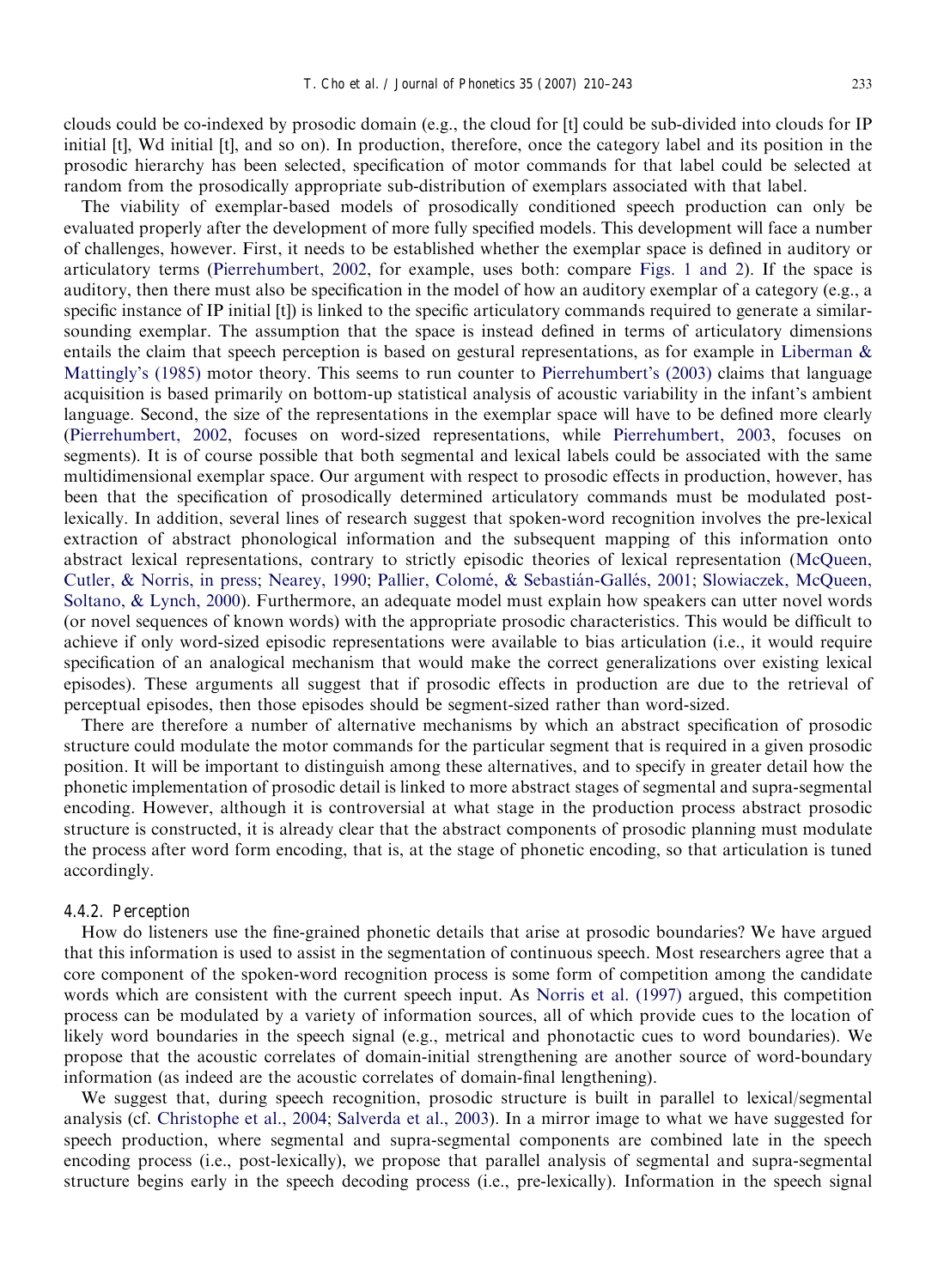clouds could be co-indexed by prosodic domain (e.g., the cloud for [t] could be sub-divided into clouds for IP initial [t], Wd initial [t], and so on). In production, therefore, once the category label and its position in the prosodic hierarchy has been selected, specification of motor commands for that label could be selected at random from the prosodically appropriate sub-distribution of exemplars associated with that label.

The viability of exemplar-based models of prosodically conditioned speech production can only be evaluated properly after the development of more fully specified models. This development will face a number of challenges, however. First, it needs to be established whether the exemplar space is defined in auditory or articulatory terms (Pierrehumbert, 2002, for example, uses both: compare Figs. 1 and 2). If the space is auditory, then there must also be specification in the model of how an auditory exemplar of a category (e.g., a specific instance of IP initial [t]) is linked to the specific articulatory commands required to generate a similar-sounding exemplar. The assumption that the space is instead defined in terms of articulatory dimensions entails the claim that speech perception is based on gestural representations, as for example in Liberman & Mattingly's (1985) motor theory. This seems to run counter to Pierrehumbert's (2003) claims that language acquisition is based primarily on bottom-up statistical analysis of acoustic variability in the infant's ambient language. Second, the size of the representations in the exemplar space will have to be defined more clearly (Pierrehumbert, 2002, focuses on word-sized representations, while Pierrehumbert, 2003, focuses on segments). It is of course possible that both segmental and lexical labels could be associated with the same multidimensional exemplar space. Our argument with respect to prosodic effects in production, however, has been that the specification of prosodically determined articulatory commands must be modulated post-lexically. In addition, several lines of research suggest that spoken-word recognition involves the pre-lexical extraction of abstract phonological information and the subsequent mapping of this information onto abstract lexical representations, contrary to strictly episodic theories of lexical representation (McQueen, Cutler, & Norris, in press; Nearey, 1990; Pallier, Colomé, & Sebastián-Gallés, 2001; Slowiaczek, McQueen, Soltano, & Lynch, 2000). Furthermore, an adequate model must explain how speakers can utter novel words (or novel sequences of known words) with the appropriate prosodic characteristics. This would be difficult to achieve if only word-sized episodic representations were available to bias articulation (i.e., it would require specification of an analogical mechanism that would make the correct generalizations over existing lexical episodes). These arguments all suggest that if prosodic effects in production are due to the retrieval of perceptual episodes, then those episodes should be segment-sized rather than word-sized.

There are therefore a number of alternative mechanisms by which an abstract specification of prosodic structure could modulate the motor commands for the particular segment that is required in a given prosodic position. It will be important to distinguish among these alternatives, and to specify in greater detail how the phonetic implementation of prosodic detail is linked to more abstract stages of segmental and supra-segmental encoding. However, although it is controversial at what stage in the production process abstract prosodic structure is constructed, it is already clear that the abstract components of prosodic planning must modulate the process after word form encoding, that is, at the stage of phonetic encoding, so that articulation is tuned accordingly.

#### 4.4.2. Perception

How do listeners use the fine-grained phonetic details that arise at prosodic boundaries? We have argued that this information is used to assist in the segmentation of continuous speech. Most researchers agree that a core component of the spoken-word recognition process is some form of competition among the candidate words which are consistent with the current speech input. As Norris et al. (1997) argued, this competition process can be modulated by a variety of information sources, all of which provide cues to the location of likely word boundaries in the speech signal (e.g., metrical and phonotactic cues to word boundaries). We propose that the acoustic correlates of domain-initial strengthening are another source of word-boundary information (as indeed are the acoustic correlates of domain-final lengthening).

We suggest that, during speech recognition, prosodic structure is built in parallel to lexical/segmental analysis (cf. Christophe et al., 2004; Salverda et al., 2003). In a mirror image to what we have suggested for speech production, where segmental and supra-segmental components are combined late in the speech encoding process (i.e., post-lexically), we propose that parallel analysis of segmental and supra-segmental structure begins early in the speech decoding process (i.e., pre-lexically). Information in the speech signal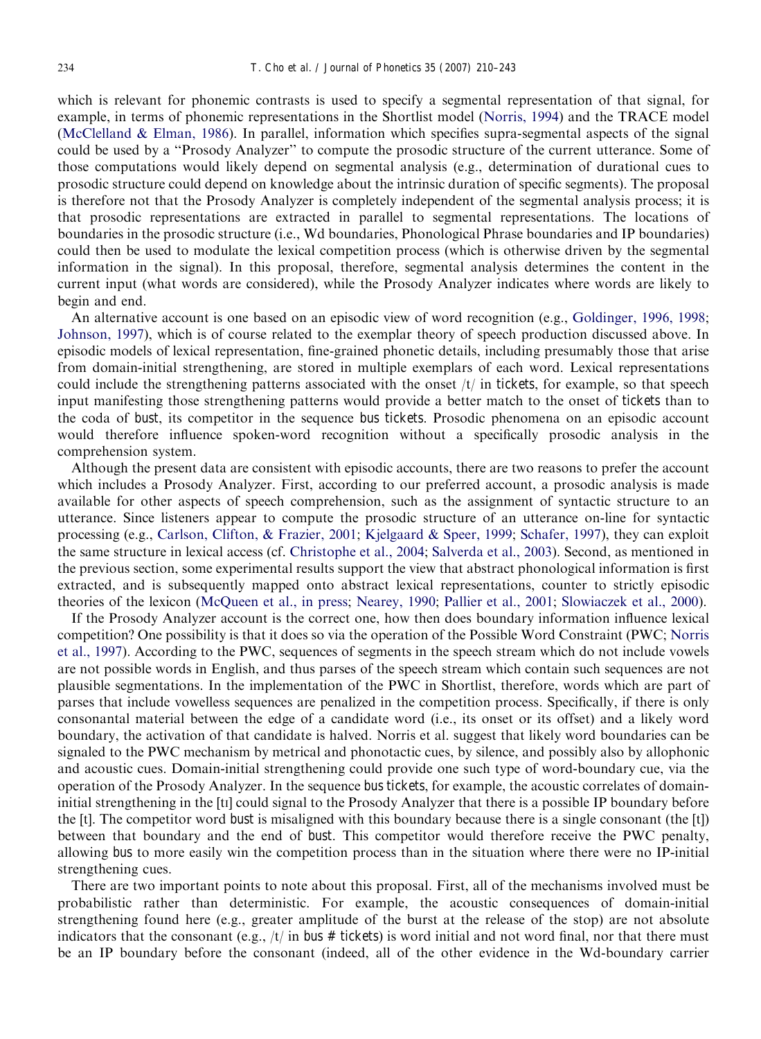which is relevant for phonemic contrasts is used to specify a segmental representation of that signal, for example, in terms of phonemic representations in the Shortlist model (Norris, 1994) and the TRACE model (McClelland & Elman, 1986). In parallel, information which specifies supra-segmental aspects of the signal could be used by a "Prosody Analyzer" to compute the prosodic structure of the current utterance. Some of those computations would likely depend on segmental analysis (e.g., determination of durational cues to prosodic structure could depend on knowledge about the intrinsic duration of specific segments). The proposal is therefore not that the Prosody Analyzer is completely independent of the segmental analysis process; it is that prosodic representations are extracted in parallel to segmental representations. The locations of boundaries in the prosodic structure (i.e., Wd boundaries, Phonological Phrase boundaries and IP boundaries) could then be used to modulate the lexical competition process (which is otherwise driven by the segmental information in the signal). In this proposal, therefore, segmental analysis determines the content in the current input (what words are considered), while the Prosody Analyzer indicates where words are likely to begin and end.

An alternative account is one based on an episodic view of word recognition (e.g., Goldinger, 1996, 1998; Johnson, 1997), which is of course related to the exemplar theory of speech production discussed above. In episodic models of lexical representation, fine-grained phonetic details, including presumably those that arise from domain-initial strengthening, are stored in multiple exemplars of each word. Lexical representations could include the strengthening patterns associated with the onset /t/ in *tickets*, for example, so that speech input manifesting those strengthening patterns would provide a better match to the onset of *tickets* than to the coda of *bust*, its competitor in the sequence *bus tickets*. Prosodic phenomena on an episodic account would therefore influence spoken-word recognition without a specifically prosodic analysis in the comprehension system.

Although the present data are consistent with episodic accounts, there are two reasons to prefer the account which includes a Prosody Analyzer. First, according to our preferred account, a prosodic analysis is made available for other aspects of speech comprehension, such as the assignment of syntactic structure to an utterance. Since listeners appear to compute the prosodic structure of an utterance on-line for syntactic processing (e.g., Carlson, Clifton, & Frazier, 2001; Kjelgaard & Speer, 1999; Schafer, 1997), they can exploit the same structure in lexical access (cf. Christophe et al., 2004; Salverda et al., 2003). Second, as mentioned in the previous section, some experimental results support the view that abstract phonological information is first extracted, and is subsequently mapped onto abstract lexical representations, counter to strictly episodic theories of the lexicon (McQueen et al., in press; Nearey, 1990; Pallier et al., 2001; Slowiaczek et al., 2000).

If the Prosody Analyzer account is the correct one, how then does boundary information influence lexical competition? One possibility is that it does so via the operation of the Possible Word Constraint (PWC; Norris et al., 1997). According to the PWC, sequences of segments in the speech stream which do not include vowels are not possible words in English, and thus parses of the speech stream which contain such sequences are not plausible segmentations. In the implementation of the PWC in Shortlist, therefore, words which are part of parses that include vowelless sequences are penalized in the competition process. Specifically, if there is only consonantal material between the edge of a candidate word (i.e., its onset or its offset) and a likely word boundary, the activation of that candidate is halved. Norris et al. suggest that likely word boundaries can be signaled to the PWC mechanism by metrical and phonotactic cues, by silence, and possibly also by allophonic and acoustic cues. Domain-initial strengthening could provide one such type of word-boundary cue, via the operation of the Prosody Analyzer. In the sequence *bus tickets*, for example, the acoustic correlates of domain-initial strengthening in the [tɪ] could signal to the Prosody Analyzer that there is a possible IP boundary before the [t]. The competitor word *bust* is misaligned with this boundary because there is a single consonant (the [t]) between that boundary and the end of *bust*. This competitor would therefore receive the PWC penalty, allowing *bus* to more easily win the competition process than in the situation where there were no IP-initial strengthening cues.

There are two important points to note about this proposal. First, all of the mechanisms involved must be probabilistic rather than deterministic. For example, the acoustic consequences of domain-initial strengthening found here (e.g., greater amplitude of the burst at the release of the stop) are not absolute indicators that the consonant (e.g., /t/ in *bus # tickets*) is word initial and not word final, nor that there must be an IP boundary before the consonant (indeed, all of the other evidence in the Wd-boundary carrier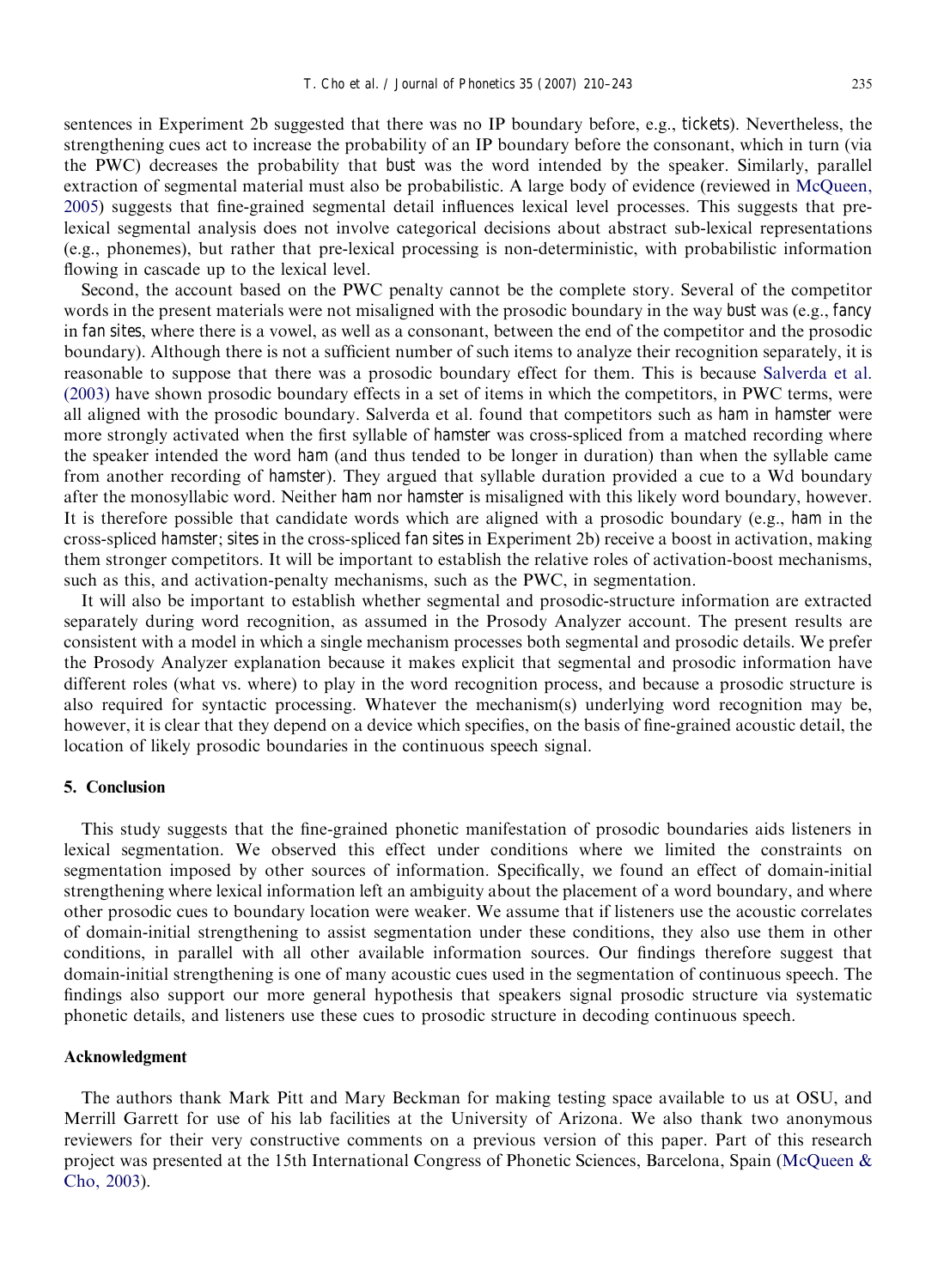sentences in Experiment 2b suggested that there was no IP boundary before, e.g., *tickets*). Nevertheless, the strengthening cues act to increase the probability of an IP boundary before the consonant, which in turn (via the PWC) decreases the probability that *bust* was the word intended by the speaker. Similarly, parallel extraction of segmental material must also be probabilistic. A large body of evidence (reviewed in McQueen, 2005) suggests that fine-grained segmental detail influences lexical level processes. This suggests that pre-lexical segmental analysis does not involve categorical decisions about abstract sub-lexical representations (e.g., phonemes), but rather that pre-lexical processing is non-deterministic, with probabilistic information flowing in cascade up to the lexical level.

Second, the account based on the PWC penalty cannot be the complete story. Several of the competitor words in the present materials were not misaligned with the prosodic boundary in the way *bust* was (e.g., *fancy* in *fan sites*, where there is a vowel, as well as a consonant, between the end of the competitor and the prosodic boundary). Although there is not a sufficient number of such items to analyze their recognition separately, it is reasonable to suppose that there was a prosodic boundary effect for them. This is because Salverda et al. (2003) have shown prosodic boundary effects in a set of items in which the competitors, in PWC terms, were all aligned with the prosodic boundary. Salverda et al. found that competitors such as *ham* in *hamster* were more strongly activated when the first syllable of *hamster* was cross-spliced from a matched recording where the speaker intended the word *ham* (and thus tended to be longer in duration) than when the syllable came from another recording of *hamster*). They argued that syllable duration provided a cue to a Wd boundary after the monosyllabic word. Neither *ham* nor *hamster* is misaligned with this likely word boundary, however. It is therefore possible that candidate words which are aligned with a prosodic boundary (e.g., *ham* in the cross-spliced *hamster*; *sites* in the cross-spliced *fan sites* in Experiment 2b) receive a boost in activation, making them stronger competitors. It will be important to establish the relative roles of activation-boost mechanisms, such as this, and activation-penalty mechanisms, such as the PWC, in segmentation.

It will also be important to establish whether segmental and prosodic-structure information are extracted separately during word recognition, as assumed in the Prosody Analyzer account. The present results are consistent with a model in which a single mechanism processes both segmental and prosodic details. We prefer the Prosody Analyzer explanation because it makes explicit that segmental and prosodic information have different roles (what vs. where) to play in the word recognition process, and because a prosodic structure is also required for syntactic processing. Whatever the mechanism(s) underlying word recognition may be, however, it is clear that they depend on a device which specifies, on the basis of fine-grained acoustic detail, the location of likely prosodic boundaries in the continuous speech signal.

## 5. Conclusion

This study suggests that the fine-grained phonetic manifestation of prosodic boundaries aids listeners in lexical segmentation. We observed this effect under conditions where we limited the constraints on segmentation imposed by other sources of information. Specifically, we found an effect of domain-initial strengthening where lexical information left an ambiguity about the placement of a word boundary, and where other prosodic cues to boundary location were weaker. We assume that if listeners use the acoustic correlates of domain-initial strengthening to assist segmentation under these conditions, they also use them in other conditions, in parallel with all other available information sources. Our findings therefore suggest that domain-initial strengthening is one of many acoustic cues used in the segmentation of continuous speech. The findings also support our more general hypothesis that speakers signal prosodic structure via systematic phonetic details, and listeners use these cues to prosodic structure in decoding continuous speech.

## Acknowledgment

The authors thank Mark Pitt and Mary Beckman for making testing space available to us at OSU, and Merrill Garrett for use of his lab facilities at the University of Arizona. We also thank two anonymous reviewers for their very constructive comments on a previous version of this paper. Part of this research project was presented at the 15th International Congress of Phonetic Sciences, Barcelona, Spain (McQueen & Cho, 2003).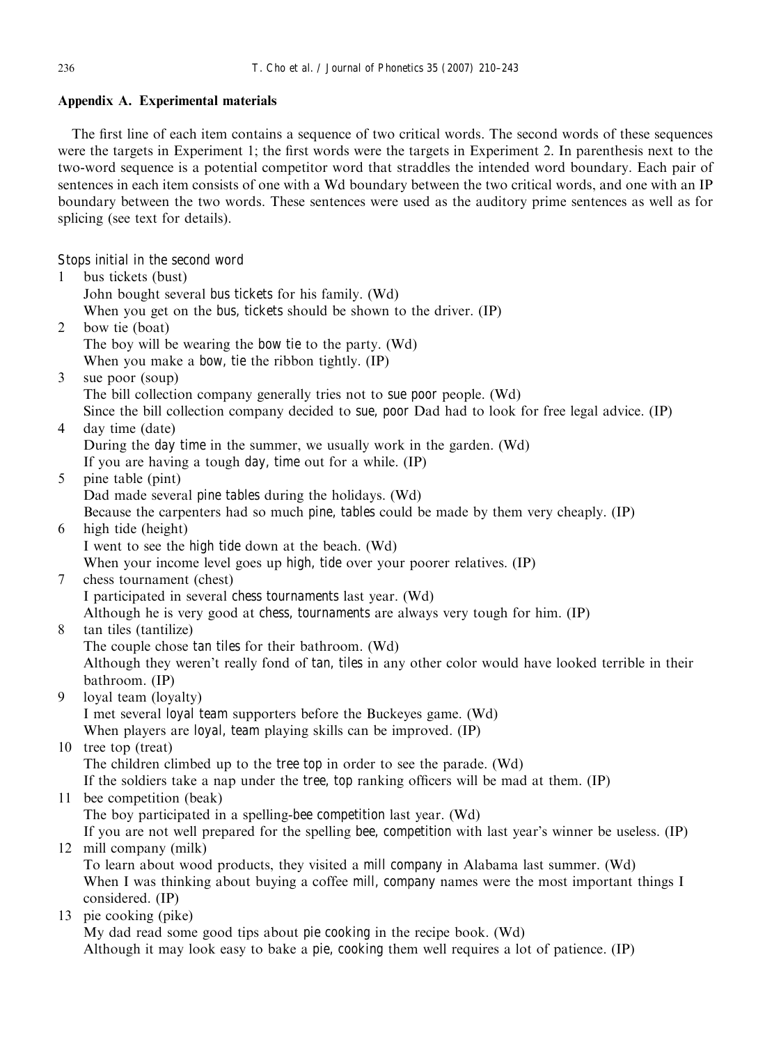## Appendix A. Experimental materials

The first line of each item contains a sequence of two critical words. The second words of these sequences were the targets in Experiment 1; the first words were the targets in Experiment 2. In parenthesis next to the two-word sequence is a potential competitor word that straddles the intended word boundary. Each pair of sentences in each item consists of one with a Wd boundary between the two critical words, and one with an IP boundary between the two words. These sentences were used as the auditory prime sentences as well as for splicing (see text for details).

*Stops initial in the second word*

1. bus tickets (bust)
   John bought several *bus tickets* for his family. (Wd)
   When you get on the *bus, tickets* should be shown to the driver. (IP)
2. bow tie (boat)
   The boy will be wearing the *bow tie* to the party. (Wd)
   When you make a *bow, tie* the ribbon tightly. (IP)
3. sue poor (soup)
   The bill collection company generally tries not to *sue poor* people. (Wd)
   Since the bill collection company decided to *sue, poor* Dad had to look for free legal advice. (IP)
4. day time (date)
   During the *day time* in the summer, we usually work in the garden. (Wd)
   If you are having a tough *day, time* out for a while. (IP)
5. pine table (pint)
   Dad made several *pine tables* during the holidays. (Wd)
   Because the carpenters had so much *pine, tables* could be made by them very cheaply. (IP)
6. high tide (height)
   I went to see the *high tide* down at the beach. (Wd)
   When your income level goes up *high, tide* over your poorer relatives. (IP)
7. chess tournament (chest)
   I participated in several *chess tournaments* last year. (Wd)
   Although he is very good at *chess, tournaments* are always very tough for him. (IP)
8. tan tiles (tantilize)
   The couple chose *tan tiles* for their bathroom. (Wd)
   Although they weren't really fond of *tan, tiles* in any other color would have looked terrible in their bathroom. (IP)
9. loyal team (loyalty)
   I met several *loyal team* supporters before the Buckeyes game. (Wd)
   When players are *loyal, team* playing skills can be improved. (IP)
10. tree top (treat)
    The children climbed up to the *tree top* in order to see the parade. (Wd)
    If the soldiers take a nap under the *tree, top* ranking officers will be mad at them. (IP)
11. bee competition (beak)
    The boy participated in a spelling-*bee competition* last year. (Wd)
    If you are not well prepared for the spelling *bee, competition* with last year's winner be useless. (IP)
12. mill company (milk)
    To learn about wood products, they visited a *mill company* in Alabama last summer. (Wd)
    When I was thinking about buying a coffee *mill, company* names were the most important things I considered. (IP)
13. pie cooking (pike)
    My dad read some good tips about *pie cooking* in the recipe book. (Wd)
    Although it may look easy to bake a *pie, cooking* them well requires a lot of patience. (IP)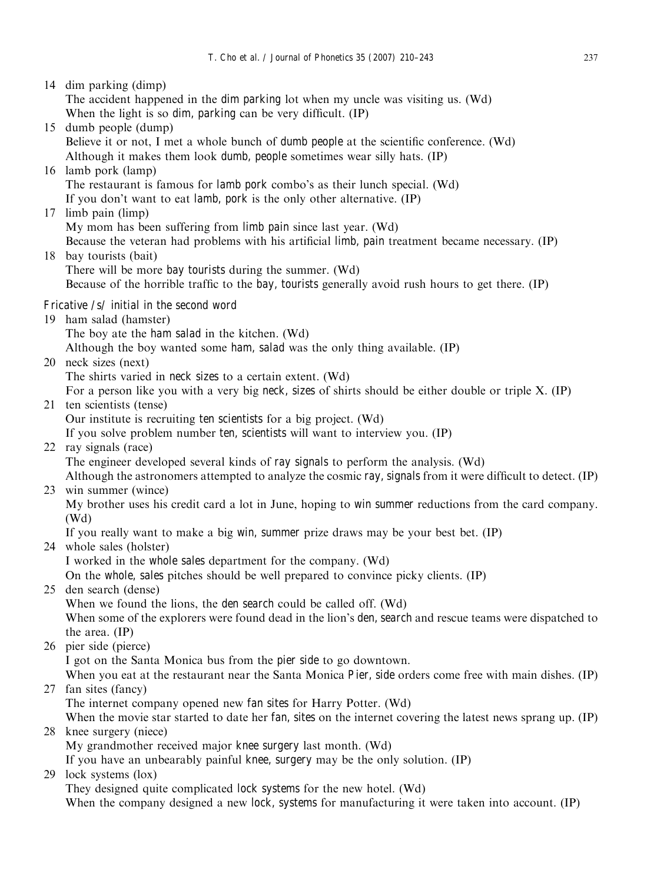14 dim parking (dimp)
The accident happened in the *dim parking* lot when my uncle was visiting us. (Wd)
When the light is so *dim, parking* can be very difficult. (IP)

15 dumb people (dump)
Believe it or not, I met a whole bunch of *dumb people* at the scientific conference. (Wd)
Although it makes them look *dumb, people* sometimes wear silly hats. (IP)

16 lamb pork (lamp)
The restaurant is famous for *lamb pork* combo's as their lunch special. (Wd)
If you don't want to eat *lamb, pork* is the only other alternative. (IP)

17 limb pain (limp)
My mom has been suffering from *limb pain* since last year. (Wd)
Because the veteran had problems with his artificial *limb, pain* treatment became necessary. (IP)

18 bay tourists (bait)
There will be more *bay tourists* during the summer. (Wd)
Because of the horrible traffic to the *bay, tourists* generally avoid rush hours to get there. (IP)

*Fricative /s/ initial in the second word*

19 ham salad (hamster)
The boy ate the *ham salad* in the kitchen. (Wd)
Although the boy wanted some *ham, salad* was the only thing available. (IP)

20 neck sizes (next)
The shirts varied in *neck sizes* to a certain extent. (Wd)
For a person like you with a very big *neck, sizes* of shirts should be either double or triple X. (IP)

21 ten scientists (tense)
Our institute is recruiting *ten scientists* for a big project. (Wd)
If you solve problem number *ten, scientists* will want to interview you. (IP)

22 ray signals (race)
The engineer developed several kinds of *ray signals* to perform the analysis. (Wd)
Although the astronomers attempted to analyze the cosmic *ray, signals* from it were difficult to detect. (IP)

23 win summer (wince)
My brother uses his credit card a lot in June, hoping to *win summer* reductions from the card company. (Wd)
If you really want to make a big *win, summer* prize draws may be your best bet. (IP)

24 whole sales (holster)
I worked in the *whole sales* department for the company. (Wd)
On the *whole, sales* pitches should be well prepared to convince picky clients. (IP)

25 den search (dense)
When we found the lions, the *den search* could be called off. (Wd)
When some of the explorers were found dead in the lion's *den, search* and rescue teams were dispatched to the area. (IP)

26 pier side (pierce)
I got on the Santa Monica bus from the *pier side* to go downtown.
When you eat at the restaurant near the Santa Monica *Pier, side* orders come free with main dishes. (IP)

27 fan sites (fancy)
The internet company opened new *fan sites* for Harry Potter. (Wd)
When the movie star started to date her *fan, sites* on the internet covering the latest news sprang up. (IP)

28 knee surgery (niece)
My grandmother received major *knee surgery* last month. (Wd)
If you have an unbearably painful *knee, surgery* may be the only solution. (IP)

29 lock systems (lox)
They designed quite complicated *lock systems* for the new hotel. (Wd)
When the company designed a new *lock, systems* for manufacturing it were taken into account. (IP)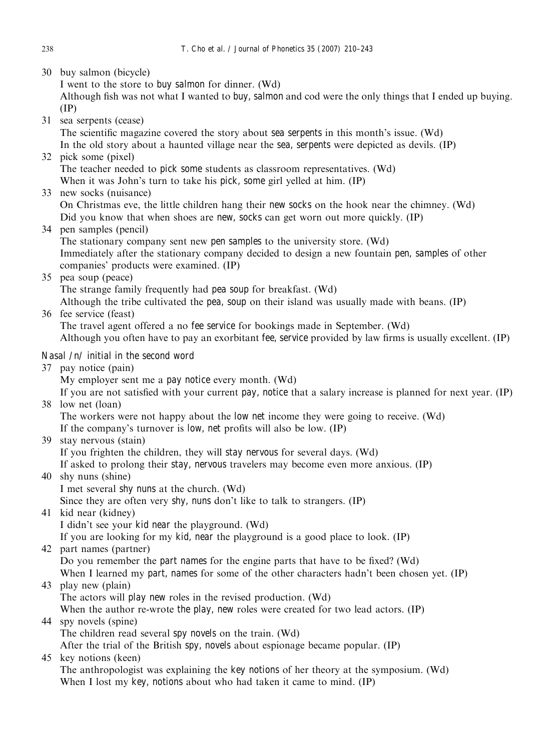30 buy salmon (bicycle)
I went to the store to buy salmon for dinner. (Wd)
Although fish was not what I wanted to buy, salmon and cod were the only things that I ended up buying. (IP)

31 sea serpents (cease)
The scientific magazine covered the story about sea serpents in this month's issue. (Wd)
In the old story about a haunted village near the sea, serpents were depicted as devils. (IP)

32 pick some (pixel)
The teacher needed to pick some students as classroom representatives. (Wd)
When it was John's turn to take his pick, some girl yelled at him. (IP)

33 new socks (nuisance)
On Christmas eve, the little children hang their new socks on the hook near the chimney. (Wd)
Did you know that when shoes are new, socks can get worn out more quickly. (IP)

34 pen samples (pencil)
The stationary company sent new pen samples to the university store. (Wd)
Immediately after the stationary company decided to design a new fountain pen, samples of other companies' products were examined. (IP)

35 pea soup (peace)
The strange family frequently had pea soup for breakfast. (Wd)
Although the tribe cultivated the pea, soup on their island was usually made with beans. (IP)

36 fee service (feast)
The travel agent offered a no fee service for bookings made in September. (Wd)
Although you often have to pay an exorbitant fee, service provided by law firms is usually excellent. (IP)

*Nasal /n/ initial in the second word*

37 pay notice (pain)
My employer sent me a pay notice every month. (Wd)
If you are not satisfied with your current pay, notice that a salary increase is planned for next year. (IP)

38 low net (loan)
The workers were not happy about the low net income they were going to receive. (Wd)
If the company's turnover is low, net profits will also be low. (IP)

39 stay nervous (stain)
If you frighten the children, they will stay nervous for several days. (Wd)
If asked to prolong their stay, nervous travelers may become even more anxious. (IP)

40 shy nuns (shine)
I met several shy nuns at the church. (Wd)
Since they are often very shy, nuns don't like to talk to strangers. (IP)

41 kid near (kidney)
I didn't see your kid near the playground. (Wd)
If you are looking for my kid, near the playground is a good place to look. (IP)

42 part names (partner)
Do you remember the part names for the engine parts that have to be fixed? (Wd)
When I learned my part, names for some of the other characters hadn't been chosen yet. (IP)

43 play new (plain)
The actors will play new roles in the revised production. (Wd)
When the author re-wrote the play, new roles were created for two lead actors. (IP)

44 spy novels (spine)
The children read several spy novels on the train. (Wd)
After the trial of the British spy, novels about espionage became popular. (IP)

45 key notions (keen)
The anthropologist was explaining the key notions of her theory at the symposium. (Wd)
When I lost my key, notions about who had taken it came to mind. (IP)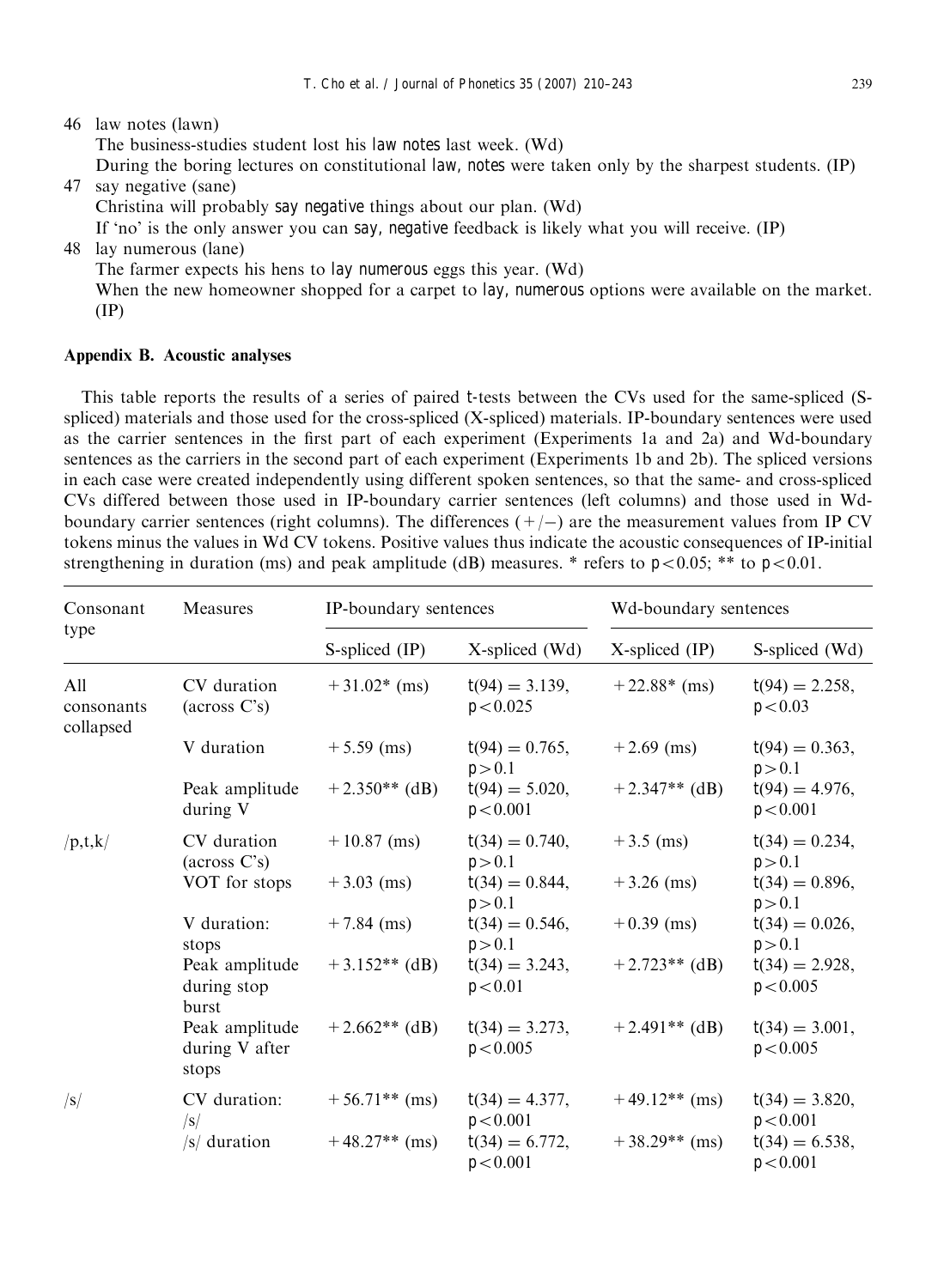46 law notes (lawn)
   The business-studies student lost his *law notes* last week. (Wd)
   During the boring lectures on constitutional *law, notes* were taken only by the sharpest students. (IP)

47 say negative (sane)
   Christina will probably *say negative* things about our plan. (Wd)
   If 'no' is the only answer you can *say, negative* feedback is likely what you will receive. (IP)

48 lay numerous (lane)
   The farmer expects his hens to *lay numerous* eggs this year. (Wd)
   When the new homeowner shopped for a carpet to *lay, numerous* options were available on the market. (IP)

## Appendix B. Acoustic analyses

This table reports the results of a series of paired *t*-tests between the CVs used for the same-spliced (S-spliced) materials and those used for the cross-spliced (X-spliced) materials. IP-boundary sentences were used as the carrier sentences in the first part of each experiment (Experiments 1a and 2a) and Wd-boundary sentences as the carriers in the second part of each experiment (Experiments 1b and 2b). The spliced versions in each case were created independently using different spoken sentences, so that the same- and cross-spliced CVs differed between those used in IP-boundary carrier sentences (left columns) and those used in Wd-boundary carrier sentences (right columns). The differences (+/−) are the measurement values from IP CV tokens minus the values in Wd CV tokens. Positive values thus indicate the acoustic consequences of IP-initial strengthening in duration (ms) and peak amplitude (dB) measures. * refers to $p<0.05$; ** to $p<0.01$.

| Consonant type | Measures | IP-boundary sentences | | Wd-boundary sentences | |
|---|---|---|---|---|---|
| | | S-spliced (IP) | X-spliced (Wd) | X-spliced (IP) | S-spliced (Wd) |
| All consonants collapsed | CV duration (across C's) | +31.02* (ms) | $t(94)=3.139$, $p<0.025$ | +22.88* (ms) | $t(94)=2.258$, $p<0.03$ |
| | V duration | +5.59 (ms) | $t(94)=0.765$, $p>0.1$ | +2.69 (ms) | $t(94)=0.363$, $p>0.1$ |
| | Peak amplitude during V | +2.350** (dB) | $t(94)=5.020$, $p<0.001$ | +2.347** (dB) | $t(94)=4.976$, $p<0.001$ |
| /p,t,k/ | CV duration (across C's) | +10.87 (ms) | $t(34)=0.740$, $p>0.1$ | +3.5 (ms) | $t(34)=0.234$, $p>0.1$ |
| | VOT for stops | +3.03 (ms) | $t(34)=0.844$, $p>0.1$ | +3.26 (ms) | $t(34)=0.896$, $p>0.1$ |
| | V duration: stops | +7.84 (ms) | $t(34)=0.546$, $p>0.1$ | +0.39 (ms) | $t(34)=0.026$, $p>0.1$ |
| | Peak amplitude during stop burst | +3.152** (dB) | $t(34)=3.243$, $p<0.01$ | +2.723** (dB) | $t(34)=2.928$, $p<0.005$ |
| | Peak amplitude during V after stops | +2.662** (dB) | $t(34)=3.273$, $p<0.005$ | +2.491** (dB) | $t(34)=3.001$, $p<0.005$ |
| /s/ | CV duration: /s/ | +56.71** (ms) | $t(34)=4.377$, $p<0.001$ | +49.12** (ms) | $t(34)=3.820$, $p<0.001$ |
| | /s/ duration | +48.27** (ms) | $t(34)=6.772$, $p<0.001$ | +38.29** (ms) | $t(34)=6.538$, $p<0.001$ |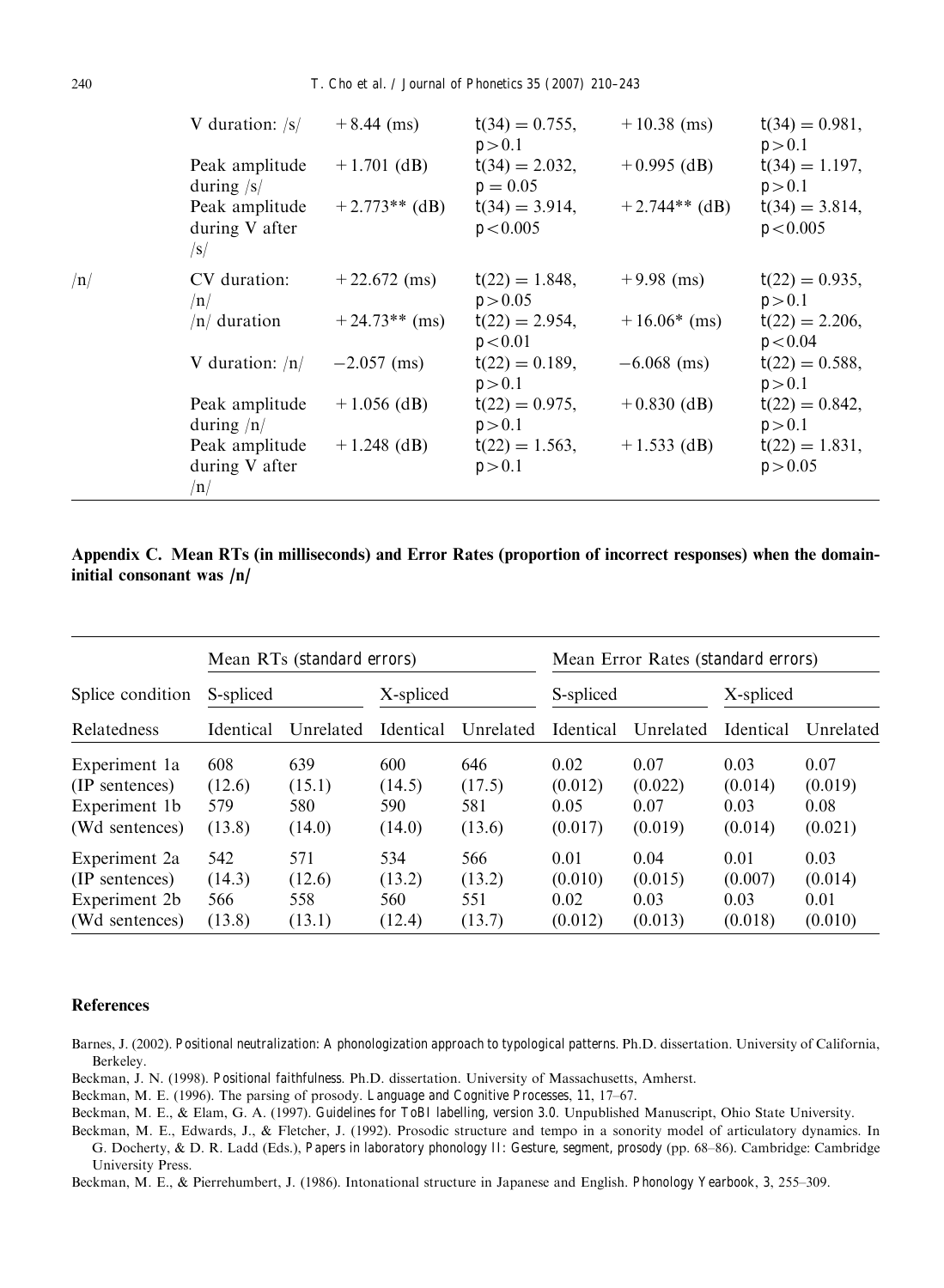| | | | | | |
|---|---|---|---|---|---|
| | V duration: /s/ | +8.44 (ms) | $t(34) = 0.755$, $p > 0.1$ | +10.38 (ms) | $t(34) = 0.981$, $p > 0.1$ |
| | Peak amplitude during /s/ | +1.701 (dB) | $t(34) = 2.032$, $p = 0.05$ | +0.995 (dB) | $t(34) = 1.197$, $p > 0.1$ |
| | Peak amplitude during V after /s/ | +2.773** (dB) | $t(34) = 3.914$, $p < 0.005$ | +2.744** (dB) | $t(34) = 3.814$, $p < 0.005$ |
| /n/ | CV duration: /n/ | +22.672 (ms) | $t(22) = 1.848$, $p > 0.05$ | +9.98 (ms) | $t(22) = 0.935$, $p > 0.1$ |
| | /n/ duration | +24.73** (ms) | $t(22) = 2.954$, $p < 0.01$ | +16.06* (ms) | $t(22) = 2.206$, $p < 0.04$ |
| | V duration: /n/ | −2.057 (ms) | $t(22) = 0.189$, $p > 0.1$ | −6.068 (ms) | $t(22) = 0.588$, $p > 0.1$ |
| | Peak amplitude during /n/ | +1.056 (dB) | $t(22) = 0.975$, $p > 0.1$ | +0.830 (dB) | $t(22) = 0.842$, $p > 0.1$ |
| | Peak amplitude during V after /n/ | +1.248 (dB) | $t(22) = 1.563$, $p > 0.1$ | +1.533 (dB) | $t(22) = 1.831$, $p > 0.05$ |

## Appendix C. Mean RTs (in milliseconds) and Error Rates (proportion of incorrect responses) when the domain-initial consonant was /n/

| | Mean RTs (*standard errors*) | | | | Mean Error Rates (*standard errors*) | | | |
|---|---|---|---|---|---|---|---|---|
| Splice condition | S-spliced | | X-spliced | | S-spliced | | X-spliced | |
| Relatedness | Identical | Unrelated | Identical | Unrelated | Identical | Unrelated | Identical | Unrelated |
| Experiment 1a | 608 | 639 | 600 | 646 | 0.02 | 0.07 | 0.03 | 0.07 |
| (IP sentences) | (12.6) | (15.1) | (14.5) | (17.5) | (0.012) | (0.022) | (0.014) | (0.019) |
| Experiment 1b | 579 | 580 | 590 | 581 | 0.05 | 0.07 | 0.03 | 0.08 |
| (Wd sentences) | (13.8) | (14.0) | (14.0) | (13.6) | (0.017) | (0.019) | (0.014) | (0.021) |
| Experiment 2a | 542 | 571 | 534 | 566 | 0.01 | 0.04 | 0.01 | 0.03 |
| (IP sentences) | (14.3) | (12.6) | (13.2) | (13.2) | (0.010) | (0.015) | (0.007) | (0.014) |
| Experiment 2b | 566 | 558 | 560 | 551 | 0.02 | 0.03 | 0.03 | 0.01 |
| (Wd sentences) | (13.8) | (13.1) | (12.4) | (13.7) | (0.012) | (0.013) | (0.018) | (0.010) |

## References

Barnes, J. (2002). *Positional neutralization: A phonologization approach to typological patterns*. Ph.D. dissertation. University of California, Berkeley.

Beckman, J. N. (1998). *Positional faithfulness*. Ph.D. dissertation. University of Massachusetts, Amherst.

Beckman, M. E. (1996). The parsing of prosody. *Language and Cognitive Processes*, *11*, 17–67.

Beckman, M. E., & Elam, G. A. (1997). *Guidelines for ToBI labelling, version 3.0*. Unpublished Manuscript, Ohio State University.

Beckman, M. E., Edwards, J., & Fletcher, J. (1992). Prosodic structure and tempo in a sonority model of articulatory dynamics. In G. Docherty, & D. R. Ladd (Eds.), *Papers in laboratory phonology II: Gesture, segment, prosody* (pp. 68–86). Cambridge: Cambridge University Press.

Beckman, M. E., & Pierrehumbert, J. (1986). Intonational structure in Japanese and English. *Phonology Yearbook*, *3*, 255–309.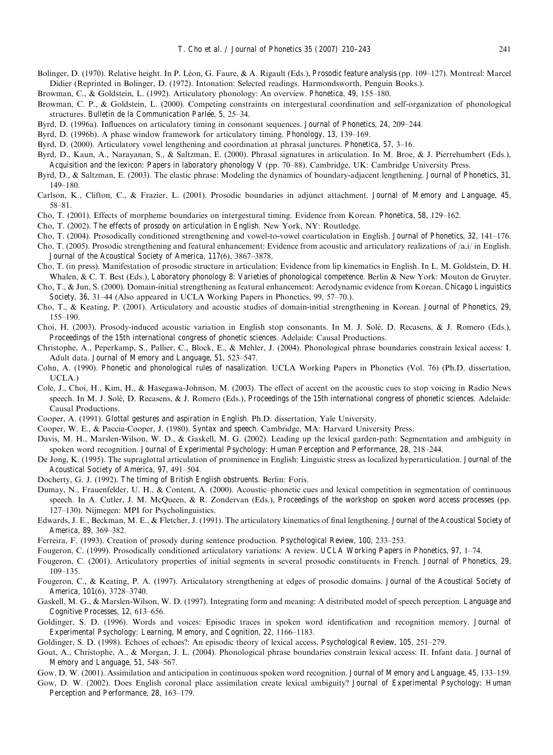Bolinger, D. (1970). Relative height. In P. Léon, G. Faure, & A. Rigault (Eds.), *Prosodic feature analysis* (pp. 109–127). Montreal: Marcel Didier (Reprinted in Bolinger, D. (1972). Intonation: Selected readings. Harmondsworth, Penguin Books.).

Browman, C., & Goldstein, L. (1992). Articulatory phonology: An overview. *Phonetica*, *49*, 155–180.

Browman, C. P., & Goldstein, L. (2000). Competing constraints on intergestural coordination and self-organization of phonological structures. *Bulletin de la Communication Parlée*, *5*, 25–34.

Byrd, D. (1996a). Influences on articulatory timing in consonant sequences. *Journal of Phonetics*, *24*, 209–244.

Byrd, D. (1996b). A phase window framework for articulatory timing. *Phonology*, *13*, 139–169.

Byrd, D. (2000). Articulatory vowel lengthening and coordination at phrasal junctures. *Phonetica*, *57*, 3–16.

Byrd, D., Kaun, A., Narayanan, S., & Saltzman, E. (2000). Phrasal signatures in articulation. In M. Broe, & J. Pierrehumbert (Eds.), *Acquisition and the lexicon: Papers in laboratory phonology V* (pp. 70–88). Cambridge, UK: Cambridge University Press.

Byrd, D., & Saltzman, E. (2003). The elastic phrase: Modeling the dynamics of boundary-adjacent lengthening. *Journal of Phonetics*, *31*, 149–180.

Carlson, K., Clifton, C., & Frazier, L. (2001). Prosodic boundaries in adjunct attachment. *Journal of Memory and Language*, *45*, 58–81.

Cho, T. (2001). Effects of morpheme boundaries on intergestural timing. Evidence from Korean. *Phonetica*, *58*, 129–162.

Cho, T. (2002). *The effects of prosody on articulation in English*. New York, NY: Routledge.

Cho, T. (2004). Prosodically conditioned strengthening and vowel-to-vowel coarticulation in English. *Journal of Phonetics*, *32*, 141–176.

Cho, T. (2005). Prosodic strengthening and featural enhancement: Evidence from acoustic and articulatory realizations of /a,i/ in English. *Journal of the Acoustical Society of America*, *117*(6), 3867–3878.

Cho, T. (in press). Manifestation of prosodic structure in articulation: Evidence from lip kinematics in English. In L. M. Goldstein, D. H. Whalen, & C. T. Best (Eds.), *Laboratory phonology 8: Varieties of phonological competence*. Berlin & New York: Mouton de Gruyter.

Cho, T., & Jun, S. (2000). Domain-initial strengthening as featural enhancement: Aerodynamic evidence from Korean. *Chicago Linguistics Society*, *36*, 31–44 (Also appeared in UCLA Working Papers in Phonetics, 99, 57–70.).

Cho, T., & Keating, P. (2001). Articulatory and acoustic studies of domain-initial strengthening in Korean. *Journal of Phonetics*, *29*, 155–190.

Choi, H. (2003). Prosody-induced acoustic variation in English stop consonants. In M. J. Solé, D. Recasens, & J. Romero (Eds.), *Proceedings of the 15th international congress of phonetic sciences*. Adelaide: Causal Productions.

Christophe, A., Peperkamp, S., Pallier, C., Block, E., & Mehler, J. (2004). Phonological phrase boundaries constrain lexical access: I. Adult data. *Journal of Memory and Language*, *51*, 523–547.

Cohn, A. (1990). *Phonetic and phonological rules of nasalization*. UCLA Working Papers in Phonetics (Vol. 76) (Ph.D. dissertation, UCLA.)

Cole, J., Choi, H., Kim, H., & Hasegawa-Johnson, M. (2003). The effect of accent on the acoustic cues to stop voicing in Radio News speech. In M. J. Solé, D. Recasens, & J. Romero (Eds.), *Proceedings of the 15th international congress of phonetic sciences*. Adelaide: Causal Productions.

Cooper, A. (1991). *Glottal gestures and aspiration in English*. Ph.D. dissertation, Yale University.

Cooper, W. E., & Paccia-Cooper, J. (1980). *Syntax and speech*. Cambridge, MA: Harvard University Press.

Davis, M. H., Marslen-Wilson, W. D., & Gaskell, M. G. (2002). Leading up the lexical garden-path: Segmentation and ambiguity in spoken word recognition. *Journal of Experimental Psychology: Human Perception and Performance*, *28*, 218–244.

De Jong, K. (1995). The supraglottal articulation of prominence in English: Linguistic stress as localized hyperarticulation. *Journal of the Acoustical Society of America*, *97*, 491–504.

Docherty, G. J. (1992). *The timing of British English obstruents*. Berlin: Foris.

Dumay, N., Frauenfelder, U. H., & Content, A. (2000). Acoustic–phonetic cues and lexical competition in segmentation of continuous speech. In A. Cutler, J. M. McQueen, & R. Zondervan (Eds.), *Proceedings of the workshop on spoken word access processes* (pp. 127–130). Nijmegen: MPI for Psycholinguistics.

Edwards, J. E., Beckman, M. E., & Fletcher, J. (1991). The articulatory kinematics of final lengthening. *Journal of the Acoustical Society of America*, *89*, 369–382.

Ferreira, F. (1993). Creation of prosody during sentence production. *Psychological Review*, *100*, 233–253.

Fougeron, C. (1999). Prosodically conditioned articulatory variations: A review. *UCLA Working Papers in Phonetics*, *97*, 1–74.

Fougeron, C. (2001). Articulatory properties of initial segments in several prosodic constituents in French. *Journal of Phonetics*, *29*, 109–135.

Fougeron, C., & Keating, P. A. (1997). Articulatory strengthening at edges of prosodic domains. *Journal of the Acoustical Society of America*, *101*(6), 3728–3740.

Gaskell, M. G., & Marslen-Wilson, W. D. (1997). Integrating form and meaning: A distributed model of speech perception. *Language and Cognitive Processes*, *12*, 613–656.

Goldinger, S. D. (1996). Words and voices: Episodic traces in spoken word identification and recognition memory. *Journal of Experimental Psychology: Learning, Memory, and Cognition*, *22*, 1166–1183.

Goldinger, S. D. (1998). Echoes of echoes?: An episodic theory of lexical access. *Psychological Review*, *105*, 251–279.

Gout, A., Christophe, A., & Morgan, J. L. (2004). Phonological phrase boundaries constrain lexical access: II. Infant data. *Journal of Memory and Language*, *51*, 548–567.

Gow, D. W. (2001). Assimilation and anticipation in continuous spoken word recognition. *Journal of Memory and Language*, *45*, 133–159.

Gow, D. W. (2002). Does English coronal place assimilation create lexical ambiguity? *Journal of Experimental Psychology: Human Perception and Performance*, *28*, 163–179.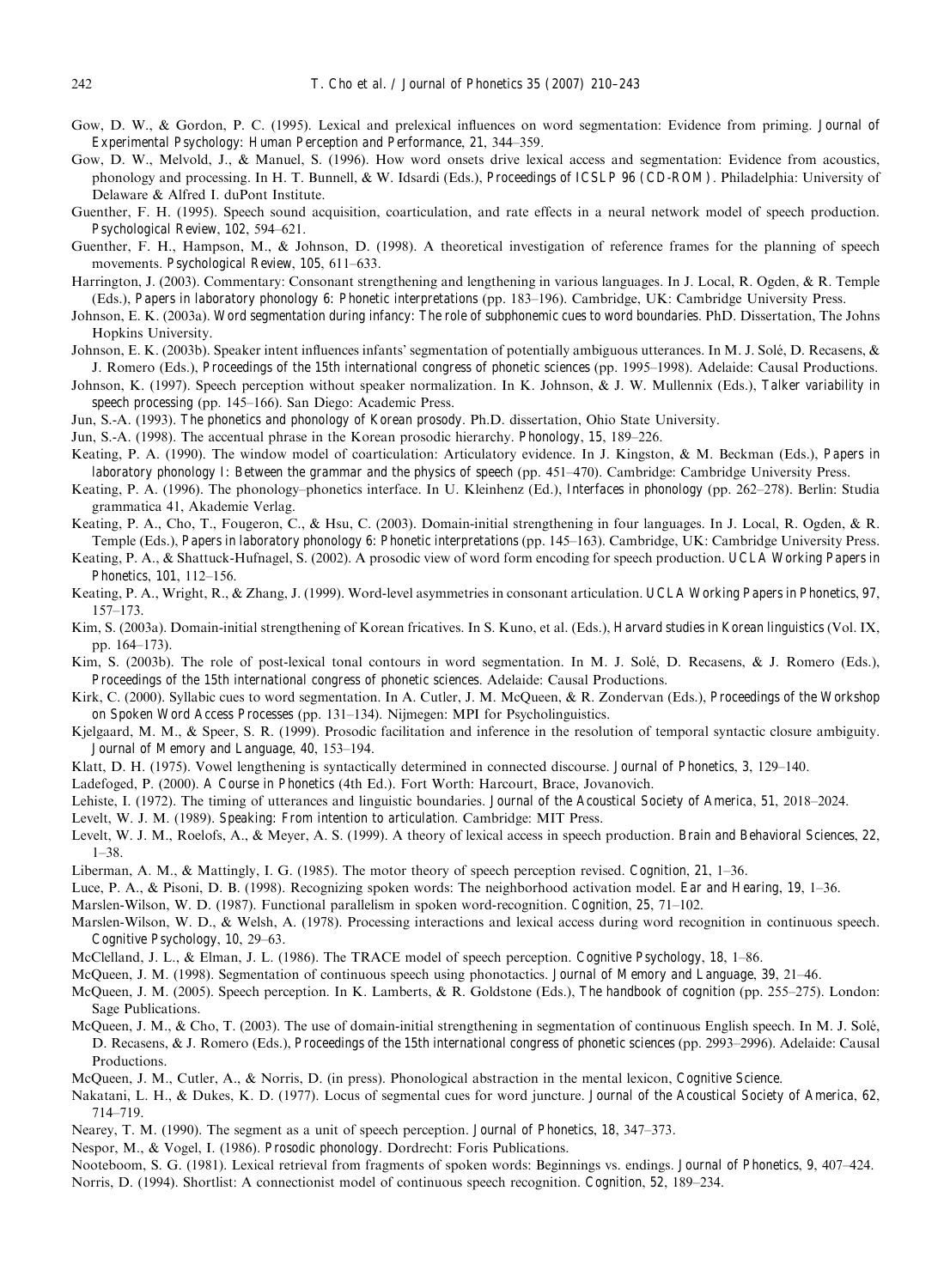Gow, D. W., & Gordon, P. C. (1995). Lexical and prelexical influences on word segmentation: Evidence from priming. *Journal of Experimental Psychology: Human Perception and Performance*, *21*, 344–359.

Gow, D. W., Melvold, J., & Manuel, S. (1996). How word onsets drive lexical access and segmentation: Evidence from acoustics, phonology and processing. In H. T. Bunnell, & W. Idsardi (Eds.), *Proceedings of ICSLP 96 (CD-ROM)*. Philadelphia: University of Delaware & Alfred I. duPont Institute.

Guenther, F. H. (1995). Speech sound acquisition, coarticulation, and rate effects in a neural network model of speech production. *Psychological Review*, *102*, 594–621.

Guenther, F. H., Hampson, M., & Johnson, D. (1998). A theoretical investigation of reference frames for the planning of speech movements. *Psychological Review*, *105*, 611–633.

Harrington, J. (2003). Commentary: Consonant strengthening and lengthening in various languages. In J. Local, R. Ogden, & R. Temple (Eds.), *Papers in laboratory phonology 6: Phonetic interpretations* (pp. 183–196). Cambridge, UK: Cambridge University Press.

Johnson, E. K. (2003a). *Word segmentation during infancy: The role of subphonemic cues to word boundaries*. PhD. Dissertation, The Johns Hopkins University.

Johnson, E. K. (2003b). Speaker intent influences infants' segmentation of potentially ambiguous utterances. In M. J. Solé, D. Recasens, & J. Romero (Eds.), *Proceedings of the 15th international congress of phonetic sciences* (pp. 1995–1998). Adelaide: Causal Productions.

Johnson, K. (1997). Speech perception without speaker normalization. In K. Johnson, & J. W. Mullennix (Eds.), *Talker variability in speech processing* (pp. 145–166). San Diego: Academic Press.

Jun, S.-A. (1993). *The phonetics and phonology of Korean prosody*. Ph.D. dissertation, Ohio State University.

Jun, S.-A. (1998). The accentual phrase in the Korean prosodic hierarchy. *Phonology*, *15*, 189–226.

Keating, P. A. (1990). The window model of coarticulation: Articulatory evidence. In J. Kingston, & M. Beckman (Eds.), *Papers in laboratory phonology I: Between the grammar and the physics of speech* (pp. 451–470). Cambridge: Cambridge University Press.

Keating, P. A. (1996). The phonology–phonetics interface. In U. Kleinhenz (Ed.), *Interfaces in phonology* (pp. 262–278). Berlin: Studia grammatica 41, Akademie Verlag.

Keating, P. A., Cho, T., Fougeron, C., & Hsu, C. (2003). Domain-initial strengthening in four languages. In J. Local, R. Ogden, & R. Temple (Eds.), *Papers in laboratory phonology 6: Phonetic interpretations* (pp. 145–163). Cambridge, UK: Cambridge University Press.

Keating, P. A., & Shattuck-Hufnagel, S. (2002). A prosodic view of word form encoding for speech production. *UCLA Working Papers in Phonetics*, *101*, 112–156.

Keating, P. A., Wright, R., & Zhang, J. (1999). Word-level asymmetries in consonant articulation. *UCLA Working Papers in Phonetics*, *97*, 157–173.

Kim, S. (2003a). Domain-initial strengthening of Korean fricatives. In S. Kuno, et al. (Eds.), *Harvard studies in Korean linguistics* (Vol. IX, pp. 164–173).

Kim, S. (2003b). The role of post-lexical tonal contours in word segmentation. In M. J. Solé, D. Recasens, & J. Romero (Eds.), *Proceedings of the 15th international congress of phonetic sciences*. Adelaide: Causal Productions.

Kirk, C. (2000). Syllabic cues to word segmentation. In A. Cutler, J. M. McQueen, & R. Zondervan (Eds.), *Proceedings of the Workshop on Spoken Word Access Processes* (pp. 131–134). Nijmegen: MPI for Psycholinguistics.

Kjelgaard, M. M., & Speer, S. R. (1999). Prosodic facilitation and inference in the resolution of temporal syntactic closure ambiguity. *Journal of Memory and Language*, *40*, 153–194.

Klatt, D. H. (1975). Vowel lengthening is syntactically determined in connected discourse. *Journal of Phonetics*, *3*, 129–140.

Ladefoged, P. (2000). *A Course in Phonetics* (4th Ed.). Fort Worth: Harcourt, Brace, Jovanovich.

Lehiste, I. (1972). The timing of utterances and linguistic boundaries. *Journal of the Acoustical Society of America*, *51*, 2018–2024.

Levelt, W. J. M. (1989). *Speaking: From intention to articulation*. Cambridge: MIT Press.

Levelt, W. J. M., Roelofs, A., & Meyer, A. S. (1999). A theory of lexical access in speech production. *Brain and Behavioral Sciences*, *22*, 1–38.

Liberman, A. M., & Mattingly, I. G. (1985). The motor theory of speech perception revised. *Cognition*, *21*, 1–36.

Luce, P. A., & Pisoni, D. B. (1998). Recognizing spoken words: The neighborhood activation model. *Ear and Hearing*, *19*, 1–36.

Marslen-Wilson, W. D. (1987). Functional parallelism in spoken word-recognition. *Cognition*, *25*, 71–102.

Marslen-Wilson, W. D., & Welsh, A. (1978). Processing interactions and lexical access during word recognition in continuous speech. *Cognitive Psychology*, *10*, 29–63.

McClelland, J. L., & Elman, J. L. (1986). The TRACE model of speech perception. *Cognitive Psychology*, *18*, 1–86.

McQueen, J. M. (1998). Segmentation of continuous speech using phonotactics. *Journal of Memory and Language*, *39*, 21–46.

McQueen, J. M. (2005). Speech perception. In K. Lamberts, & R. Goldstone (Eds.), *The handbook of cognition* (pp. 255–275). London: Sage Publications.

McQueen, J. M., & Cho, T. (2003). The use of domain-initial strengthening in segmentation of continuous English speech. In M. J. Solé, D. Recasens, & J. Romero (Eds.), *Proceedings of the 15th international congress of phonetic sciences* (pp. 2993–2996). Adelaide: Causal Productions.

McQueen, J. M., Cutler, A., & Norris, D. (in press). Phonological abstraction in the mental lexicon, *Cognitive Science*.

Nakatani, L. H., & Dukes, K. D. (1977). Locus of segmental cues for word juncture. *Journal of the Acoustical Society of America*, *62*, 714–719.

Nearey, T. M. (1990). The segment as a unit of speech perception. *Journal of Phonetics*, *18*, 347–373.

Nespor, M., & Vogel, I. (1986). *Prosodic phonology*. Dordrecht: Foris Publications.

Nooteboom, S. G. (1981). Lexical retrieval from fragments of spoken words: Beginnings vs. endings. *Journal of Phonetics*, *9*, 407–424.

Norris, D. (1994). Shortlist: A connectionist model of continuous speech recognition. *Cognition*, *52*, 189–234.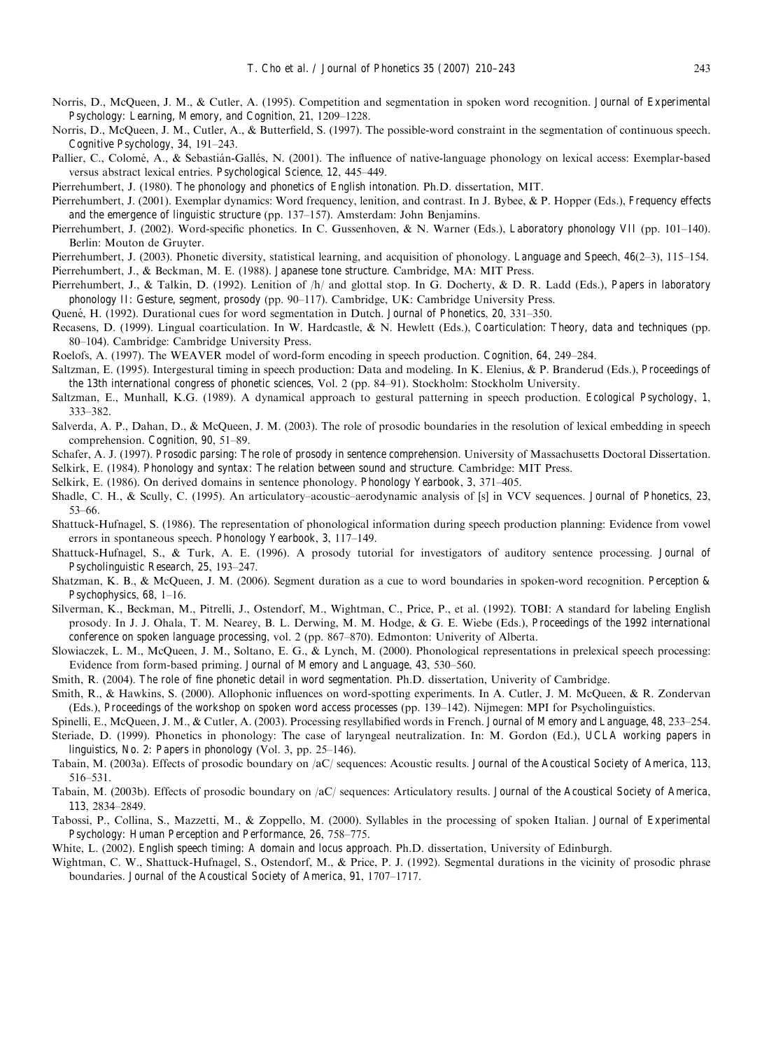Norris, D., McQueen, J. M., & Cutler, A. (1995). Competition and segmentation in spoken word recognition. *Journal of Experimental Psychology: Learning, Memory, and Cognition*, *21*, 1209–1228.

Norris, D., McQueen, J. M., Cutler, A., & Butterfield, S. (1997). The possible-word constraint in the segmentation of continuous speech. *Cognitive Psychology*, *34*, 191–243.

Pallier, C., Colomé, A., & Sebastián-Gallés, N. (2001). The influence of native-language phonology on lexical access: Exemplar-based versus abstract lexical entries. *Psychological Science*, *12*, 445–449.

Pierrehumbert, J. (1980). *The phonology and phonetics of English intonation*. Ph.D. dissertation, MIT.

Pierrehumbert, J. (2001). Exemplar dynamics: Word frequency, lenition, and contrast. In J. Bybee, & P. Hopper (Eds.), *Frequency effects and the emergence of linguistic structure* (pp. 137–157). Amsterdam: John Benjamins.

Pierrehumbert, J. (2002). Word-specific phonetics. In C. Gussenhoven, & N. Warner (Eds.), *Laboratory phonology VII* (pp. 101–140). Berlin: Mouton de Gruyter.

Pierrehumbert, J. (2003). Phonetic diversity, statistical learning, and acquisition of phonology. *Language and Speech*, *46*(2–3), 115–154.

Pierrehumbert, J., & Beckman, M. E. (1988). *Japanese tone structure*. Cambridge, MA: MIT Press.

Pierrehumbert, J., & Talkin, D. (1992). Lenition of /h/ and glottal stop. In G. Docherty, & D. R. Ladd (Eds.), *Papers in laboratory phonology II: Gesture, segment, prosody* (pp. 90–117). Cambridge, UK: Cambridge University Press.

Quené, H. (1992). Durational cues for word segmentation in Dutch. *Journal of Phonetics*, *20*, 331–350.

Recasens, D. (1999). Lingual coarticulation. In W. Hardcastle, & N. Hewlett (Eds.), *Coarticulation: Theory, data and techniques* (pp. 80–104). Cambridge: Cambridge University Press.

Roelofs, A. (1997). The WEAVER model of word-form encoding in speech production. *Cognition*, *64*, 249–284.

Saltzman, E. (1995). Intergestural timing in speech production: Data and modeling. In K. Elenius, & P. Branderud (Eds.), *Proceedings of the 13th international congress of phonetic sciences*, Vol. 2 (pp. 84–91). Stockholm: Stockholm University.

Saltzman, E., Munhall, K.G. (1989). A dynamical approach to gestural patterning in speech production. *Ecological Psychology*, *1*, 333–382.

Salverda, A. P., Dahan, D., & McQueen, J. M. (2003). The role of prosodic boundaries in the resolution of lexical embedding in speech comprehension. *Cognition*, *90*, 51–89.

Schafer, A. J. (1997). *Prosodic parsing: The role of prosody in sentence comprehension*. University of Massachusetts Doctoral Dissertation.

Selkirk, E. (1984). *Phonology and syntax: The relation between sound and structure*. Cambridge: MIT Press.

Selkirk, E. (1986). On derived domains in sentence phonology. *Phonology Yearbook*, *3*, 371–405.

Shadle, C. H., & Scully, C. (1995). An articulatory–acoustic–aerodynamic analysis of [s] in VCV sequences. *Journal of Phonetics*, *23*, 53–66.

Shattuck-Hufnagel, S. (1986). The representation of phonological information during speech production planning: Evidence from vowel errors in spontaneous speech. *Phonology Yearbook*, *3*, 117–149.

Shattuck-Hufnagel, S., & Turk, A. E. (1996). A prosody tutorial for investigators of auditory sentence processing. *Journal of Psycholinguistic Research*, *25*, 193–247.

Shatzman, K. B., & McQueen, J. M. (2006). Segment duration as a cue to word boundaries in spoken-word recognition. *Perception & Psychophysics*, *68*, 1–16.

Silverman, K., Beckman, M., Pitrelli, J., Ostendorf, M., Wightman, C., Price, P., et al. (1992). TOBI: A standard for labeling English prosody. In J. J. Ohala, T. M. Nearey, B. L. Derwing, M. M. Hodge, & G. E. Wiebe (Eds.), *Proceedings of the 1992 international conference on spoken language processing*, vol. 2 (pp. 867–870). Edmonton: Univerity of Alberta.

Slowiaczek, L. M., McQueen, J. M., Soltano, E. G., & Lynch, M. (2000). Phonological representations in prelexical speech processing: Evidence from form-based priming. *Journal of Memory and Language*, *43*, 530–560.

Smith, R. (2004). *The role of fine phonetic detail in word segmentation*. Ph.D. dissertation, Univerity of Cambridge.

Smith, R., & Hawkins, S. (2000). Allophonic influences on word-spotting experiments. In A. Cutler, J. M. McQueen, & R. Zondervan (Eds.), *Proceedings of the workshop on spoken word access processes* (pp. 139–142). Nijmegen: MPI for Psycholinguistics.

Spinelli, E., McQueen, J. M., & Cutler, A. (2003). Processing resyllabified words in French. *Journal of Memory and Language*, *48*, 233–254.

Steriade, D. (1999). Phonetics in phonology: The case of laryngeal neutralization. In: M. Gordon (Ed.), *UCLA working papers in linguistics, No. 2: Papers in phonology* (Vol. 3, pp. 25–146).

Tabain, M. (2003a). Effects of prosodic boundary on /aC/ sequences: Acoustic results. *Journal of the Acoustical Society of America*, *113*, 516–531.

Tabain, M. (2003b). Effects of prosodic boundary on /aC/ sequences: Articulatory results. *Journal of the Acoustical Society of America*, *113*, 2834–2849.

Tabossi, P., Collina, S., Mazzetti, M., & Zoppello, M. (2000). Syllables in the processing of spoken Italian. *Journal of Experimental Psychology: Human Perception and Performance*, *26*, 758–775.

White, L. (2002). *English speech timing: A domain and locus approach*. Ph.D. dissertation, University of Edinburgh.

Wightman, C. W., Shattuck-Hufnagel, S., Ostendorf, M., & Price, P. J. (1992). Segmental durations in the vicinity of prosodic phrase boundaries. *Journal of the Acoustical Society of America*, *91*, 1707–1717.